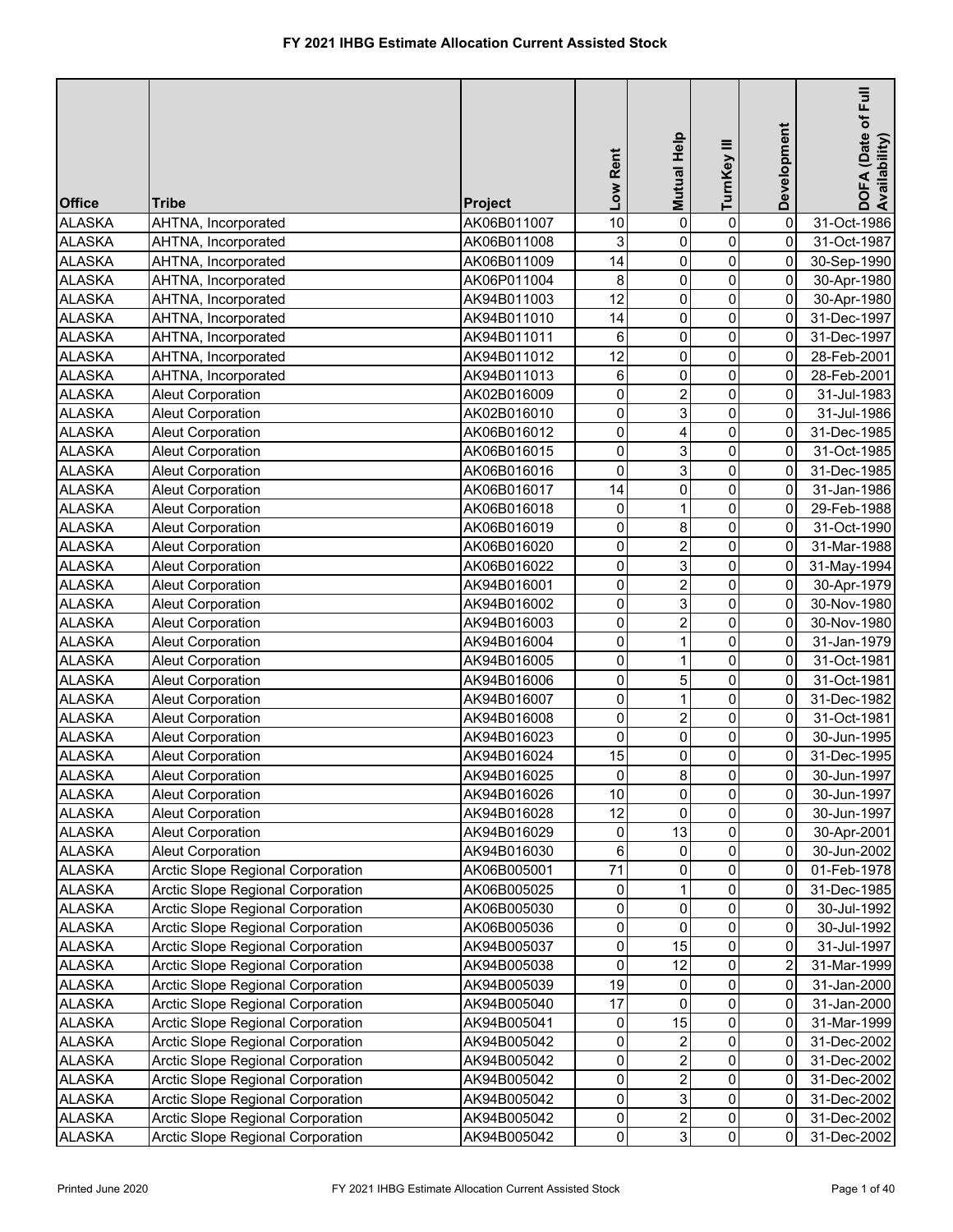# FY 2021 IHBG Estimate Allocation Current Assisted Stock

| Office | Tribe | Project | Low Rent | Mutual Help | TurnKey III | Development | DOFA (Date of Full Availability) |
|---|---|---|---|---|---|---|---|
| ALASKA | AHTNA, Incorporated | AK06B011007 | 10 | 0 | 0 | 0 | 31-Oct-1986 |
| ALASKA | AHTNA, Incorporated | AK06B011008 | 3 | 0 | 0 | 0 | 31-Oct-1987 |
| ALASKA | AHTNA, Incorporated | AK06B011009 | 14 | 0 | 0 | 0 | 30-Sep-1990 |
| ALASKA | AHTNA, Incorporated | AK06P011004 | 8 | 0 | 0 | 0 | 30-Apr-1980 |
| ALASKA | AHTNA, Incorporated | AK94B011003 | 12 | 0 | 0 | 0 | 30-Apr-1980 |
| ALASKA | AHTNA, Incorporated | AK94B011010 | 14 | 0 | 0 | 0 | 31-Dec-1997 |
| ALASKA | AHTNA, Incorporated | AK94B011011 | 6 | 0 | 0 | 0 | 31-Dec-1997 |
| ALASKA | AHTNA, Incorporated | AK94B011012 | 12 | 0 | 0 | 0 | 28-Feb-2001 |
| ALASKA | AHTNA, Incorporated | AK94B011013 | 6 | 0 | 0 | 0 | 28-Feb-2001 |
| ALASKA | Aleut Corporation | AK02B016009 | 0 | 2 | 0 | 0 | 31-Jul-1983 |
| ALASKA | Aleut Corporation | AK02B016010 | 0 | 3 | 0 | 0 | 31-Jul-1986 |
| ALASKA | Aleut Corporation | AK06B016012 | 0 | 4 | 0 | 0 | 31-Dec-1985 |
| ALASKA | Aleut Corporation | AK06B016015 | 0 | 3 | 0 | 0 | 31-Oct-1985 |
| ALASKA | Aleut Corporation | AK06B016016 | 0 | 3 | 0 | 0 | 31-Dec-1985 |
| ALASKA | Aleut Corporation | AK06B016017 | 14 | 0 | 0 | 0 | 31-Jan-1986 |
| ALASKA | Aleut Corporation | AK06B016018 | 0 | 1 | 0 | 0 | 29-Feb-1988 |
| ALASKA | Aleut Corporation | AK06B016019 | 0 | 8 | 0 | 0 | 31-Oct-1990 |
| ALASKA | Aleut Corporation | AK06B016020 | 0 | 2 | 0 | 0 | 31-Mar-1988 |
| ALASKA | Aleut Corporation | AK06B016022 | 0 | 3 | 0 | 0 | 31-May-1994 |
| ALASKA | Aleut Corporation | AK94B016001 | 0 | 2 | 0 | 0 | 30-Apr-1979 |
| ALASKA | Aleut Corporation | AK94B016002 | 0 | 3 | 0 | 0 | 30-Nov-1980 |
| ALASKA | Aleut Corporation | AK94B016003 | 0 | 2 | 0 | 0 | 30-Nov-1980 |
| ALASKA | Aleut Corporation | AK94B016004 | 0 | 1 | 0 | 0 | 31-Jan-1979 |
| ALASKA | Aleut Corporation | AK94B016005 | 0 | 1 | 0 | 0 | 31-Oct-1981 |
| ALASKA | Aleut Corporation | AK94B016006 | 0 | 5 | 0 | 0 | 31-Oct-1981 |
| ALASKA | Aleut Corporation | AK94B016007 | 0 | 1 | 0 | 0 | 31-Dec-1982 |
| ALASKA | Aleut Corporation | AK94B016008 | 0 | 2 | 0 | 0 | 31-Oct-1981 |
| ALASKA | Aleut Corporation | AK94B016023 | 0 | 0 | 0 | 0 | 30-Jun-1995 |
| ALASKA | Aleut Corporation | AK94B016024 | 15 | 0 | 0 | 0 | 31-Dec-1995 |
| ALASKA | Aleut Corporation | AK94B016025 | 0 | 8 | 0 | 0 | 30-Jun-1997 |
| ALASKA | Aleut Corporation | AK94B016026 | 10 | 0 | 0 | 0 | 30-Jun-1997 |
| ALASKA | Aleut Corporation | AK94B016028 | 12 | 0 | 0 | 0 | 30-Jun-1997 |
| ALASKA | Aleut Corporation | AK94B016029 | 0 | 13 | 0 | 0 | 30-Apr-2001 |
| ALASKA | Aleut Corporation | AK94B016030 | 6 | 0 | 0 | 0 | 30-Jun-2002 |
| ALASKA | Arctic Slope Regional Corporation | AK06B005001 | 71 | 0 | 0 | 0 | 01-Feb-1978 |
| ALASKA | Arctic Slope Regional Corporation | AK06B005025 | 0 | 1 | 0 | 0 | 31-Dec-1985 |
| ALASKA | Arctic Slope Regional Corporation | AK06B005030 | 0 | 0 | 0 | 0 | 30-Jul-1992 |
| ALASKA | Arctic Slope Regional Corporation | AK06B005036 | 0 | 0 | 0 | 0 | 30-Jul-1992 |
| ALASKA | Arctic Slope Regional Corporation | AK94B005037 | 0 | 15 | 0 | 0 | 31-Jul-1997 |
| ALASKA | Arctic Slope Regional Corporation | AK94B005038 | 0 | 12 | 0 | 2 | 31-Mar-1999 |
| ALASKA | Arctic Slope Regional Corporation | AK94B005039 | 19 | 0 | 0 | 0 | 31-Jan-2000 |
| ALASKA | Arctic Slope Regional Corporation | AK94B005040 | 17 | 0 | 0 | 0 | 31-Jan-2000 |
| ALASKA | Arctic Slope Regional Corporation | AK94B005041 | 0 | 15 | 0 | 0 | 31-Mar-1999 |
| ALASKA | Arctic Slope Regional Corporation | AK94B005042 | 0 | 2 | 0 | 0 | 31-Dec-2002 |
| ALASKA | Arctic Slope Regional Corporation | AK94B005042 | 0 | 2 | 0 | 0 | 31-Dec-2002 |
| ALASKA | Arctic Slope Regional Corporation | AK94B005042 | 0 | 2 | 0 | 0 | 31-Dec-2002 |
| ALASKA | Arctic Slope Regional Corporation | AK94B005042 | 0 | 3 | 0 | 0 | 31-Dec-2002 |
| ALASKA | Arctic Slope Regional Corporation | AK94B005042 | 0 | 2 | 0 | 0 | 31-Dec-2002 |
| ALASKA | Arctic Slope Regional Corporation | AK94B005042 | 0 | 3 | 0 | 0 | 31-Dec-2002 |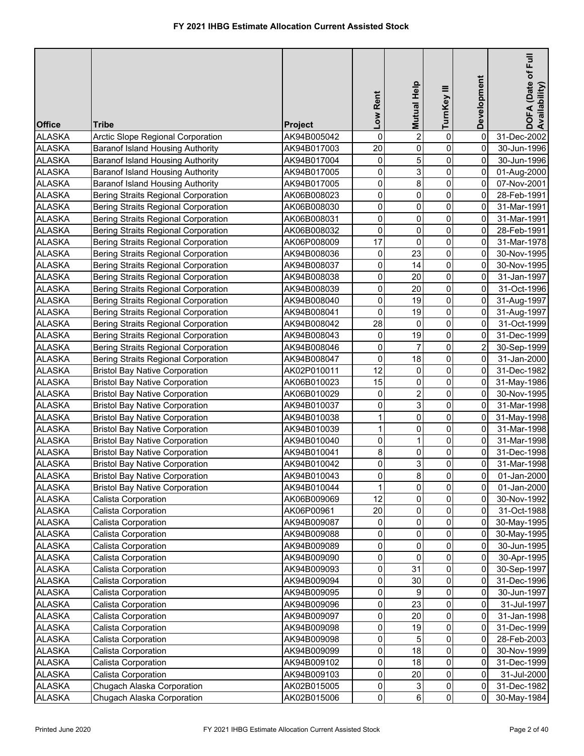# FY 2021 IHBG Estimate Allocation Current Assisted Stock

| Office | Tribe | Project | Low Rent | Mutual Help | TurnKey III | Development | DOFA (Date of Full Availability) |
|---|---|---|---|---|---|---|---|
| ALASKA | Arctic Slope Regional Corporation | AK94B005042 | 0 | 2 | 0 | 0 | 31-Dec-2002 |
| ALASKA | Baranof Island Housing Authority | AK94B017003 | 20 | 0 | 0 | 0 | 30-Jun-1996 |
| ALASKA | Baranof Island Housing Authority | AK94B017004 | 0 | 5 | 0 | 0 | 30-Jun-1996 |
| ALASKA | Baranof Island Housing Authority | AK94B017005 | 0 | 3 | 0 | 0 | 01-Aug-2000 |
| ALASKA | Baranof Island Housing Authority | AK94B017005 | 0 | 8 | 0 | 0 | 07-Nov-2001 |
| ALASKA | Bering Straits Regional Corporation | AK06B008023 | 0 | 0 | 0 | 0 | 28-Feb-1991 |
| ALASKA | Bering Straits Regional Corporation | AK06B008030 | 0 | 0 | 0 | 0 | 31-Mar-1991 |
| ALASKA | Bering Straits Regional Corporation | AK06B008031 | 0 | 0 | 0 | 0 | 31-Mar-1991 |
| ALASKA | Bering Straits Regional Corporation | AK06B008032 | 0 | 0 | 0 | 0 | 28-Feb-1991 |
| ALASKA | Bering Straits Regional Corporation | AK06P008009 | 17 | 0 | 0 | 0 | 31-Mar-1978 |
| ALASKA | Bering Straits Regional Corporation | AK94B008036 | 0 | 23 | 0 | 0 | 30-Nov-1995 |
| ALASKA | Bering Straits Regional Corporation | AK94B008037 | 0 | 14 | 0 | 0 | 30-Nov-1995 |
| ALASKA | Bering Straits Regional Corporation | AK94B008038 | 0 | 20 | 0 | 0 | 31-Jan-1997 |
| ALASKA | Bering Straits Regional Corporation | AK94B008039 | 0 | 20 | 0 | 0 | 31-Oct-1996 |
| ALASKA | Bering Straits Regional Corporation | AK94B008040 | 0 | 19 | 0 | 0 | 31-Aug-1997 |
| ALASKA | Bering Straits Regional Corporation | AK94B008041 | 0 | 19 | 0 | 0 | 31-Aug-1997 |
| ALASKA | Bering Straits Regional Corporation | AK94B008042 | 28 | 0 | 0 | 0 | 31-Oct-1999 |
| ALASKA | Bering Straits Regional Corporation | AK94B008043 | 0 | 19 | 0 | 0 | 31-Dec-1999 |
| ALASKA | Bering Straits Regional Corporation | AK94B008046 | 0 | 7 | 0 | 2 | 30-Sep-1999 |
| ALASKA | Bering Straits Regional Corporation | AK94B008047 | 0 | 18 | 0 | 0 | 31-Jan-2000 |
| ALASKA | Bristol Bay Native Corporation | AK02P010011 | 12 | 0 | 0 | 0 | 31-Dec-1982 |
| ALASKA | Bristol Bay Native Corporation | AK06B010023 | 15 | 0 | 0 | 0 | 31-May-1986 |
| ALASKA | Bristol Bay Native Corporation | AK06B010029 | 0 | 2 | 0 | 0 | 30-Nov-1995 |
| ALASKA | Bristol Bay Native Corporation | AK94B010037 | 0 | 3 | 0 | 0 | 31-Mar-1998 |
| ALASKA | Bristol Bay Native Corporation | AK94B010038 | 1 | 0 | 0 | 0 | 31-May-1998 |
| ALASKA | Bristol Bay Native Corporation | AK94B010039 | 1 | 0 | 0 | 0 | 31-Mar-1998 |
| ALASKA | Bristol Bay Native Corporation | AK94B010040 | 0 | 1 | 0 | 0 | 31-Mar-1998 |
| ALASKA | Bristol Bay Native Corporation | AK94B010041 | 8 | 0 | 0 | 0 | 31-Dec-1998 |
| ALASKA | Bristol Bay Native Corporation | AK94B010042 | 0 | 3 | 0 | 0 | 31-Mar-1998 |
| ALASKA | Bristol Bay Native Corporation | AK94B010043 | 0 | 8 | 0 | 0 | 01-Jan-2000 |
| ALASKA | Bristol Bay Native Corporation | AK94B010044 | 1 | 0 | 0 | 0 | 01-Jan-2000 |
| ALASKA | Calista Corporation | AK06B009069 | 12 | 0 | 0 | 0 | 30-Nov-1992 |
| ALASKA | Calista Corporation | AK06P00961 | 20 | 0 | 0 | 0 | 31-Oct-1988 |
| ALASKA | Calista Corporation | AK94B009087 | 0 | 0 | 0 | 0 | 30-May-1995 |
| ALASKA | Calista Corporation | AK94B009088 | 0 | 0 | 0 | 0 | 30-May-1995 |
| ALASKA | Calista Corporation | AK94B009089 | 0 | 0 | 0 | 0 | 30-Jun-1995 |
| ALASKA | Calista Corporation | AK94B009090 | 0 | 0 | 0 | 0 | 30-Apr-1995 |
| ALASKA | Calista Corporation | AK94B009093 | 0 | 31 | 0 | 0 | 30-Sep-1997 |
| ALASKA | Calista Corporation | AK94B009094 | 0 | 30 | 0 | 0 | 31-Dec-1996 |
| ALASKA | Calista Corporation | AK94B009095 | 0 | 9 | 0 | 0 | 30-Jun-1997 |
| ALASKA | Calista Corporation | AK94B009096 | 0 | 23 | 0 | 0 | 31-Jul-1997 |
| ALASKA | Calista Corporation | AK94B009097 | 0 | 20 | 0 | 0 | 31-Jan-1998 |
| ALASKA | Calista Corporation | AK94B009098 | 0 | 19 | 0 | 0 | 31-Dec-1999 |
| ALASKA | Calista Corporation | AK94B009098 | 0 | 5 | 0 | 0 | 28-Feb-2003 |
| ALASKA | Calista Corporation | AK94B009099 | 0 | 18 | 0 | 0 | 30-Nov-1999 |
| ALASKA | Calista Corporation | AK94B009102 | 0 | 18 | 0 | 0 | 31-Dec-1999 |
| ALASKA | Calista Corporation | AK94B009103 | 0 | 20 | 0 | 0 | 31-Jul-2000 |
| ALASKA | Chugach Alaska Corporation | AK02B015005 | 0 | 3 | 0 | 0 | 31-Dec-1982 |
| ALASKA | Chugach Alaska Corporation | AK02B015006 | 0 | 6 | 0 | 0 | 30-May-1984 |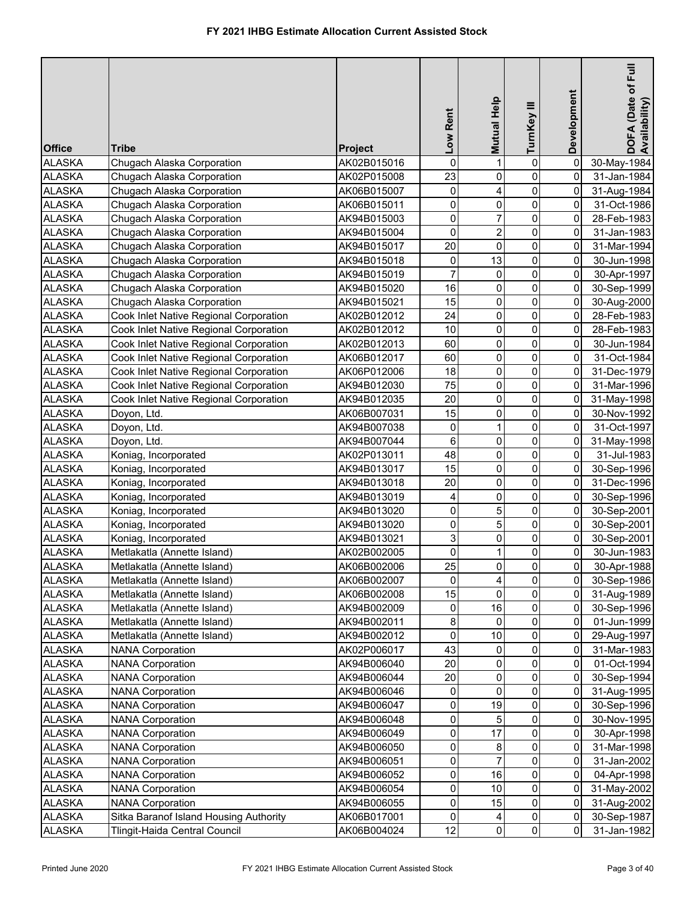# FY 2021 IHBG Estimate Allocation Current Assisted Stock

| Office | Tribe | Project | Low Rent | Mutual Help | TurnKey III | Development | DOFA (Date of Full Availability) |
|---|---|---|---|---|---|---|---|
| ALASKA | Chugach Alaska Corporation | AK02B015016 | 0 | 1 | 0 | 0 | 30-May-1984 |
| ALASKA | Chugach Alaska Corporation | AK02P015008 | 23 | 0 | 0 | 0 | 31-Jan-1984 |
| ALASKA | Chugach Alaska Corporation | AK06B015007 | 0 | 4 | 0 | 0 | 31-Aug-1984 |
| ALASKA | Chugach Alaska Corporation | AK06B015011 | 0 | 0 | 0 | 0 | 31-Oct-1986 |
| ALASKA | Chugach Alaska Corporation | AK94B015003 | 0 | 7 | 0 | 0 | 28-Feb-1983 |
| ALASKA | Chugach Alaska Corporation | AK94B015004 | 0 | 2 | 0 | 0 | 31-Jan-1983 |
| ALASKA | Chugach Alaska Corporation | AK94B015017 | 20 | 0 | 0 | 0 | 31-Mar-1994 |
| ALASKA | Chugach Alaska Corporation | AK94B015018 | 0 | 13 | 0 | 0 | 30-Jun-1998 |
| ALASKA | Chugach Alaska Corporation | AK94B015019 | 7 | 0 | 0 | 0 | 30-Apr-1997 |
| ALASKA | Chugach Alaska Corporation | AK94B015020 | 16 | 0 | 0 | 0 | 30-Sep-1999 |
| ALASKA | Chugach Alaska Corporation | AK94B015021 | 15 | 0 | 0 | 0 | 30-Aug-2000 |
| ALASKA | Cook Inlet Native Regional Corporation | AK02B012012 | 24 | 0 | 0 | 0 | 28-Feb-1983 |
| ALASKA | Cook Inlet Native Regional Corporation | AK02B012012 | 10 | 0 | 0 | 0 | 28-Feb-1983 |
| ALASKA | Cook Inlet Native Regional Corporation | AK02B012013 | 60 | 0 | 0 | 0 | 30-Jun-1984 |
| ALASKA | Cook Inlet Native Regional Corporation | AK06B012017 | 60 | 0 | 0 | 0 | 31-Oct-1984 |
| ALASKA | Cook Inlet Native Regional Corporation | AK06P012006 | 18 | 0 | 0 | 0 | 31-Dec-1979 |
| ALASKA | Cook Inlet Native Regional Corporation | AK94B012030 | 75 | 0 | 0 | 0 | 31-Mar-1996 |
| ALASKA | Cook Inlet Native Regional Corporation | AK94B012035 | 20 | 0 | 0 | 0 | 31-May-1998 |
| ALASKA | Doyon, Ltd. | AK06B007031 | 15 | 0 | 0 | 0 | 30-Nov-1992 |
| ALASKA | Doyon, Ltd. | AK94B007038 | 0 | 1 | 0 | 0 | 31-Oct-1997 |
| ALASKA | Doyon, Ltd. | AK94B007044 | 6 | 0 | 0 | 0 | 31-May-1998 |
| ALASKA | Koniag, Incorporated | AK02P013011 | 48 | 0 | 0 | 0 | 31-Jul-1983 |
| ALASKA | Koniag, Incorporated | AK94B013017 | 15 | 0 | 0 | 0 | 30-Sep-1996 |
| ALASKA | Koniag, Incorporated | AK94B013018 | 20 | 0 | 0 | 0 | 31-Dec-1996 |
| ALASKA | Koniag, Incorporated | AK94B013019 | 4 | 0 | 0 | 0 | 30-Sep-1996 |
| ALASKA | Koniag, Incorporated | AK94B013020 | 0 | 5 | 0 | 0 | 30-Sep-2001 |
| ALASKA | Koniag, Incorporated | AK94B013020 | 0 | 5 | 0 | 0 | 30-Sep-2001 |
| ALASKA | Koniag, Incorporated | AK94B013021 | 3 | 0 | 0 | 0 | 30-Sep-2001 |
| ALASKA | Metlakatla (Annette Island) | AK02B002005 | 0 | 1 | 0 | 0 | 30-Jun-1983 |
| ALASKA | Metlakatla (Annette Island) | AK06B002006 | 25 | 0 | 0 | 0 | 30-Apr-1988 |
| ALASKA | Metlakatla (Annette Island) | AK06B002007 | 0 | 4 | 0 | 0 | 30-Sep-1986 |
| ALASKA | Metlakatla (Annette Island) | AK06B002008 | 15 | 0 | 0 | 0 | 31-Aug-1989 |
| ALASKA | Metlakatla (Annette Island) | AK94B002009 | 0 | 16 | 0 | 0 | 30-Sep-1996 |
| ALASKA | Metlakatla (Annette Island) | AK94B002011 | 8 | 0 | 0 | 0 | 01-Jun-1999 |
| ALASKA | Metlakatla (Annette Island) | AK94B002012 | 0 | 10 | 0 | 0 | 29-Aug-1997 |
| ALASKA | NANA Corporation | AK02P006017 | 43 | 0 | 0 | 0 | 31-Mar-1983 |
| ALASKA | NANA Corporation | AK94B006040 | 20 | 0 | 0 | 0 | 01-Oct-1994 |
| ALASKA | NANA Corporation | AK94B006044 | 20 | 0 | 0 | 0 | 30-Sep-1994 |
| ALASKA | NANA Corporation | AK94B006046 | 0 | 0 | 0 | 0 | 31-Aug-1995 |
| ALASKA | NANA Corporation | AK94B006047 | 0 | 19 | 0 | 0 | 30-Sep-1996 |
| ALASKA | NANA Corporation | AK94B006048 | 0 | 5 | 0 | 0 | 30-Nov-1995 |
| ALASKA | NANA Corporation | AK94B006049 | 0 | 17 | 0 | 0 | 30-Apr-1998 |
| ALASKA | NANA Corporation | AK94B006050 | 0 | 8 | 0 | 0 | 31-Mar-1998 |
| ALASKA | NANA Corporation | AK94B006051 | 0 | 7 | 0 | 0 | 31-Jan-2002 |
| ALASKA | NANA Corporation | AK94B006052 | 0 | 16 | 0 | 0 | 04-Apr-1998 |
| ALASKA | NANA Corporation | AK94B006054 | 0 | 10 | 0 | 0 | 31-May-2002 |
| ALASKA | NANA Corporation | AK94B006055 | 0 | 15 | 0 | 0 | 31-Aug-2002 |
| ALASKA | Sitka Baranof Island Housing Authority | AK06B017001 | 0 | 4 | 0 | 0 | 30-Sep-1987 |
| ALASKA | Tlingit-Haida Central Council | AK06B004024 | 12 | 0 | 0 | 0 | 31-Jan-1982 |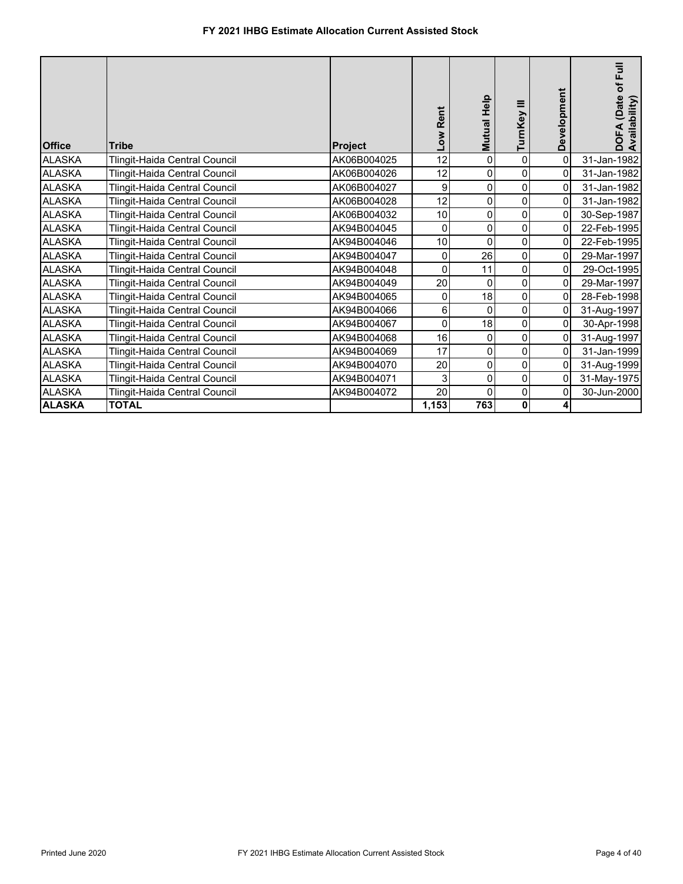# FY 2021 IHBG Estimate Allocation Current Assisted Stock

| Office | Tribe | Project | Low Rent | Mutual Help | TurnKey III | Development | DOFA (Date of Full Availability) |
|---|---|---|---|---|---|---|---|
| ALASKA | Tlingit-Haida Central Council | AK06B004025 | 12 | 0 | 0 | 0 | 31-Jan-1982 |
| ALASKA | Tlingit-Haida Central Council | AK06B004026 | 12 | 0 | 0 | 0 | 31-Jan-1982 |
| ALASKA | Tlingit-Haida Central Council | AK06B004027 | 9 | 0 | 0 | 0 | 31-Jan-1982 |
| ALASKA | Tlingit-Haida Central Council | AK06B004028 | 12 | 0 | 0 | 0 | 31-Jan-1982 |
| ALASKA | Tlingit-Haida Central Council | AK06B004032 | 10 | 0 | 0 | 0 | 30-Sep-1987 |
| ALASKA | Tlingit-Haida Central Council | AK94B004045 | 0 | 0 | 0 | 0 | 22-Feb-1995 |
| ALASKA | Tlingit-Haida Central Council | AK94B004046 | 10 | 0 | 0 | 0 | 22-Feb-1995 |
| ALASKA | Tlingit-Haida Central Council | AK94B004047 | 0 | 26 | 0 | 0 | 29-Mar-1997 |
| ALASKA | Tlingit-Haida Central Council | AK94B004048 | 0 | 11 | 0 | 0 | 29-Oct-1995 |
| ALASKA | Tlingit-Haida Central Council | AK94B004049 | 20 | 0 | 0 | 0 | 29-Mar-1997 |
| ALASKA | Tlingit-Haida Central Council | AK94B004065 | 0 | 18 | 0 | 0 | 28-Feb-1998 |
| ALASKA | Tlingit-Haida Central Council | AK94B004066 | 6 | 0 | 0 | 0 | 31-Aug-1997 |
| ALASKA | Tlingit-Haida Central Council | AK94B004067 | 0 | 18 | 0 | 0 | 30-Apr-1998 |
| ALASKA | Tlingit-Haida Central Council | AK94B004068 | 16 | 0 | 0 | 0 | 31-Aug-1997 |
| ALASKA | Tlingit-Haida Central Council | AK94B004069 | 17 | 0 | 0 | 0 | 31-Jan-1999 |
| ALASKA | Tlingit-Haida Central Council | AK94B004070 | 20 | 0 | 0 | 0 | 31-Aug-1999 |
| ALASKA | Tlingit-Haida Central Council | AK94B004071 | 3 | 0 | 0 | 0 | 31-May-1975 |
| ALASKA | Tlingit-Haida Central Council | AK94B004072 | 20 | 0 | 0 | 0 | 30-Jun-2000 |
| **ALASKA** | **TOTAL** | | **1,153** | **763** | **0** | **4** | |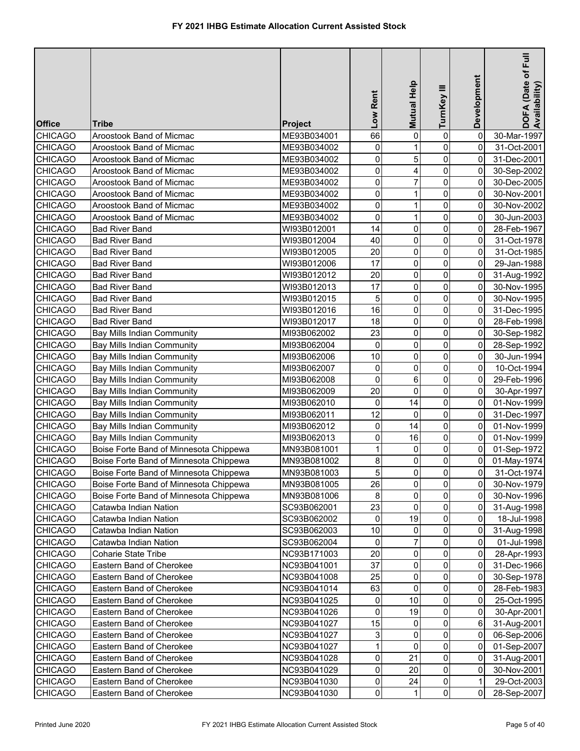# FY 2021 IHBG Estimate Allocation Current Assisted Stock

| Office | Tribe | Project | Low Rent | Mutual Help | TurnKey III | Development | DOFA (Date of Full Availability) |
|---|---|---|---|---|---|---|---|
| CHICAGO | Aroostook Band of Micmac | ME93B034001 | 66 | 0 | 0 | 0 | 30-Mar-1997 |
| CHICAGO | Aroostook Band of Micmac | ME93B034002 | 0 | 1 | 0 | 0 | 31-Oct-2001 |
| CHICAGO | Aroostook Band of Micmac | ME93B034002 | 0 | 5 | 0 | 0 | 31-Dec-2001 |
| CHICAGO | Aroostook Band of Micmac | ME93B034002 | 0 | 4 | 0 | 0 | 30-Sep-2002 |
| CHICAGO | Aroostook Band of Micmac | ME93B034002 | 0 | 7 | 0 | 0 | 30-Dec-2005 |
| CHICAGO | Aroostook Band of Micmac | ME93B034002 | 0 | 1 | 0 | 0 | 30-Nov-2001 |
| CHICAGO | Aroostook Band of Micmac | ME93B034002 | 0 | 1 | 0 | 0 | 30-Nov-2002 |
| CHICAGO | Aroostook Band of Micmac | ME93B034002 | 0 | 1 | 0 | 0 | 30-Jun-2003 |
| CHICAGO | Bad River Band | WI93B012001 | 14 | 0 | 0 | 0 | 28-Feb-1967 |
| CHICAGO | Bad River Band | WI93B012004 | 40 | 0 | 0 | 0 | 31-Oct-1978 |
| CHICAGO | Bad River Band | WI93B012005 | 20 | 0 | 0 | 0 | 31-Oct-1985 |
| CHICAGO | Bad River Band | WI93B012006 | 17 | 0 | 0 | 0 | 29-Jan-1988 |
| CHICAGO | Bad River Band | WI93B012012 | 20 | 0 | 0 | 0 | 31-Aug-1992 |
| CHICAGO | Bad River Band | WI93B012013 | 17 | 0 | 0 | 0 | 30-Nov-1995 |
| CHICAGO | Bad River Band | WI93B012015 | 5 | 0 | 0 | 0 | 30-Nov-1995 |
| CHICAGO | Bad River Band | WI93B012016 | 16 | 0 | 0 | 0 | 31-Dec-1995 |
| CHICAGO | Bad River Band | WI93B012017 | 18 | 0 | 0 | 0 | 28-Feb-1998 |
| CHICAGO | Bay Mills Indian Community | MI93B062002 | 23 | 0 | 0 | 0 | 30-Sep-1982 |
| CHICAGO | Bay Mills Indian Community | MI93B062004 | 0 | 0 | 0 | 0 | 28-Sep-1992 |
| CHICAGO | Bay Mills Indian Community | MI93B062006 | 10 | 0 | 0 | 0 | 30-Jun-1994 |
| CHICAGO | Bay Mills Indian Community | MI93B062007 | 0 | 0 | 0 | 0 | 10-Oct-1994 |
| CHICAGO | Bay Mills Indian Community | MI93B062008 | 0 | 6 | 0 | 0 | 29-Feb-1996 |
| CHICAGO | Bay Mills Indian Community | MI93B062009 | 20 | 0 | 0 | 0 | 30-Apr-1997 |
| CHICAGO | Bay Mills Indian Community | MI93B062010 | 0 | 14 | 0 | 0 | 01-Nov-1999 |
| CHICAGO | Bay Mills Indian Community | MI93B062011 | 12 | 0 | 0 | 0 | 31-Dec-1997 |
| CHICAGO | Bay Mills Indian Community | MI93B062012 | 0 | 14 | 0 | 0 | 01-Nov-1999 |
| CHICAGO | Bay Mills Indian Community | MI93B062013 | 0 | 16 | 0 | 0 | 01-Nov-1999 |
| CHICAGO | Boise Forte Band of Minnesota Chippewa | MN93B081001 | 1 | 0 | 0 | 0 | 01-Sep-1972 |
| CHICAGO | Boise Forte Band of Minnesota Chippewa | MN93B081002 | 8 | 0 | 0 | 0 | 01-May-1974 |
| CHICAGO | Boise Forte Band of Minnesota Chippewa | MN93B081003 | 5 | 0 | 0 | 0 | 31-Oct-1974 |
| CHICAGO | Boise Forte Band of Minnesota Chippewa | MN93B081005 | 26 | 0 | 0 | 0 | 30-Nov-1979 |
| CHICAGO | Boise Forte Band of Minnesota Chippewa | MN93B081006 | 8 | 0 | 0 | 0 | 30-Nov-1996 |
| CHICAGO | Catawba Indian Nation | SC93B062001 | 23 | 0 | 0 | 0 | 31-Aug-1998 |
| CHICAGO | Catawba Indian Nation | SC93B062002 | 0 | 19 | 0 | 0 | 18-Jul-1998 |
| CHICAGO | Catawba Indian Nation | SC93B062003 | 10 | 0 | 0 | 0 | 31-Aug-1998 |
| CHICAGO | Catawba Indian Nation | SC93B062004 | 0 | 7 | 0 | 0 | 01-Jul-1998 |
| CHICAGO | Coharie State Tribe | NC93B171003 | 20 | 0 | 0 | 0 | 28-Apr-1993 |
| CHICAGO | Eastern Band of Cherokee | NC93B041001 | 37 | 0 | 0 | 0 | 31-Dec-1966 |
| CHICAGO | Eastern Band of Cherokee | NC93B041008 | 25 | 0 | 0 | 0 | 30-Sep-1978 |
| CHICAGO | Eastern Band of Cherokee | NC93B041014 | 63 | 0 | 0 | 0 | 28-Feb-1983 |
| CHICAGO | Eastern Band of Cherokee | NC93B041025 | 0 | 10 | 0 | 0 | 25-Oct-1995 |
| CHICAGO | Eastern Band of Cherokee | NC93B041026 | 0 | 19 | 0 | 0 | 30-Apr-2001 |
| CHICAGO | Eastern Band of Cherokee | NC93B041027 | 15 | 0 | 0 | 6 | 31-Aug-2001 |
| CHICAGO | Eastern Band of Cherokee | NC93B041027 | 3 | 0 | 0 | 0 | 06-Sep-2006 |
| CHICAGO | Eastern Band of Cherokee | NC93B041027 | 1 | 0 | 0 | 0 | 01-Sep-2007 |
| CHICAGO | Eastern Band of Cherokee | NC93B041028 | 0 | 21 | 0 | 0 | 31-Aug-2001 |
| CHICAGO | Eastern Band of Cherokee | NC93B041029 | 0 | 20 | 0 | 0 | 30-Nov-2001 |
| CHICAGO | Eastern Band of Cherokee | NC93B041030 | 0 | 24 | 0 | 1 | 29-Oct-2003 |
| CHICAGO | Eastern Band of Cherokee | NC93B041030 | 0 | 1 | 0 | 0 | 28-Sep-2007 |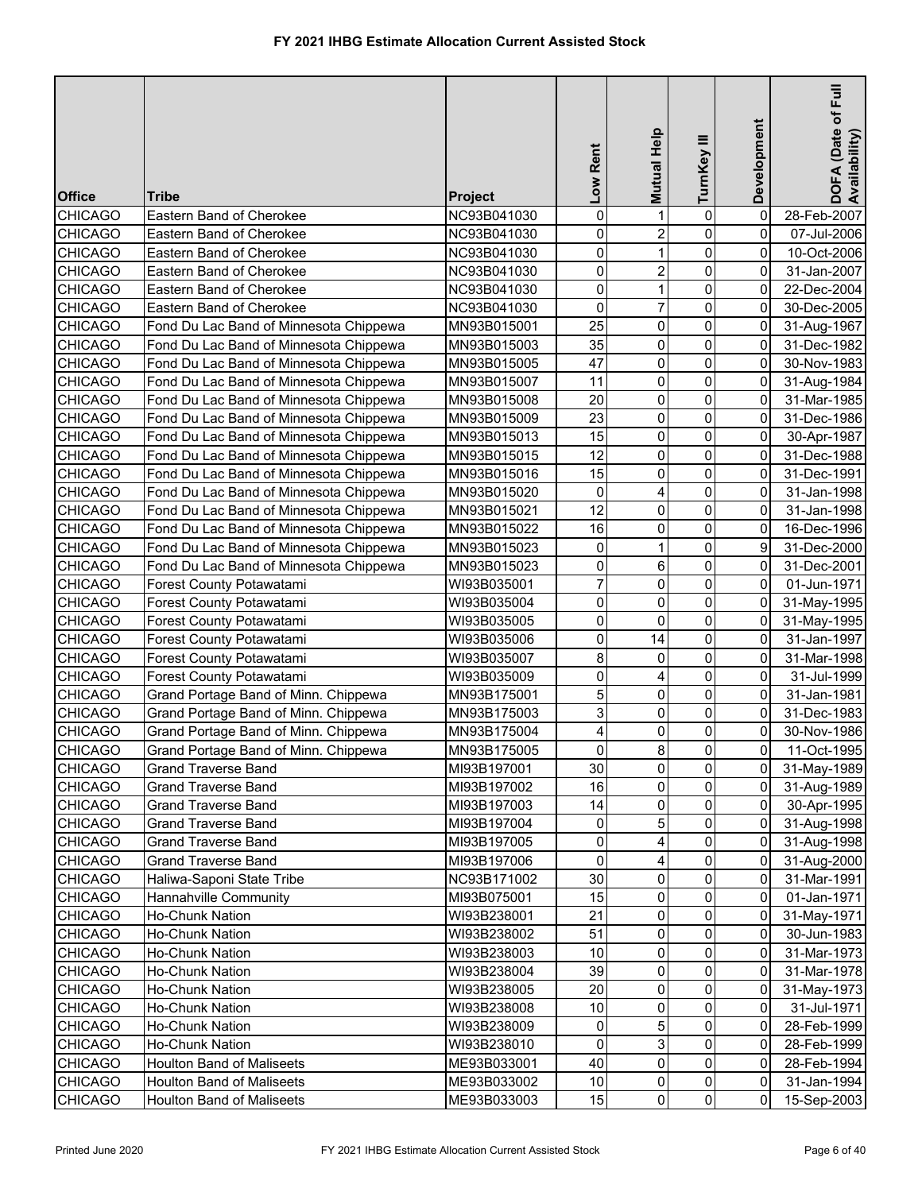# FY 2021 IHBG Estimate Allocation Current Assisted Stock

| Office | Tribe | Project | Low Rent | Mutual Help | TurnKey III | Development | DOFA (Date of Full Availability) |
|---|---|---|---|---|---|---|---|
| CHICAGO | Eastern Band of Cherokee | NC93B041030 | 0 | 1 | 0 | 0 | 28-Feb-2007 |
| CHICAGO | Eastern Band of Cherokee | NC93B041030 | 0 | 2 | 0 | 0 | 07-Jul-2006 |
| CHICAGO | Eastern Band of Cherokee | NC93B041030 | 0 | 1 | 0 | 0 | 10-Oct-2006 |
| CHICAGO | Eastern Band of Cherokee | NC93B041030 | 0 | 2 | 0 | 0 | 31-Jan-2007 |
| CHICAGO | Eastern Band of Cherokee | NC93B041030 | 0 | 1 | 0 | 0 | 22-Dec-2004 |
| CHICAGO | Eastern Band of Cherokee | NC93B041030 | 0 | 7 | 0 | 0 | 30-Dec-2005 |
| CHICAGO | Fond Du Lac Band of Minnesota Chippewa | MN93B015001 | 25 | 0 | 0 | 0 | 31-Aug-1967 |
| CHICAGO | Fond Du Lac Band of Minnesota Chippewa | MN93B015003 | 35 | 0 | 0 | 0 | 31-Dec-1982 |
| CHICAGO | Fond Du Lac Band of Minnesota Chippewa | MN93B015005 | 47 | 0 | 0 | 0 | 30-Nov-1983 |
| CHICAGO | Fond Du Lac Band of Minnesota Chippewa | MN93B015007 | 11 | 0 | 0 | 0 | 31-Aug-1984 |
| CHICAGO | Fond Du Lac Band of Minnesota Chippewa | MN93B015008 | 20 | 0 | 0 | 0 | 31-Mar-1985 |
| CHICAGO | Fond Du Lac Band of Minnesota Chippewa | MN93B015009 | 23 | 0 | 0 | 0 | 31-Dec-1986 |
| CHICAGO | Fond Du Lac Band of Minnesota Chippewa | MN93B015013 | 15 | 0 | 0 | 0 | 30-Apr-1987 |
| CHICAGO | Fond Du Lac Band of Minnesota Chippewa | MN93B015015 | 12 | 0 | 0 | 0 | 31-Dec-1988 |
| CHICAGO | Fond Du Lac Band of Minnesota Chippewa | MN93B015016 | 15 | 0 | 0 | 0 | 31-Dec-1991 |
| CHICAGO | Fond Du Lac Band of Minnesota Chippewa | MN93B015020 | 0 | 4 | 0 | 0 | 31-Jan-1998 |
| CHICAGO | Fond Du Lac Band of Minnesota Chippewa | MN93B015021 | 12 | 0 | 0 | 0 | 31-Jan-1998 |
| CHICAGO | Fond Du Lac Band of Minnesota Chippewa | MN93B015022 | 16 | 0 | 0 | 0 | 16-Dec-1996 |
| CHICAGO | Fond Du Lac Band of Minnesota Chippewa | MN93B015023 | 0 | 1 | 0 | 9 | 31-Dec-2000 |
| CHICAGO | Fond Du Lac Band of Minnesota Chippewa | MN93B015023 | 0 | 6 | 0 | 0 | 31-Dec-2001 |
| CHICAGO | Forest County Potawatami | WI93B035001 | 7 | 0 | 0 | 0 | 01-Jun-1971 |
| CHICAGO | Forest County Potawatami | WI93B035004 | 0 | 0 | 0 | 0 | 31-May-1995 |
| CHICAGO | Forest County Potawatami | WI93B035005 | 0 | 0 | 0 | 0 | 31-May-1995 |
| CHICAGO | Forest County Potawatami | WI93B035006 | 0 | 14 | 0 | 0 | 31-Jan-1997 |
| CHICAGO | Forest County Potawatami | WI93B035007 | 8 | 0 | 0 | 0 | 31-Mar-1998 |
| CHICAGO | Forest County Potawatami | WI93B035009 | 0 | 4 | 0 | 0 | 31-Jul-1999 |
| CHICAGO | Grand Portage Band of Minn. Chippewa | MN93B175001 | 5 | 0 | 0 | 0 | 31-Jan-1981 |
| CHICAGO | Grand Portage Band of Minn. Chippewa | MN93B175003 | 3 | 0 | 0 | 0 | 31-Dec-1983 |
| CHICAGO | Grand Portage Band of Minn. Chippewa | MN93B175004 | 4 | 0 | 0 | 0 | 30-Nov-1986 |
| CHICAGO | Grand Portage Band of Minn. Chippewa | MN93B175005 | 0 | 8 | 0 | 0 | 11-Oct-1995 |
| CHICAGO | Grand Traverse Band | MI93B197001 | 30 | 0 | 0 | 0 | 31-May-1989 |
| CHICAGO | Grand Traverse Band | MI93B197002 | 16 | 0 | 0 | 0 | 31-Aug-1989 |
| CHICAGO | Grand Traverse Band | MI93B197003 | 14 | 0 | 0 | 0 | 30-Apr-1995 |
| CHICAGO | Grand Traverse Band | MI93B197004 | 0 | 5 | 0 | 0 | 31-Aug-1998 |
| CHICAGO | Grand Traverse Band | MI93B197005 | 0 | 4 | 0 | 0 | 31-Aug-1998 |
| CHICAGO | Grand Traverse Band | MI93B197006 | 0 | 4 | 0 | 0 | 31-Aug-2000 |
| CHICAGO | Haliwa-Saponi State Tribe | NC93B171002 | 30 | 0 | 0 | 0 | 31-Mar-1991 |
| CHICAGO | Hannahville Community | MI93B075001 | 15 | 0 | 0 | 0 | 01-Jan-1971 |
| CHICAGO | Ho-Chunk Nation | WI93B238001 | 21 | 0 | 0 | 0 | 31-May-1971 |
| CHICAGO | Ho-Chunk Nation | WI93B238002 | 51 | 0 | 0 | 0 | 30-Jun-1983 |
| CHICAGO | Ho-Chunk Nation | WI93B238003 | 10 | 0 | 0 | 0 | 31-Mar-1973 |
| CHICAGO | Ho-Chunk Nation | WI93B238004 | 39 | 0 | 0 | 0 | 31-Mar-1978 |
| CHICAGO | Ho-Chunk Nation | WI93B238005 | 20 | 0 | 0 | 0 | 31-May-1973 |
| CHICAGO | Ho-Chunk Nation | WI93B238008 | 10 | 0 | 0 | 0 | 31-Jul-1971 |
| CHICAGO | Ho-Chunk Nation | WI93B238009 | 0 | 5 | 0 | 0 | 28-Feb-1999 |
| CHICAGO | Ho-Chunk Nation | WI93B238010 | 0 | 3 | 0 | 0 | 28-Feb-1999 |
| CHICAGO | Houlton Band of Maliseets | ME93B033001 | 40 | 0 | 0 | 0 | 28-Feb-1994 |
| CHICAGO | Houlton Band of Maliseets | ME93B033002 | 10 | 0 | 0 | 0 | 31-Jan-1994 |
| CHICAGO | Houlton Band of Maliseets | ME93B033003 | 15 | 0 | 0 | 0 | 15-Sep-2003 |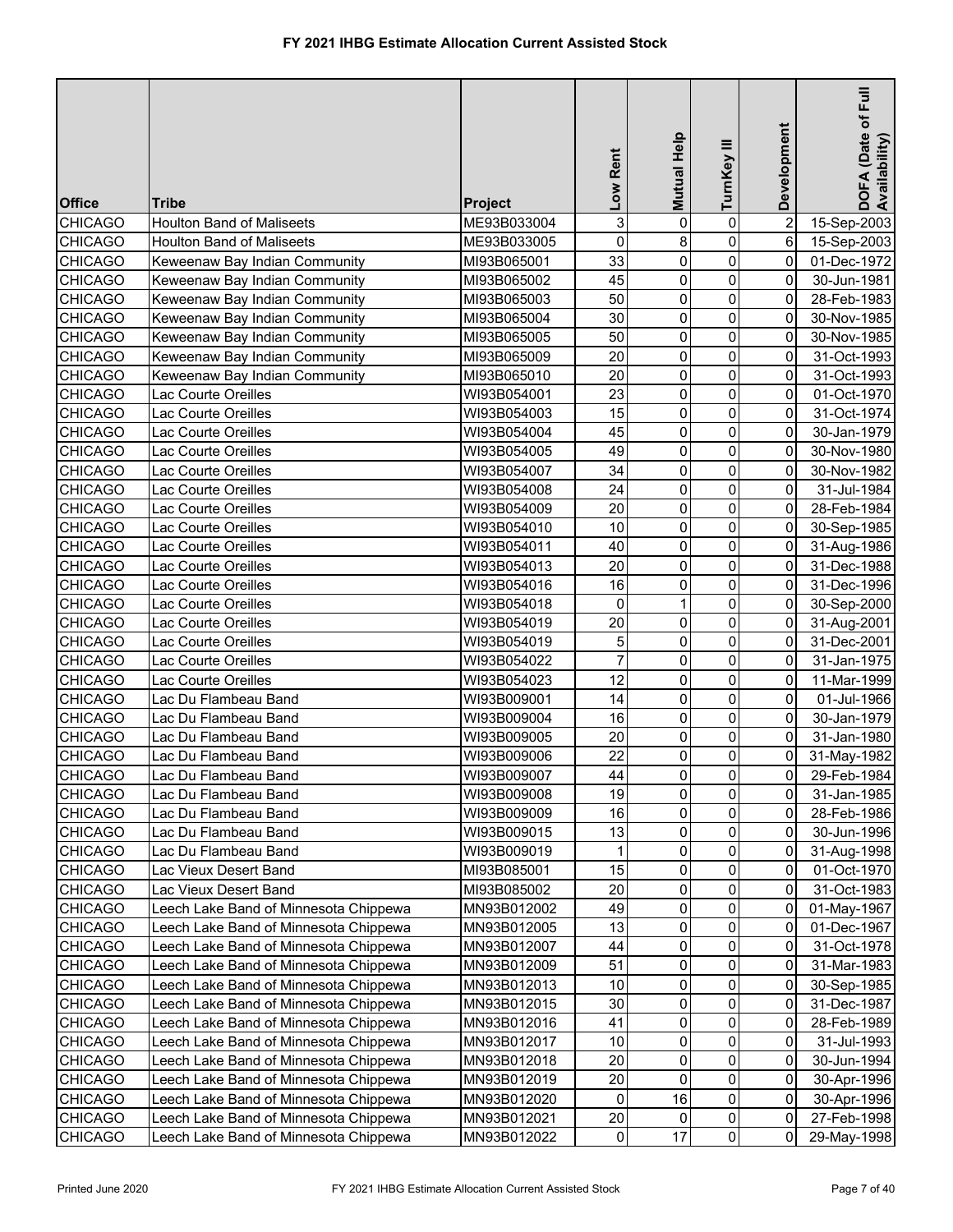# FY 2021 IHBG Estimate Allocation Current Assisted Stock

| Office | Tribe | Project | Low Rent | Mutual Help | TurnKey III | Development | DOFA (Date of Full Availability) |
|---|---|---|---|---|---|---|---|
| CHICAGO | Houlton Band of Maliseets | ME93B033004 | 3 | 0 | 0 | 2 | 15-Sep-2003 |
| CHICAGO | Houlton Band of Maliseets | ME93B033005 | 0 | 8 | 0 | 6 | 15-Sep-2003 |
| CHICAGO | Keweenaw Bay Indian Community | MI93B065001 | 33 | 0 | 0 | 0 | 01-Dec-1972 |
| CHICAGO | Keweenaw Bay Indian Community | MI93B065002 | 45 | 0 | 0 | 0 | 30-Jun-1981 |
| CHICAGO | Keweenaw Bay Indian Community | MI93B065003 | 50 | 0 | 0 | 0 | 28-Feb-1983 |
| CHICAGO | Keweenaw Bay Indian Community | MI93B065004 | 30 | 0 | 0 | 0 | 30-Nov-1985 |
| CHICAGO | Keweenaw Bay Indian Community | MI93B065005 | 50 | 0 | 0 | 0 | 30-Nov-1985 |
| CHICAGO | Keweenaw Bay Indian Community | MI93B065009 | 20 | 0 | 0 | 0 | 31-Oct-1993 |
| CHICAGO | Keweenaw Bay Indian Community | MI93B065010 | 20 | 0 | 0 | 0 | 31-Oct-1993 |
| CHICAGO | Lac Courte Oreilles | WI93B054001 | 23 | 0 | 0 | 0 | 01-Oct-1970 |
| CHICAGO | Lac Courte Oreilles | WI93B054003 | 15 | 0 | 0 | 0 | 31-Oct-1974 |
| CHICAGO | Lac Courte Oreilles | WI93B054004 | 45 | 0 | 0 | 0 | 30-Jan-1979 |
| CHICAGO | Lac Courte Oreilles | WI93B054005 | 49 | 0 | 0 | 0 | 30-Nov-1980 |
| CHICAGO | Lac Courte Oreilles | WI93B054007 | 34 | 0 | 0 | 0 | 30-Nov-1982 |
| CHICAGO | Lac Courte Oreilles | WI93B054008 | 24 | 0 | 0 | 0 | 31-Jul-1984 |
| CHICAGO | Lac Courte Oreilles | WI93B054009 | 20 | 0 | 0 | 0 | 28-Feb-1984 |
| CHICAGO | Lac Courte Oreilles | WI93B054010 | 10 | 0 | 0 | 0 | 30-Sep-1985 |
| CHICAGO | Lac Courte Oreilles | WI93B054011 | 40 | 0 | 0 | 0 | 31-Aug-1986 |
| CHICAGO | Lac Courte Oreilles | WI93B054013 | 20 | 0 | 0 | 0 | 31-Dec-1988 |
| CHICAGO | Lac Courte Oreilles | WI93B054016 | 16 | 0 | 0 | 0 | 31-Dec-1996 |
| CHICAGO | Lac Courte Oreilles | WI93B054018 | 0 | 1 | 0 | 0 | 30-Sep-2000 |
| CHICAGO | Lac Courte Oreilles | WI93B054019 | 20 | 0 | 0 | 0 | 31-Aug-2001 |
| CHICAGO | Lac Courte Oreilles | WI93B054019 | 5 | 0 | 0 | 0 | 31-Dec-2001 |
| CHICAGO | Lac Courte Oreilles | WI93B054022 | 7 | 0 | 0 | 0 | 31-Jan-1975 |
| CHICAGO | Lac Courte Oreilles | WI93B054023 | 12 | 0 | 0 | 0 | 11-Mar-1999 |
| CHICAGO | Lac Du Flambeau Band | WI93B009001 | 14 | 0 | 0 | 0 | 01-Jul-1966 |
| CHICAGO | Lac Du Flambeau Band | WI93B009004 | 16 | 0 | 0 | 0 | 30-Jan-1979 |
| CHICAGO | Lac Du Flambeau Band | WI93B009005 | 20 | 0 | 0 | 0 | 31-Jan-1980 |
| CHICAGO | Lac Du Flambeau Band | WI93B009006 | 22 | 0 | 0 | 0 | 31-May-1982 |
| CHICAGO | Lac Du Flambeau Band | WI93B009007 | 44 | 0 | 0 | 0 | 29-Feb-1984 |
| CHICAGO | Lac Du Flambeau Band | WI93B009008 | 19 | 0 | 0 | 0 | 31-Jan-1985 |
| CHICAGO | Lac Du Flambeau Band | WI93B009009 | 16 | 0 | 0 | 0 | 28-Feb-1986 |
| CHICAGO | Lac Du Flambeau Band | WI93B009015 | 13 | 0 | 0 | 0 | 30-Jun-1996 |
| CHICAGO | Lac Du Flambeau Band | WI93B009019 | 1 | 0 | 0 | 0 | 31-Aug-1998 |
| CHICAGO | Lac Vieux Desert Band | MI93B085001 | 15 | 0 | 0 | 0 | 01-Oct-1970 |
| CHICAGO | Lac Vieux Desert Band | MI93B085002 | 20 | 0 | 0 | 0 | 31-Oct-1983 |
| CHICAGO | Leech Lake Band of Minnesota Chippewa | MN93B012002 | 49 | 0 | 0 | 0 | 01-May-1967 |
| CHICAGO | Leech Lake Band of Minnesota Chippewa | MN93B012005 | 13 | 0 | 0 | 0 | 01-Dec-1967 |
| CHICAGO | Leech Lake Band of Minnesota Chippewa | MN93B012007 | 44 | 0 | 0 | 0 | 31-Oct-1978 |
| CHICAGO | Leech Lake Band of Minnesota Chippewa | MN93B012009 | 51 | 0 | 0 | 0 | 31-Mar-1983 |
| CHICAGO | Leech Lake Band of Minnesota Chippewa | MN93B012013 | 10 | 0 | 0 | 0 | 30-Sep-1985 |
| CHICAGO | Leech Lake Band of Minnesota Chippewa | MN93B012015 | 30 | 0 | 0 | 0 | 31-Dec-1987 |
| CHICAGO | Leech Lake Band of Minnesota Chippewa | MN93B012016 | 41 | 0 | 0 | 0 | 28-Feb-1989 |
| CHICAGO | Leech Lake Band of Minnesota Chippewa | MN93B012017 | 10 | 0 | 0 | 0 | 31-Jul-1993 |
| CHICAGO | Leech Lake Band of Minnesota Chippewa | MN93B012018 | 20 | 0 | 0 | 0 | 30-Jun-1994 |
| CHICAGO | Leech Lake Band of Minnesota Chippewa | MN93B012019 | 20 | 0 | 0 | 0 | 30-Apr-1996 |
| CHICAGO | Leech Lake Band of Minnesota Chippewa | MN93B012020 | 0 | 16 | 0 | 0 | 30-Apr-1996 |
| CHICAGO | Leech Lake Band of Minnesota Chippewa | MN93B012021 | 20 | 0 | 0 | 0 | 27-Feb-1998 |
| CHICAGO | Leech Lake Band of Minnesota Chippewa | MN93B012022 | 0 | 17 | 0 | 0 | 29-May-1998 |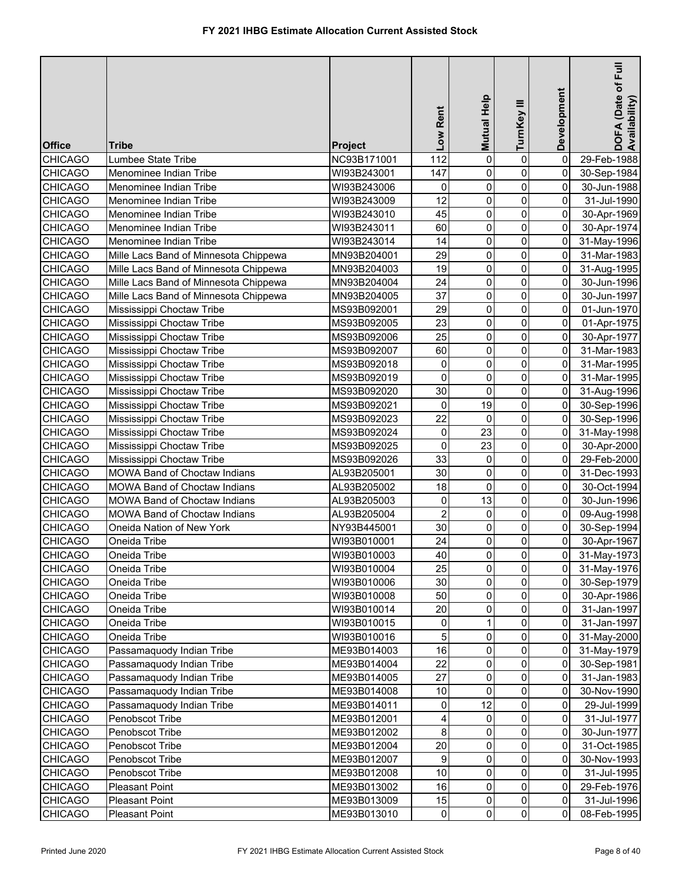# FY 2021 IHBG Estimate Allocation Current Assisted Stock

| Office | Tribe | Project | Low Rent | Mutual Help | TurnKey III | Development | DOFA (Date of Full Availability) |
|---|---|---|---|---|---|---|---|
| CHICAGO | Lumbee State Tribe | NC93B171001 | 112 | 0 | 0 | 0 | 29-Feb-1988 |
| CHICAGO | Menominee Indian Tribe | WI93B243001 | 147 | 0 | 0 | 0 | 30-Sep-1984 |
| CHICAGO | Menominee Indian Tribe | WI93B243006 | 0 | 0 | 0 | 0 | 30-Jun-1988 |
| CHICAGO | Menominee Indian Tribe | WI93B243009 | 12 | 0 | 0 | 0 | 31-Jul-1990 |
| CHICAGO | Menominee Indian Tribe | WI93B243010 | 45 | 0 | 0 | 0 | 30-Apr-1969 |
| CHICAGO | Menominee Indian Tribe | WI93B243011 | 60 | 0 | 0 | 0 | 30-Apr-1974 |
| CHICAGO | Menominee Indian Tribe | WI93B243014 | 14 | 0 | 0 | 0 | 31-May-1996 |
| CHICAGO | Mille Lacs Band of Minnesota Chippewa | MN93B204001 | 29 | 0 | 0 | 0 | 31-Mar-1983 |
| CHICAGO | Mille Lacs Band of Minnesota Chippewa | MN93B204003 | 19 | 0 | 0 | 0 | 31-Aug-1995 |
| CHICAGO | Mille Lacs Band of Minnesota Chippewa | MN93B204004 | 24 | 0 | 0 | 0 | 30-Jun-1996 |
| CHICAGO | Mille Lacs Band of Minnesota Chippewa | MN93B204005 | 37 | 0 | 0 | 0 | 30-Jun-1997 |
| CHICAGO | Mississippi Choctaw Tribe | MS93B092001 | 29 | 0 | 0 | 0 | 01-Jun-1970 |
| CHICAGO | Mississippi Choctaw Tribe | MS93B092005 | 23 | 0 | 0 | 0 | 01-Apr-1975 |
| CHICAGO | Mississippi Choctaw Tribe | MS93B092006 | 25 | 0 | 0 | 0 | 30-Apr-1977 |
| CHICAGO | Mississippi Choctaw Tribe | MS93B092007 | 60 | 0 | 0 | 0 | 31-Mar-1983 |
| CHICAGO | Mississippi Choctaw Tribe | MS93B092018 | 0 | 0 | 0 | 0 | 31-Mar-1995 |
| CHICAGO | Mississippi Choctaw Tribe | MS93B092019 | 0 | 0 | 0 | 0 | 31-Mar-1995 |
| CHICAGO | Mississippi Choctaw Tribe | MS93B092020 | 30 | 0 | 0 | 0 | 31-Aug-1996 |
| CHICAGO | Mississippi Choctaw Tribe | MS93B092021 | 0 | 19 | 0 | 0 | 30-Sep-1996 |
| CHICAGO | Mississippi Choctaw Tribe | MS93B092023 | 22 | 0 | 0 | 0 | 30-Sep-1996 |
| CHICAGO | Mississippi Choctaw Tribe | MS93B092024 | 0 | 23 | 0 | 0 | 31-May-1998 |
| CHICAGO | Mississippi Choctaw Tribe | MS93B092025 | 0 | 23 | 0 | 0 | 30-Apr-2000 |
| CHICAGO | Mississippi Choctaw Tribe | MS93B092026 | 33 | 0 | 0 | 0 | 29-Feb-2000 |
| CHICAGO | MOWA Band of Choctaw Indians | AL93B205001 | 30 | 0 | 0 | 0 | 31-Dec-1993 |
| CHICAGO | MOWA Band of Choctaw Indians | AL93B205002 | 18 | 0 | 0 | 0 | 30-Oct-1994 |
| CHICAGO | MOWA Band of Choctaw Indians | AL93B205003 | 0 | 13 | 0 | 0 | 30-Jun-1996 |
| CHICAGO | MOWA Band of Choctaw Indians | AL93B205004 | 2 | 0 | 0 | 0 | 09-Aug-1998 |
| CHICAGO | Oneida Nation of New York | NY93B445001 | 30 | 0 | 0 | 0 | 30-Sep-1994 |
| CHICAGO | Oneida Tribe | WI93B010001 | 24 | 0 | 0 | 0 | 30-Apr-1967 |
| CHICAGO | Oneida Tribe | WI93B010003 | 40 | 0 | 0 | 0 | 31-May-1973 |
| CHICAGO | Oneida Tribe | WI93B010004 | 25 | 0 | 0 | 0 | 31-May-1976 |
| CHICAGO | Oneida Tribe | WI93B010006 | 30 | 0 | 0 | 0 | 30-Sep-1979 |
| CHICAGO | Oneida Tribe | WI93B010008 | 50 | 0 | 0 | 0 | 30-Apr-1986 |
| CHICAGO | Oneida Tribe | WI93B010014 | 20 | 0 | 0 | 0 | 31-Jan-1997 |
| CHICAGO | Oneida Tribe | WI93B010015 | 0 | 1 | 0 | 0 | 31-Jan-1997 |
| CHICAGO | Oneida Tribe | WI93B010016 | 5 | 0 | 0 | 0 | 31-May-2000 |
| CHICAGO | Passamaquody Indian Tribe | ME93B014003 | 16 | 0 | 0 | 0 | 31-May-1979 |
| CHICAGO | Passamaquody Indian Tribe | ME93B014004 | 22 | 0 | 0 | 0 | 30-Sep-1981 |
| CHICAGO | Passamaquody Indian Tribe | ME93B014005 | 27 | 0 | 0 | 0 | 31-Jan-1983 |
| CHICAGO | Passamaquody Indian Tribe | ME93B014008 | 10 | 0 | 0 | 0 | 30-Nov-1990 |
| CHICAGO | Passamaquody Indian Tribe | ME93B014011 | 0 | 12 | 0 | 0 | 29-Jul-1999 |
| CHICAGO | Penobscot Tribe | ME93B012001 | 4 | 0 | 0 | 0 | 31-Jul-1977 |
| CHICAGO | Penobscot Tribe | ME93B012002 | 8 | 0 | 0 | 0 | 30-Jun-1977 |
| CHICAGO | Penobscot Tribe | ME93B012004 | 20 | 0 | 0 | 0 | 31-Oct-1985 |
| CHICAGO | Penobscot Tribe | ME93B012007 | 9 | 0 | 0 | 0 | 30-Nov-1993 |
| CHICAGO | Penobscot Tribe | ME93B012008 | 10 | 0 | 0 | 0 | 31-Jul-1995 |
| CHICAGO | Pleasant Point | ME93B013002 | 16 | 0 | 0 | 0 | 29-Feb-1976 |
| CHICAGO | Pleasant Point | ME93B013009 | 15 | 0 | 0 | 0 | 31-Jul-1996 |
| CHICAGO | Pleasant Point | ME93B013010 | 0 | 0 | 0 | 0 | 08-Feb-1995 |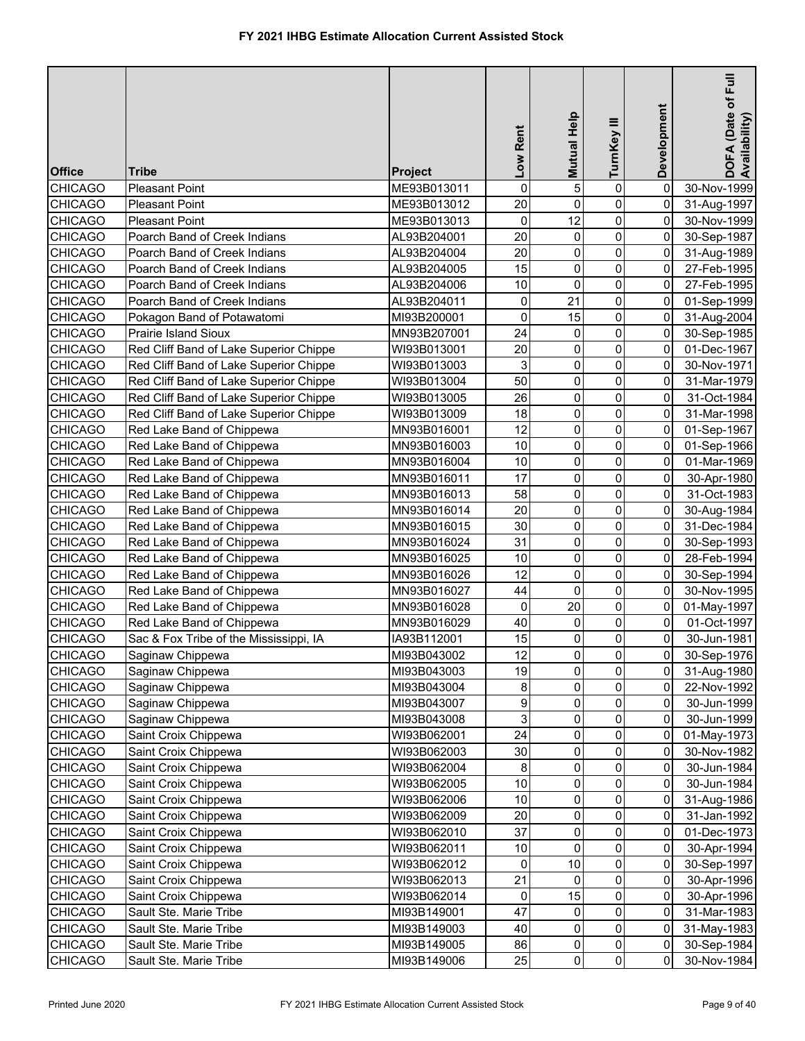# FY 2021 IHBG Estimate Allocation Current Assisted Stock

| Office | Tribe | Project | Low Rent | Mutual Help | TurnKey III | Development | DOFA (Date of Full Availability) |
|---|---|---|---|---|---|---|---|
| CHICAGO | Pleasant Point | ME93B013011 | 0 | 5 | 0 | 0 | 30-Nov-1999 |
| CHICAGO | Pleasant Point | ME93B013012 | 20 | 0 | 0 | 0 | 31-Aug-1997 |
| CHICAGO | Pleasant Point | ME93B013013 | 0 | 12 | 0 | 0 | 30-Nov-1999 |
| CHICAGO | Poarch Band of Creek Indians | AL93B204001 | 20 | 0 | 0 | 0 | 30-Sep-1987 |
| CHICAGO | Poarch Band of Creek Indians | AL93B204004 | 20 | 0 | 0 | 0 | 31-Aug-1989 |
| CHICAGO | Poarch Band of Creek Indians | AL93B204005 | 15 | 0 | 0 | 0 | 27-Feb-1995 |
| CHICAGO | Poarch Band of Creek Indians | AL93B204006 | 10 | 0 | 0 | 0 | 27-Feb-1995 |
| CHICAGO | Poarch Band of Creek Indians | AL93B204011 | 0 | 21 | 0 | 0 | 01-Sep-1999 |
| CHICAGO | Pokagon Band of Potawatomi | MI93B200001 | 0 | 15 | 0 | 0 | 31-Aug-2004 |
| CHICAGO | Prairie Island Sioux | MN93B207001 | 24 | 0 | 0 | 0 | 30-Sep-1985 |
| CHICAGO | Red Cliff Band of Lake Superior Chippe | WI93B013001 | 20 | 0 | 0 | 0 | 01-Dec-1967 |
| CHICAGO | Red Cliff Band of Lake Superior Chippe | WI93B013003 | 3 | 0 | 0 | 0 | 30-Nov-1971 |
| CHICAGO | Red Cliff Band of Lake Superior Chippe | WI93B013004 | 50 | 0 | 0 | 0 | 31-Mar-1979 |
| CHICAGO | Red Cliff Band of Lake Superior Chippe | WI93B013005 | 26 | 0 | 0 | 0 | 31-Oct-1984 |
| CHICAGO | Red Cliff Band of Lake Superior Chippe | WI93B013009 | 18 | 0 | 0 | 0 | 31-Mar-1998 |
| CHICAGO | Red Lake Band of Chippewa | MN93B016001 | 12 | 0 | 0 | 0 | 01-Sep-1967 |
| CHICAGO | Red Lake Band of Chippewa | MN93B016003 | 10 | 0 | 0 | 0 | 01-Sep-1966 |
| CHICAGO | Red Lake Band of Chippewa | MN93B016004 | 10 | 0 | 0 | 0 | 01-Mar-1969 |
| CHICAGO | Red Lake Band of Chippewa | MN93B016011 | 17 | 0 | 0 | 0 | 30-Apr-1980 |
| CHICAGO | Red Lake Band of Chippewa | MN93B016013 | 58 | 0 | 0 | 0 | 31-Oct-1983 |
| CHICAGO | Red Lake Band of Chippewa | MN93B016014 | 20 | 0 | 0 | 0 | 30-Aug-1984 |
| CHICAGO | Red Lake Band of Chippewa | MN93B016015 | 30 | 0 | 0 | 0 | 31-Dec-1984 |
| CHICAGO | Red Lake Band of Chippewa | MN93B016024 | 31 | 0 | 0 | 0 | 30-Sep-1993 |
| CHICAGO | Red Lake Band of Chippewa | MN93B016025 | 10 | 0 | 0 | 0 | 28-Feb-1994 |
| CHICAGO | Red Lake Band of Chippewa | MN93B016026 | 12 | 0 | 0 | 0 | 30-Sep-1994 |
| CHICAGO | Red Lake Band of Chippewa | MN93B016027 | 44 | 0 | 0 | 0 | 30-Nov-1995 |
| CHICAGO | Red Lake Band of Chippewa | MN93B016028 | 0 | 20 | 0 | 0 | 01-May-1997 |
| CHICAGO | Red Lake Band of Chippewa | MN93B016029 | 40 | 0 | 0 | 0 | 01-Oct-1997 |
| CHICAGO | Sac & Fox Tribe of the Mississippi, IA | IA93B112001 | 15 | 0 | 0 | 0 | 30-Jun-1981 |
| CHICAGO | Saginaw Chippewa | MI93B043002 | 12 | 0 | 0 | 0 | 30-Sep-1976 |
| CHICAGO | Saginaw Chippewa | MI93B043003 | 19 | 0 | 0 | 0 | 31-Aug-1980 |
| CHICAGO | Saginaw Chippewa | MI93B043004 | 8 | 0 | 0 | 0 | 22-Nov-1992 |
| CHICAGO | Saginaw Chippewa | MI93B043007 | 9 | 0 | 0 | 0 | 30-Jun-1999 |
| CHICAGO | Saginaw Chippewa | MI93B043008 | 3 | 0 | 0 | 0 | 30-Jun-1999 |
| CHICAGO | Saint Croix Chippewa | WI93B062001 | 24 | 0 | 0 | 0 | 01-May-1973 |
| CHICAGO | Saint Croix Chippewa | WI93B062003 | 30 | 0 | 0 | 0 | 30-Nov-1982 |
| CHICAGO | Saint Croix Chippewa | WI93B062004 | 8 | 0 | 0 | 0 | 30-Jun-1984 |
| CHICAGO | Saint Croix Chippewa | WI93B062005 | 10 | 0 | 0 | 0 | 30-Jun-1984 |
| CHICAGO | Saint Croix Chippewa | WI93B062006 | 10 | 0 | 0 | 0 | 31-Aug-1986 |
| CHICAGO | Saint Croix Chippewa | WI93B062009 | 20 | 0 | 0 | 0 | 31-Jan-1992 |
| CHICAGO | Saint Croix Chippewa | WI93B062010 | 37 | 0 | 0 | 0 | 01-Dec-1973 |
| CHICAGO | Saint Croix Chippewa | WI93B062011 | 10 | 0 | 0 | 0 | 30-Apr-1994 |
| CHICAGO | Saint Croix Chippewa | WI93B062012 | 0 | 10 | 0 | 0 | 30-Sep-1997 |
| CHICAGO | Saint Croix Chippewa | WI93B062013 | 21 | 0 | 0 | 0 | 30-Apr-1996 |
| CHICAGO | Saint Croix Chippewa | WI93B062014 | 0 | 15 | 0 | 0 | 30-Apr-1996 |
| CHICAGO | Sault Ste. Marie Tribe | MI93B149001 | 47 | 0 | 0 | 0 | 31-Mar-1983 |
| CHICAGO | Sault Ste. Marie Tribe | MI93B149003 | 40 | 0 | 0 | 0 | 31-May-1983 |
| CHICAGO | Sault Ste. Marie Tribe | MI93B149005 | 86 | 0 | 0 | 0 | 30-Sep-1984 |
| CHICAGO | Sault Ste. Marie Tribe | MI93B149006 | 25 | 0 | 0 | 0 | 30-Nov-1984 |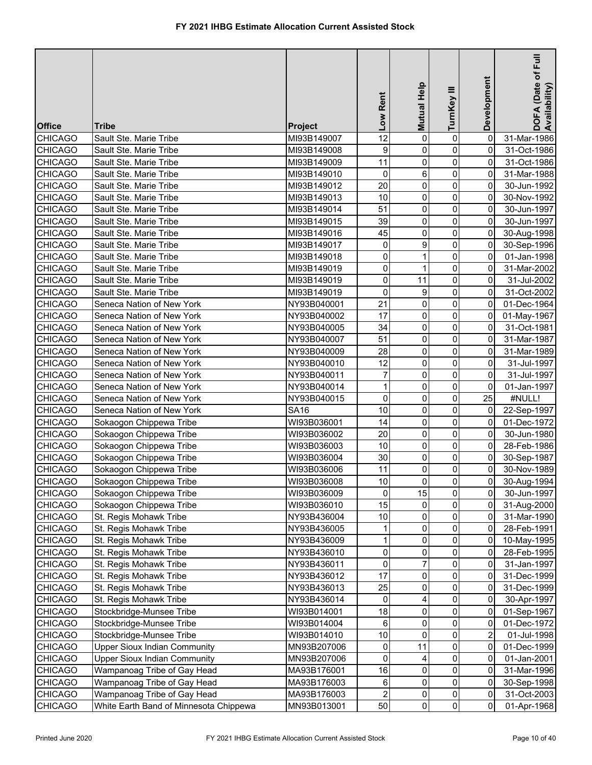# FY 2021 IHBG Estimate Allocation Current Assisted Stock

| Office | Tribe | Project | Low Rent | Mutual Help | TurnKey III | Development | DOFA (Date of Full Availability) |
|---|---|---|---|---|---|---|---|
| CHICAGO | Sault Ste. Marie Tribe | MI93B149007 | 12 | 0 | 0 | 0 | 31-Mar-1986 |
| CHICAGO | Sault Ste. Marie Tribe | MI93B149008 | 9 | 0 | 0 | 0 | 31-Oct-1986 |
| CHICAGO | Sault Ste. Marie Tribe | MI93B149009 | 11 | 0 | 0 | 0 | 31-Oct-1986 |
| CHICAGO | Sault Ste. Marie Tribe | MI93B149010 | 0 | 6 | 0 | 0 | 31-Mar-1988 |
| CHICAGO | Sault Ste. Marie Tribe | MI93B149012 | 20 | 0 | 0 | 0 | 30-Jun-1992 |
| CHICAGO | Sault Ste. Marie Tribe | MI93B149013 | 10 | 0 | 0 | 0 | 30-Nov-1992 |
| CHICAGO | Sault Ste. Marie Tribe | MI93B149014 | 51 | 0 | 0 | 0 | 30-Jun-1997 |
| CHICAGO | Sault Ste. Marie Tribe | MI93B149015 | 39 | 0 | 0 | 0 | 30-Jun-1997 |
| CHICAGO | Sault Ste. Marie Tribe | MI93B149016 | 45 | 0 | 0 | 0 | 30-Aug-1998 |
| CHICAGO | Sault Ste. Marie Tribe | MI93B149017 | 0 | 9 | 0 | 0 | 30-Sep-1996 |
| CHICAGO | Sault Ste. Marie Tribe | MI93B149018 | 0 | 1 | 0 | 0 | 01-Jan-1998 |
| CHICAGO | Sault Ste. Marie Tribe | MI93B149019 | 0 | 1 | 0 | 0 | 31-Mar-2002 |
| CHICAGO | Sault Ste. Marie Tribe | MI93B149019 | 0 | 11 | 0 | 0 | 31-Jul-2002 |
| CHICAGO | Sault Ste. Marie Tribe | MI93B149019 | 0 | 9 | 0 | 0 | 31-Oct-2002 |
| CHICAGO | Seneca Nation of New York | NY93B040001 | 21 | 0 | 0 | 0 | 01-Dec-1964 |
| CHICAGO | Seneca Nation of New York | NY93B040002 | 17 | 0 | 0 | 0 | 01-May-1967 |
| CHICAGO | Seneca Nation of New York | NY93B040005 | 34 | 0 | 0 | 0 | 31-Oct-1981 |
| CHICAGO | Seneca Nation of New York | NY93B040007 | 51 | 0 | 0 | 0 | 31-Mar-1987 |
| CHICAGO | Seneca Nation of New York | NY93B040009 | 28 | 0 | 0 | 0 | 31-Mar-1989 |
| CHICAGO | Seneca Nation of New York | NY93B040010 | 12 | 0 | 0 | 0 | 31-Jul-1997 |
| CHICAGO | Seneca Nation of New York | NY93B040011 | 7 | 0 | 0 | 0 | 31-Jul-1997 |
| CHICAGO | Seneca Nation of New York | NY93B040014 | 1 | 0 | 0 | 0 | 01-Jan-1997 |
| CHICAGO | Seneca Nation of New York | NY93B040015 | 0 | 0 | 0 | 25 | #NULL! |
| CHICAGO | Seneca Nation of New York | SA16 | 10 | 0 | 0 | 0 | 22-Sep-1997 |
| CHICAGO | Sokaogon Chippewa Tribe | WI93B036001 | 14 | 0 | 0 | 0 | 01-Dec-1972 |
| CHICAGO | Sokaogon Chippewa Tribe | WI93B036002 | 20 | 0 | 0 | 0 | 30-Jun-1980 |
| CHICAGO | Sokaogon Chippewa Tribe | WI93B036003 | 10 | 0 | 0 | 0 | 28-Feb-1986 |
| CHICAGO | Sokaogon Chippewa Tribe | WI93B036004 | 30 | 0 | 0 | 0 | 30-Sep-1987 |
| CHICAGO | Sokaogon Chippewa Tribe | WI93B036006 | 11 | 0 | 0 | 0 | 30-Nov-1989 |
| CHICAGO | Sokaogon Chippewa Tribe | WI93B036008 | 10 | 0 | 0 | 0 | 30-Aug-1994 |
| CHICAGO | Sokaogon Chippewa Tribe | WI93B036009 | 0 | 15 | 0 | 0 | 30-Jun-1997 |
| CHICAGO | Sokaogon Chippewa Tribe | WI93B036010 | 15 | 0 | 0 | 0 | 31-Aug-2000 |
| CHICAGO | St. Regis Mohawk Tribe | NY93B436004 | 10 | 0 | 0 | 0 | 31-Mar-1990 |
| CHICAGO | St. Regis Mohawk Tribe | NY93B436005 | 1 | 0 | 0 | 0 | 28-Feb-1991 |
| CHICAGO | St. Regis Mohawk Tribe | NY93B436009 | 1 | 0 | 0 | 0 | 10-May-1995 |
| CHICAGO | St. Regis Mohawk Tribe | NY93B436010 | 0 | 0 | 0 | 0 | 28-Feb-1995 |
| CHICAGO | St. Regis Mohawk Tribe | NY93B436011 | 0 | 7 | 0 | 0 | 31-Jan-1997 |
| CHICAGO | St. Regis Mohawk Tribe | NY93B436012 | 17 | 0 | 0 | 0 | 31-Dec-1999 |
| CHICAGO | St. Regis Mohawk Tribe | NY93B436013 | 25 | 0 | 0 | 0 | 31-Dec-1999 |
| CHICAGO | St. Regis Mohawk Tribe | NY93B436014 | 0 | 4 | 0 | 0 | 30-Apr-1997 |
| CHICAGO | Stockbridge-Munsee Tribe | WI93B014001 | 18 | 0 | 0 | 0 | 01-Sep-1967 |
| CHICAGO | Stockbridge-Munsee Tribe | WI93B014004 | 6 | 0 | 0 | 0 | 01-Dec-1972 |
| CHICAGO | Stockbridge-Munsee Tribe | WI93B014010 | 10 | 0 | 0 | 2 | 01-Jul-1998 |
| CHICAGO | Upper Sioux Indian Community | MN93B207006 | 0 | 11 | 0 | 0 | 01-Dec-1999 |
| CHICAGO | Upper Sioux Indian Community | MN93B207006 | 0 | 4 | 0 | 0 | 01-Jan-2001 |
| CHICAGO | Wampanoag Tribe of Gay Head | MA93B176001 | 16 | 0 | 0 | 0 | 31-Mar-1996 |
| CHICAGO | Wampanoag Tribe of Gay Head | MA93B176003 | 6 | 0 | 0 | 0 | 30-Sep-1998 |
| CHICAGO | Wampanoag Tribe of Gay Head | MA93B176003 | 2 | 0 | 0 | 0 | 31-Oct-2003 |
| CHICAGO | White Earth Band of Minnesota Chippewa | MN93B013001 | 50 | 0 | 0 | 0 | 01-Apr-1968 |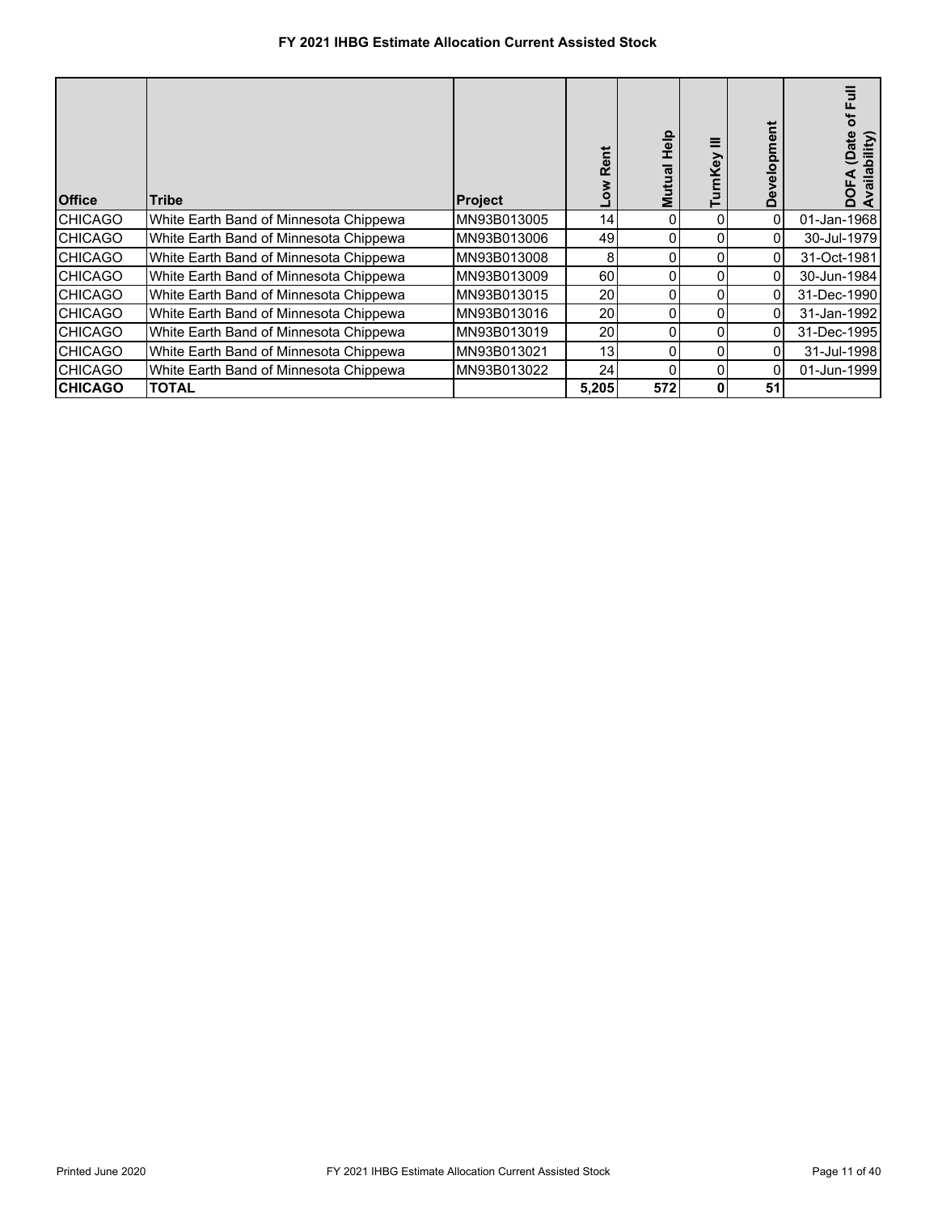# FY 2021 IHBG Estimate Allocation Current Assisted Stock

| Office | Tribe | Project | Low Rent | Mutual Help | TurnKey III | Development | DOFA (Date of Full Availability) |
|---|---|---|---|---|---|---|---|
| CHICAGO | White Earth Band of Minnesota Chippewa | MN93B013005 | 14 | 0 | 0 | 0 | 01-Jan-1968 |
| CHICAGO | White Earth Band of Minnesota Chippewa | MN93B013006 | 49 | 0 | 0 | 0 | 30-Jul-1979 |
| CHICAGO | White Earth Band of Minnesota Chippewa | MN93B013008 | 8 | 0 | 0 | 0 | 31-Oct-1981 |
| CHICAGO | White Earth Band of Minnesota Chippewa | MN93B013009 | 60 | 0 | 0 | 0 | 30-Jun-1984 |
| CHICAGO | White Earth Band of Minnesota Chippewa | MN93B013015 | 20 | 0 | 0 | 0 | 31-Dec-1990 |
| CHICAGO | White Earth Band of Minnesota Chippewa | MN93B013016 | 20 | 0 | 0 | 0 | 31-Jan-1992 |
| CHICAGO | White Earth Band of Minnesota Chippewa | MN93B013019 | 20 | 0 | 0 | 0 | 31-Dec-1995 |
| CHICAGO | White Earth Band of Minnesota Chippewa | MN93B013021 | 13 | 0 | 0 | 0 | 31-Jul-1998 |
| CHICAGO | White Earth Band of Minnesota Chippewa | MN93B013022 | 24 | 0 | 0 | 0 | 01-Jun-1999 |
| **CHICAGO** | **TOTAL** | | **5,205** | **572** | **0** | **51** | |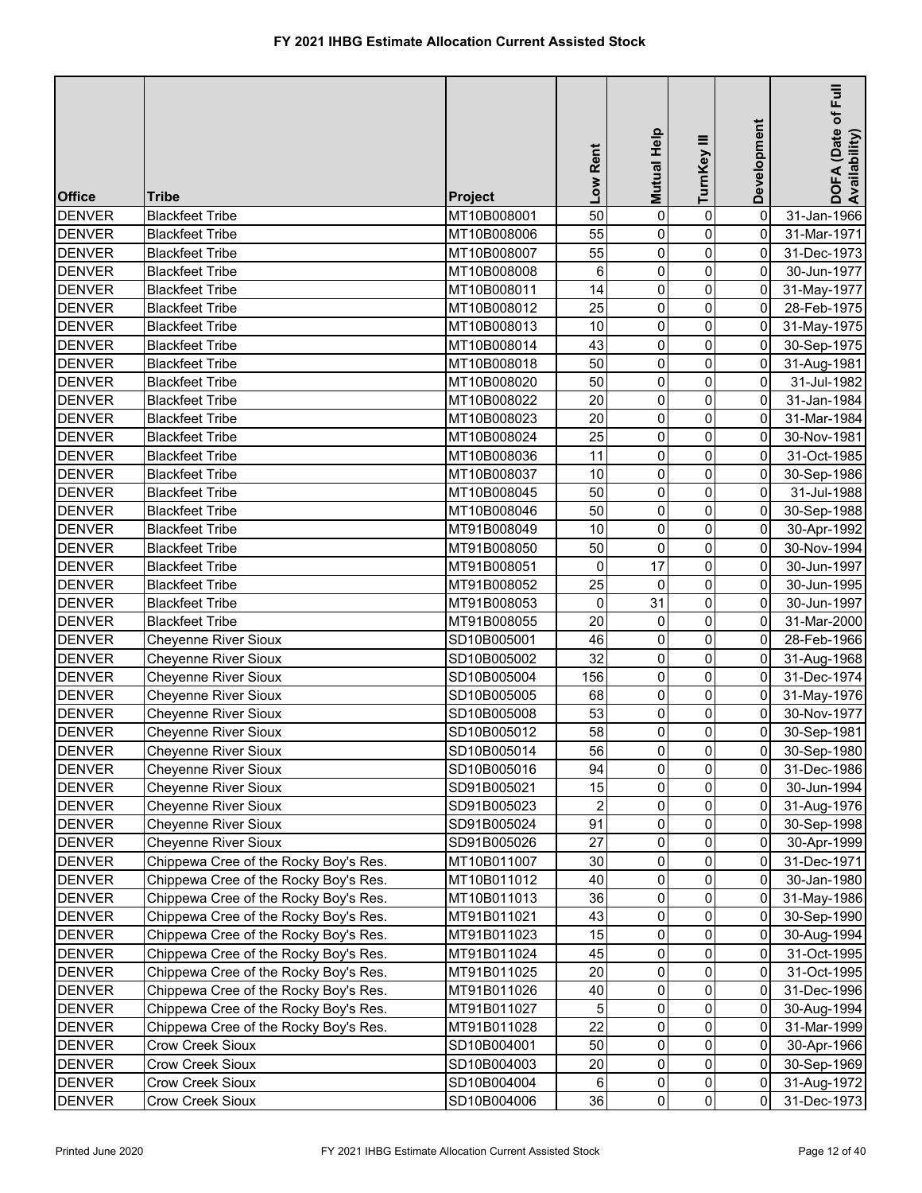# FY 2021 IHBG Estimate Allocation Current Assisted Stock

| Office | Tribe | Project | Low Rent | Mutual Help | TurnKey III | Development | DOFA (Date of Full Availability) |
|---|---|---|---|---|---|---|---|
| DENVER | Blackfeet Tribe | MT10B008001 | 50 | 0 | 0 | 0 | 31-Jan-1966 |
| DENVER | Blackfeet Tribe | MT10B008006 | 55 | 0 | 0 | 0 | 31-Mar-1971 |
| DENVER | Blackfeet Tribe | MT10B008007 | 55 | 0 | 0 | 0 | 31-Dec-1973 |
| DENVER | Blackfeet Tribe | MT10B008008 | 6 | 0 | 0 | 0 | 30-Jun-1977 |
| DENVER | Blackfeet Tribe | MT10B008011 | 14 | 0 | 0 | 0 | 31-May-1977 |
| DENVER | Blackfeet Tribe | MT10B008012 | 25 | 0 | 0 | 0 | 28-Feb-1975 |
| DENVER | Blackfeet Tribe | MT10B008013 | 10 | 0 | 0 | 0 | 31-May-1975 |
| DENVER | Blackfeet Tribe | MT10B008014 | 43 | 0 | 0 | 0 | 30-Sep-1975 |
| DENVER | Blackfeet Tribe | MT10B008018 | 50 | 0 | 0 | 0 | 31-Aug-1981 |
| DENVER | Blackfeet Tribe | MT10B008020 | 50 | 0 | 0 | 0 | 31-Jul-1982 |
| DENVER | Blackfeet Tribe | MT10B008022 | 20 | 0 | 0 | 0 | 31-Jan-1984 |
| DENVER | Blackfeet Tribe | MT10B008023 | 20 | 0 | 0 | 0 | 31-Mar-1984 |
| DENVER | Blackfeet Tribe | MT10B008024 | 25 | 0 | 0 | 0 | 30-Nov-1981 |
| DENVER | Blackfeet Tribe | MT10B008036 | 11 | 0 | 0 | 0 | 31-Oct-1985 |
| DENVER | Blackfeet Tribe | MT10B008037 | 10 | 0 | 0 | 0 | 30-Sep-1986 |
| DENVER | Blackfeet Tribe | MT10B008045 | 50 | 0 | 0 | 0 | 31-Jul-1988 |
| DENVER | Blackfeet Tribe | MT10B008046 | 50 | 0 | 0 | 0 | 30-Sep-1988 |
| DENVER | Blackfeet Tribe | MT91B008049 | 10 | 0 | 0 | 0 | 30-Apr-1992 |
| DENVER | Blackfeet Tribe | MT91B008050 | 50 | 0 | 0 | 0 | 30-Nov-1994 |
| DENVER | Blackfeet Tribe | MT91B008051 | 0 | 17 | 0 | 0 | 30-Jun-1997 |
| DENVER | Blackfeet Tribe | MT91B008052 | 25 | 0 | 0 | 0 | 30-Jun-1995 |
| DENVER | Blackfeet Tribe | MT91B008053 | 0 | 31 | 0 | 0 | 30-Jun-1997 |
| DENVER | Blackfeet Tribe | MT91B008055 | 20 | 0 | 0 | 0 | 31-Mar-2000 |
| DENVER | Cheyenne River Sioux | SD10B005001 | 46 | 0 | 0 | 0 | 28-Feb-1966 |
| DENVER | Cheyenne River Sioux | SD10B005002 | 32 | 0 | 0 | 0 | 31-Aug-1968 |
| DENVER | Cheyenne River Sioux | SD10B005004 | 156 | 0 | 0 | 0 | 31-Dec-1974 |
| DENVER | Cheyenne River Sioux | SD10B005005 | 68 | 0 | 0 | 0 | 31-May-1976 |
| DENVER | Cheyenne River Sioux | SD10B005008 | 53 | 0 | 0 | 0 | 30-Nov-1977 |
| DENVER | Cheyenne River Sioux | SD10B005012 | 58 | 0 | 0 | 0 | 30-Sep-1981 |
| DENVER | Cheyenne River Sioux | SD10B005014 | 56 | 0 | 0 | 0 | 30-Sep-1980 |
| DENVER | Cheyenne River Sioux | SD10B005016 | 94 | 0 | 0 | 0 | 31-Dec-1986 |
| DENVER | Cheyenne River Sioux | SD91B005021 | 15 | 0 | 0 | 0 | 30-Jun-1994 |
| DENVER | Cheyenne River Sioux | SD91B005023 | 2 | 0 | 0 | 0 | 31-Aug-1976 |
| DENVER | Cheyenne River Sioux | SD91B005024 | 91 | 0 | 0 | 0 | 30-Sep-1998 |
| DENVER | Cheyenne River Sioux | SD91B005026 | 27 | 0 | 0 | 0 | 30-Apr-1999 |
| DENVER | Chippewa Cree of the Rocky Boy's Res. | MT10B011007 | 30 | 0 | 0 | 0 | 31-Dec-1971 |
| DENVER | Chippewa Cree of the Rocky Boy's Res. | MT10B011012 | 40 | 0 | 0 | 0 | 30-Jan-1980 |
| DENVER | Chippewa Cree of the Rocky Boy's Res. | MT10B011013 | 36 | 0 | 0 | 0 | 31-May-1986 |
| DENVER | Chippewa Cree of the Rocky Boy's Res. | MT91B011021 | 43 | 0 | 0 | 0 | 30-Sep-1990 |
| DENVER | Chippewa Cree of the Rocky Boy's Res. | MT91B011023 | 15 | 0 | 0 | 0 | 30-Aug-1994 |
| DENVER | Chippewa Cree of the Rocky Boy's Res. | MT91B011024 | 45 | 0 | 0 | 0 | 31-Oct-1995 |
| DENVER | Chippewa Cree of the Rocky Boy's Res. | MT91B011025 | 20 | 0 | 0 | 0 | 31-Oct-1995 |
| DENVER | Chippewa Cree of the Rocky Boy's Res. | MT91B011026 | 40 | 0 | 0 | 0 | 31-Dec-1996 |
| DENVER | Chippewa Cree of the Rocky Boy's Res. | MT91B011027 | 5 | 0 | 0 | 0 | 30-Aug-1994 |
| DENVER | Chippewa Cree of the Rocky Boy's Res. | MT91B011028 | 22 | 0 | 0 | 0 | 31-Mar-1999 |
| DENVER | Crow Creek Sioux | SD10B004001 | 50 | 0 | 0 | 0 | 30-Apr-1966 |
| DENVER | Crow Creek Sioux | SD10B004003 | 20 | 0 | 0 | 0 | 30-Sep-1969 |
| DENVER | Crow Creek Sioux | SD10B004004 | 6 | 0 | 0 | 0 | 31-Aug-1972 |
| DENVER | Crow Creek Sioux | SD10B004006 | 36 | 0 | 0 | 0 | 31-Dec-1973 |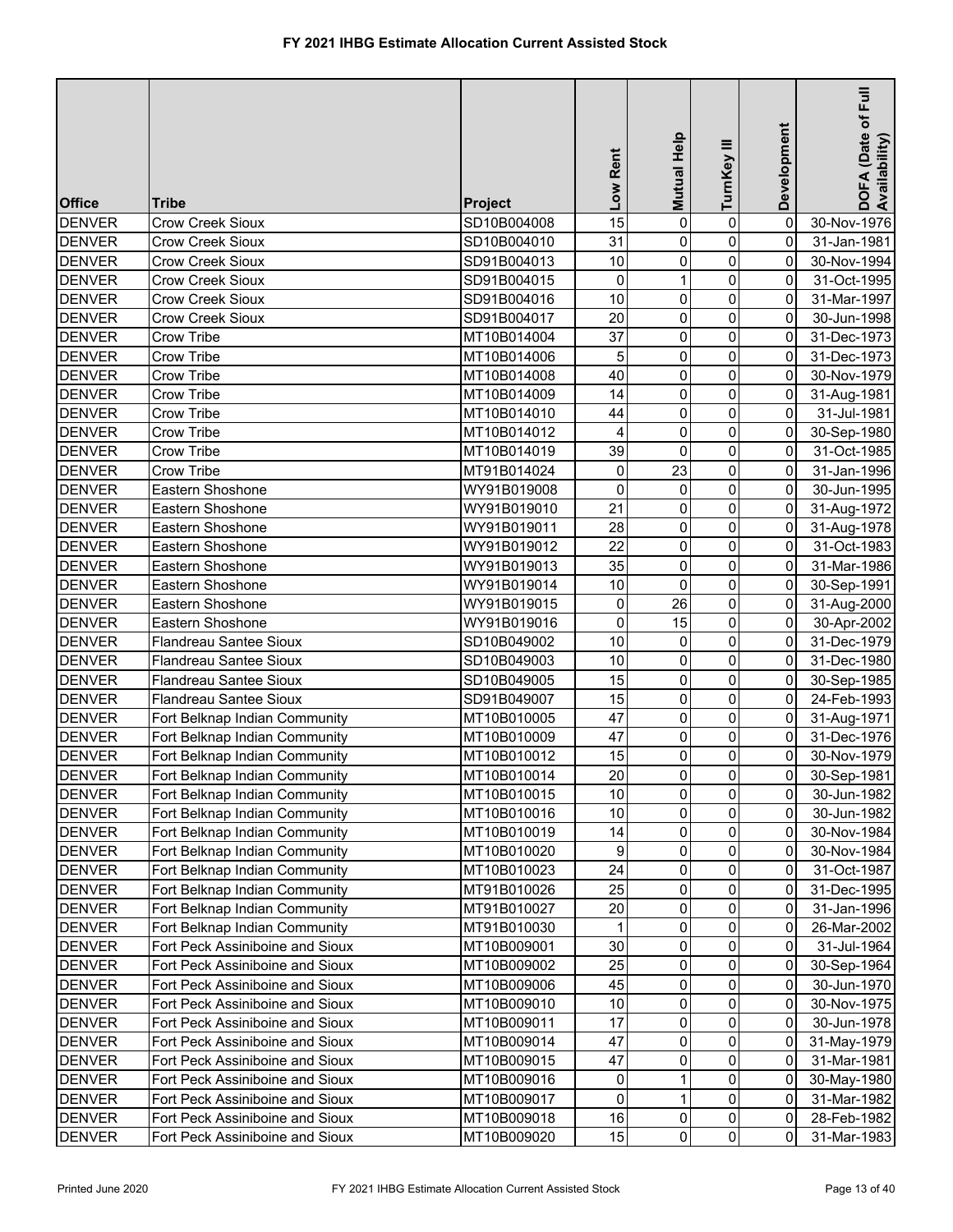# FY 2021 IHBG Estimate Allocation Current Assisted Stock

| Office | Tribe | Project | Low Rent | Mutual Help | TurnKey III | Development | DOFA (Date of Full Availability) |
|---|---|---|---|---|---|---|---|
| DENVER | Crow Creek Sioux | SD10B004008 | 15 | 0 | 0 | 0 | 30-Nov-1976 |
| DENVER | Crow Creek Sioux | SD10B004010 | 31 | 0 | 0 | 0 | 31-Jan-1981 |
| DENVER | Crow Creek Sioux | SD91B004013 | 10 | 0 | 0 | 0 | 30-Nov-1994 |
| DENVER | Crow Creek Sioux | SD91B004015 | 0 | 1 | 0 | 0 | 31-Oct-1995 |
| DENVER | Crow Creek Sioux | SD91B004016 | 10 | 0 | 0 | 0 | 31-Mar-1997 |
| DENVER | Crow Creek Sioux | SD91B004017 | 20 | 0 | 0 | 0 | 30-Jun-1998 |
| DENVER | Crow Tribe | MT10B014004 | 37 | 0 | 0 | 0 | 31-Dec-1973 |
| DENVER | Crow Tribe | MT10B014006 | 5 | 0 | 0 | 0 | 31-Dec-1973 |
| DENVER | Crow Tribe | MT10B014008 | 40 | 0 | 0 | 0 | 30-Nov-1979 |
| DENVER | Crow Tribe | MT10B014009 | 14 | 0 | 0 | 0 | 31-Aug-1981 |
| DENVER | Crow Tribe | MT10B014010 | 44 | 0 | 0 | 0 | 31-Jul-1981 |
| DENVER | Crow Tribe | MT10B014012 | 4 | 0 | 0 | 0 | 30-Sep-1980 |
| DENVER | Crow Tribe | MT10B014019 | 39 | 0 | 0 | 0 | 31-Oct-1985 |
| DENVER | Crow Tribe | MT91B014024 | 0 | 23 | 0 | 0 | 31-Jan-1996 |
| DENVER | Eastern Shoshone | WY91B019008 | 0 | 0 | 0 | 0 | 30-Jun-1995 |
| DENVER | Eastern Shoshone | WY91B019010 | 21 | 0 | 0 | 0 | 31-Aug-1972 |
| DENVER | Eastern Shoshone | WY91B019011 | 28 | 0 | 0 | 0 | 31-Aug-1978 |
| DENVER | Eastern Shoshone | WY91B019012 | 22 | 0 | 0 | 0 | 31-Oct-1983 |
| DENVER | Eastern Shoshone | WY91B019013 | 35 | 0 | 0 | 0 | 31-Mar-1986 |
| DENVER | Eastern Shoshone | WY91B019014 | 10 | 0 | 0 | 0 | 30-Sep-1991 |
| DENVER | Eastern Shoshone | WY91B019015 | 0 | 26 | 0 | 0 | 31-Aug-2000 |
| DENVER | Eastern Shoshone | WY91B019016 | 0 | 15 | 0 | 0 | 30-Apr-2002 |
| DENVER | Flandreau Santee Sioux | SD10B049002 | 10 | 0 | 0 | 0 | 31-Dec-1979 |
| DENVER | Flandreau Santee Sioux | SD10B049003 | 10 | 0 | 0 | 0 | 31-Dec-1980 |
| DENVER | Flandreau Santee Sioux | SD10B049005 | 15 | 0 | 0 | 0 | 30-Sep-1985 |
| DENVER | Flandreau Santee Sioux | SD91B049007 | 15 | 0 | 0 | 0 | 24-Feb-1993 |
| DENVER | Fort Belknap Indian Community | MT10B010005 | 47 | 0 | 0 | 0 | 31-Aug-1971 |
| DENVER | Fort Belknap Indian Community | MT10B010009 | 47 | 0 | 0 | 0 | 31-Dec-1976 |
| DENVER | Fort Belknap Indian Community | MT10B010012 | 15 | 0 | 0 | 0 | 30-Nov-1979 |
| DENVER | Fort Belknap Indian Community | MT10B010014 | 20 | 0 | 0 | 0 | 30-Sep-1981 |
| DENVER | Fort Belknap Indian Community | MT10B010015 | 10 | 0 | 0 | 0 | 30-Jun-1982 |
| DENVER | Fort Belknap Indian Community | MT10B010016 | 10 | 0 | 0 | 0 | 30-Jun-1982 |
| DENVER | Fort Belknap Indian Community | MT10B010019 | 14 | 0 | 0 | 0 | 30-Nov-1984 |
| DENVER | Fort Belknap Indian Community | MT10B010020 | 9 | 0 | 0 | 0 | 30-Nov-1984 |
| DENVER | Fort Belknap Indian Community | MT10B010023 | 24 | 0 | 0 | 0 | 31-Oct-1987 |
| DENVER | Fort Belknap Indian Community | MT91B010026 | 25 | 0 | 0 | 0 | 31-Dec-1995 |
| DENVER | Fort Belknap Indian Community | MT91B010027 | 20 | 0 | 0 | 0 | 31-Jan-1996 |
| DENVER | Fort Belknap Indian Community | MT91B010030 | 1 | 0 | 0 | 0 | 26-Mar-2002 |
| DENVER | Fort Peck Assiniboine and Sioux | MT10B009001 | 30 | 0 | 0 | 0 | 31-Jul-1964 |
| DENVER | Fort Peck Assiniboine and Sioux | MT10B009002 | 25 | 0 | 0 | 0 | 30-Sep-1964 |
| DENVER | Fort Peck Assiniboine and Sioux | MT10B009006 | 45 | 0 | 0 | 0 | 30-Jun-1970 |
| DENVER | Fort Peck Assiniboine and Sioux | MT10B009010 | 10 | 0 | 0 | 0 | 30-Nov-1975 |
| DENVER | Fort Peck Assiniboine and Sioux | MT10B009011 | 17 | 0 | 0 | 0 | 30-Jun-1978 |
| DENVER | Fort Peck Assiniboine and Sioux | MT10B009014 | 47 | 0 | 0 | 0 | 31-May-1979 |
| DENVER | Fort Peck Assiniboine and Sioux | MT10B009015 | 47 | 0 | 0 | 0 | 31-Mar-1981 |
| DENVER | Fort Peck Assiniboine and Sioux | MT10B009016 | 0 | 1 | 0 | 0 | 30-May-1980 |
| DENVER | Fort Peck Assiniboine and Sioux | MT10B009017 | 0 | 1 | 0 | 0 | 31-Mar-1982 |
| DENVER | Fort Peck Assiniboine and Sioux | MT10B009018 | 16 | 0 | 0 | 0 | 28-Feb-1982 |
| DENVER | Fort Peck Assiniboine and Sioux | MT10B009020 | 15 | 0 | 0 | 0 | 31-Mar-1983 |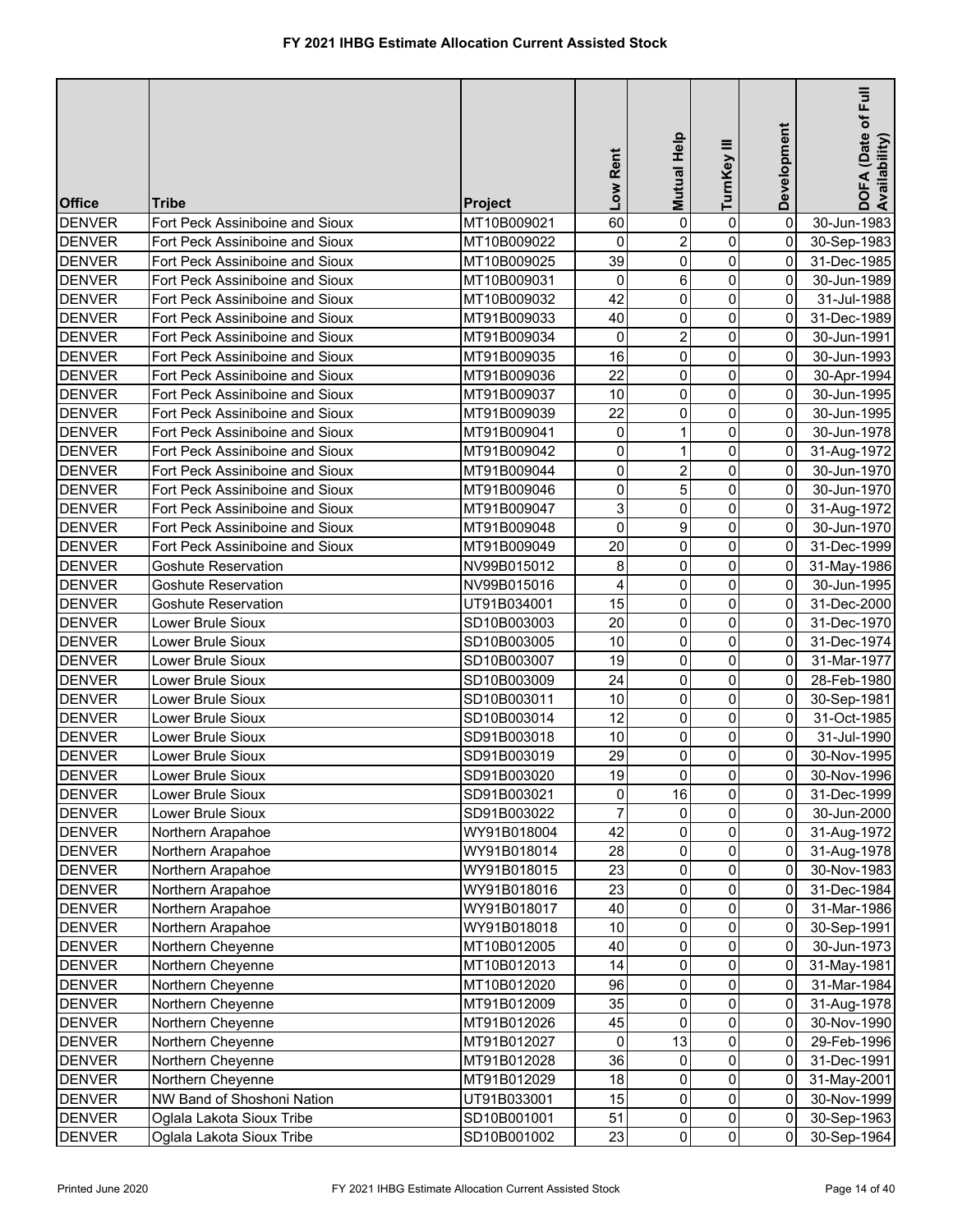# FY 2021 IHBG Estimate Allocation Current Assisted Stock

| Office | Tribe | Project | Low Rent | Mutual Help | TurnKey III | Development | DOFA (Date of Full Availability) |
|---|---|---|---|---|---|---|---|
| DENVER | Fort Peck Assiniboine and Sioux | MT10B009021 | 60 | 0 | 0 | 0 | 30-Jun-1983 |
| DENVER | Fort Peck Assiniboine and Sioux | MT10B009022 | 0 | 2 | 0 | 0 | 30-Sep-1983 |
| DENVER | Fort Peck Assiniboine and Sioux | MT10B009025 | 39 | 0 | 0 | 0 | 31-Dec-1985 |
| DENVER | Fort Peck Assiniboine and Sioux | MT10B009031 | 0 | 6 | 0 | 0 | 30-Jun-1989 |
| DENVER | Fort Peck Assiniboine and Sioux | MT10B009032 | 42 | 0 | 0 | 0 | 31-Jul-1988 |
| DENVER | Fort Peck Assiniboine and Sioux | MT91B009033 | 40 | 0 | 0 | 0 | 31-Dec-1989 |
| DENVER | Fort Peck Assiniboine and Sioux | MT91B009034 | 0 | 2 | 0 | 0 | 30-Jun-1991 |
| DENVER | Fort Peck Assiniboine and Sioux | MT91B009035 | 16 | 0 | 0 | 0 | 30-Jun-1993 |
| DENVER | Fort Peck Assiniboine and Sioux | MT91B009036 | 22 | 0 | 0 | 0 | 30-Apr-1994 |
| DENVER | Fort Peck Assiniboine and Sioux | MT91B009037 | 10 | 0 | 0 | 0 | 30-Jun-1995 |
| DENVER | Fort Peck Assiniboine and Sioux | MT91B009039 | 22 | 0 | 0 | 0 | 30-Jun-1995 |
| DENVER | Fort Peck Assiniboine and Sioux | MT91B009041 | 0 | 1 | 0 | 0 | 30-Jun-1978 |
| DENVER | Fort Peck Assiniboine and Sioux | MT91B009042 | 0 | 1 | 0 | 0 | 31-Aug-1972 |
| DENVER | Fort Peck Assiniboine and Sioux | MT91B009044 | 0 | 2 | 0 | 0 | 30-Jun-1970 |
| DENVER | Fort Peck Assiniboine and Sioux | MT91B009046 | 0 | 5 | 0 | 0 | 30-Jun-1970 |
| DENVER | Fort Peck Assiniboine and Sioux | MT91B009047 | 3 | 0 | 0 | 0 | 31-Aug-1972 |
| DENVER | Fort Peck Assiniboine and Sioux | MT91B009048 | 0 | 9 | 0 | 0 | 30-Jun-1970 |
| DENVER | Fort Peck Assiniboine and Sioux | MT91B009049 | 20 | 0 | 0 | 0 | 31-Dec-1999 |
| DENVER | Goshute Reservation | NV99B015012 | 8 | 0 | 0 | 0 | 31-May-1986 |
| DENVER | Goshute Reservation | NV99B015016 | 4 | 0 | 0 | 0 | 30-Jun-1995 |
| DENVER | Goshute Reservation | UT91B034001 | 15 | 0 | 0 | 0 | 31-Dec-2000 |
| DENVER | Lower Brule Sioux | SD10B003003 | 20 | 0 | 0 | 0 | 31-Dec-1970 |
| DENVER | Lower Brule Sioux | SD10B003005 | 10 | 0 | 0 | 0 | 31-Dec-1974 |
| DENVER | Lower Brule Sioux | SD10B003007 | 19 | 0 | 0 | 0 | 31-Mar-1977 |
| DENVER | Lower Brule Sioux | SD10B003009 | 24 | 0 | 0 | 0 | 28-Feb-1980 |
| DENVER | Lower Brule Sioux | SD10B003011 | 10 | 0 | 0 | 0 | 30-Sep-1981 |
| DENVER | Lower Brule Sioux | SD10B003014 | 12 | 0 | 0 | 0 | 31-Oct-1985 |
| DENVER | Lower Brule Sioux | SD91B003018 | 10 | 0 | 0 | 0 | 31-Jul-1990 |
| DENVER | Lower Brule Sioux | SD91B003019 | 29 | 0 | 0 | 0 | 30-Nov-1995 |
| DENVER | Lower Brule Sioux | SD91B003020 | 19 | 0 | 0 | 0 | 30-Nov-1996 |
| DENVER | Lower Brule Sioux | SD91B003021 | 0 | 16 | 0 | 0 | 31-Dec-1999 |
| DENVER | Lower Brule Sioux | SD91B003022 | 7 | 0 | 0 | 0 | 30-Jun-2000 |
| DENVER | Northern Arapahoe | WY91B018004 | 42 | 0 | 0 | 0 | 31-Aug-1972 |
| DENVER | Northern Arapahoe | WY91B018014 | 28 | 0 | 0 | 0 | 31-Aug-1978 |
| DENVER | Northern Arapahoe | WY91B018015 | 23 | 0 | 0 | 0 | 30-Nov-1983 |
| DENVER | Northern Arapahoe | WY91B018016 | 23 | 0 | 0 | 0 | 31-Dec-1984 |
| DENVER | Northern Arapahoe | WY91B018017 | 40 | 0 | 0 | 0 | 31-Mar-1986 |
| DENVER | Northern Arapahoe | WY91B018018 | 10 | 0 | 0 | 0 | 30-Sep-1991 |
| DENVER | Northern Cheyenne | MT10B012005 | 40 | 0 | 0 | 0 | 30-Jun-1973 |
| DENVER | Northern Cheyenne | MT10B012013 | 14 | 0 | 0 | 0 | 31-May-1981 |
| DENVER | Northern Cheyenne | MT10B012020 | 96 | 0 | 0 | 0 | 31-Mar-1984 |
| DENVER | Northern Cheyenne | MT91B012009 | 35 | 0 | 0 | 0 | 31-Aug-1978 |
| DENVER | Northern Cheyenne | MT91B012026 | 45 | 0 | 0 | 0 | 30-Nov-1990 |
| DENVER | Northern Cheyenne | MT91B012027 | 0 | 13 | 0 | 0 | 29-Feb-1996 |
| DENVER | Northern Cheyenne | MT91B012028 | 36 | 0 | 0 | 0 | 31-Dec-1991 |
| DENVER | Northern Cheyenne | MT91B012029 | 18 | 0 | 0 | 0 | 31-May-2001 |
| DENVER | NW Band of Shoshoni Nation | UT91B033001 | 15 | 0 | 0 | 0 | 30-Nov-1999 |
| DENVER | Oglala Lakota Sioux Tribe | SD10B001001 | 51 | 0 | 0 | 0 | 30-Sep-1963 |
| DENVER | Oglala Lakota Sioux Tribe | SD10B001002 | 23 | 0 | 0 | 0 | 30-Sep-1964 |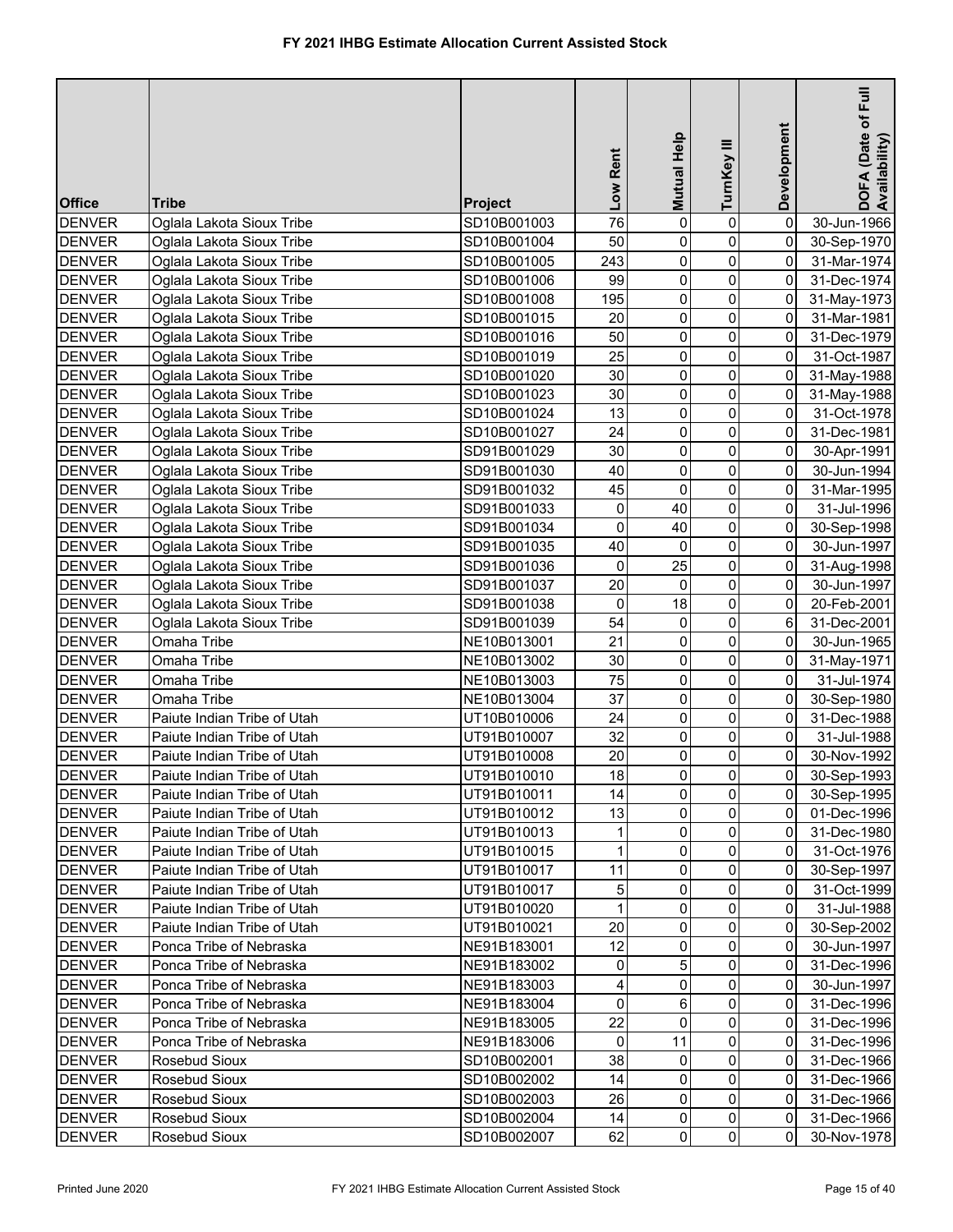# FY 2021 IHBG Estimate Allocation Current Assisted Stock

| Office | Tribe | Project | Low Rent | Mutual Help | TurnKey III | Development | DOFA (Date of Full Availability) |
|---|---|---|---|---|---|---|---|
| DENVER | Oglala Lakota Sioux Tribe | SD10B001003 | 76 | 0 | 0 | 0 | 30-Jun-1966 |
| DENVER | Oglala Lakota Sioux Tribe | SD10B001004 | 50 | 0 | 0 | 0 | 30-Sep-1970 |
| DENVER | Oglala Lakota Sioux Tribe | SD10B001005 | 243 | 0 | 0 | 0 | 31-Mar-1974 |
| DENVER | Oglala Lakota Sioux Tribe | SD10B001006 | 99 | 0 | 0 | 0 | 31-Dec-1974 |
| DENVER | Oglala Lakota Sioux Tribe | SD10B001008 | 195 | 0 | 0 | 0 | 31-May-1973 |
| DENVER | Oglala Lakota Sioux Tribe | SD10B001015 | 20 | 0 | 0 | 0 | 31-Mar-1981 |
| DENVER | Oglala Lakota Sioux Tribe | SD10B001016 | 50 | 0 | 0 | 0 | 31-Dec-1979 |
| DENVER | Oglala Lakota Sioux Tribe | SD10B001019 | 25 | 0 | 0 | 0 | 31-Oct-1987 |
| DENVER | Oglala Lakota Sioux Tribe | SD10B001020 | 30 | 0 | 0 | 0 | 31-May-1988 |
| DENVER | Oglala Lakota Sioux Tribe | SD10B001023 | 30 | 0 | 0 | 0 | 31-May-1988 |
| DENVER | Oglala Lakota Sioux Tribe | SD10B001024 | 13 | 0 | 0 | 0 | 31-Oct-1978 |
| DENVER | Oglala Lakota Sioux Tribe | SD10B001027 | 24 | 0 | 0 | 0 | 31-Dec-1981 |
| DENVER | Oglala Lakota Sioux Tribe | SD91B001029 | 30 | 0 | 0 | 0 | 30-Apr-1991 |
| DENVER | Oglala Lakota Sioux Tribe | SD91B001030 | 40 | 0 | 0 | 0 | 30-Jun-1994 |
| DENVER | Oglala Lakota Sioux Tribe | SD91B001032 | 45 | 0 | 0 | 0 | 31-Mar-1995 |
| DENVER | Oglala Lakota Sioux Tribe | SD91B001033 | 0 | 40 | 0 | 0 | 31-Jul-1996 |
| DENVER | Oglala Lakota Sioux Tribe | SD91B001034 | 0 | 40 | 0 | 0 | 30-Sep-1998 |
| DENVER | Oglala Lakota Sioux Tribe | SD91B001035 | 40 | 0 | 0 | 0 | 30-Jun-1997 |
| DENVER | Oglala Lakota Sioux Tribe | SD91B001036 | 0 | 25 | 0 | 0 | 31-Aug-1998 |
| DENVER | Oglala Lakota Sioux Tribe | SD91B001037 | 20 | 0 | 0 | 0 | 30-Jun-1997 |
| DENVER | Oglala Lakota Sioux Tribe | SD91B001038 | 0 | 18 | 0 | 0 | 20-Feb-2001 |
| DENVER | Oglala Lakota Sioux Tribe | SD91B001039 | 54 | 0 | 0 | 6 | 31-Dec-2001 |
| DENVER | Omaha Tribe | NE10B013001 | 21 | 0 | 0 | 0 | 30-Jun-1965 |
| DENVER | Omaha Tribe | NE10B013002 | 30 | 0 | 0 | 0 | 31-May-1971 |
| DENVER | Omaha Tribe | NE10B013003 | 75 | 0 | 0 | 0 | 31-Jul-1974 |
| DENVER | Omaha Tribe | NE10B013004 | 37 | 0 | 0 | 0 | 30-Sep-1980 |
| DENVER | Paiute Indian Tribe of Utah | UT10B010006 | 24 | 0 | 0 | 0 | 31-Dec-1988 |
| DENVER | Paiute Indian Tribe of Utah | UT91B010007 | 32 | 0 | 0 | 0 | 31-Jul-1988 |
| DENVER | Paiute Indian Tribe of Utah | UT91B010008 | 20 | 0 | 0 | 0 | 30-Nov-1992 |
| DENVER | Paiute Indian Tribe of Utah | UT91B010010 | 18 | 0 | 0 | 0 | 30-Sep-1993 |
| DENVER | Paiute Indian Tribe of Utah | UT91B010011 | 14 | 0 | 0 | 0 | 30-Sep-1995 |
| DENVER | Paiute Indian Tribe of Utah | UT91B010012 | 13 | 0 | 0 | 0 | 01-Dec-1996 |
| DENVER | Paiute Indian Tribe of Utah | UT91B010013 | 1 | 0 | 0 | 0 | 31-Dec-1980 |
| DENVER | Paiute Indian Tribe of Utah | UT91B010015 | 1 | 0 | 0 | 0 | 31-Oct-1976 |
| DENVER | Paiute Indian Tribe of Utah | UT91B010017 | 11 | 0 | 0 | 0 | 30-Sep-1997 |
| DENVER | Paiute Indian Tribe of Utah | UT91B010017 | 5 | 0 | 0 | 0 | 31-Oct-1999 |
| DENVER | Paiute Indian Tribe of Utah | UT91B010020 | 1 | 0 | 0 | 0 | 31-Jul-1988 |
| DENVER | Paiute Indian Tribe of Utah | UT91B010021 | 20 | 0 | 0 | 0 | 30-Sep-2002 |
| DENVER | Ponca Tribe of Nebraska | NE91B183001 | 12 | 0 | 0 | 0 | 30-Jun-1997 |
| DENVER | Ponca Tribe of Nebraska | NE91B183002 | 0 | 5 | 0 | 0 | 31-Dec-1996 |
| DENVER | Ponca Tribe of Nebraska | NE91B183003 | 4 | 0 | 0 | 0 | 30-Jun-1997 |
| DENVER | Ponca Tribe of Nebraska | NE91B183004 | 0 | 6 | 0 | 0 | 31-Dec-1996 |
| DENVER | Ponca Tribe of Nebraska | NE91B183005 | 22 | 0 | 0 | 0 | 31-Dec-1996 |
| DENVER | Ponca Tribe of Nebraska | NE91B183006 | 0 | 11 | 0 | 0 | 31-Dec-1996 |
| DENVER | Rosebud Sioux | SD10B002001 | 38 | 0 | 0 | 0 | 31-Dec-1966 |
| DENVER | Rosebud Sioux | SD10B002002 | 14 | 0 | 0 | 0 | 31-Dec-1966 |
| DENVER | Rosebud Sioux | SD10B002003 | 26 | 0 | 0 | 0 | 31-Dec-1966 |
| DENVER | Rosebud Sioux | SD10B002004 | 14 | 0 | 0 | 0 | 31-Dec-1966 |
| DENVER | Rosebud Sioux | SD10B002007 | 62 | 0 | 0 | 0 | 30-Nov-1978 |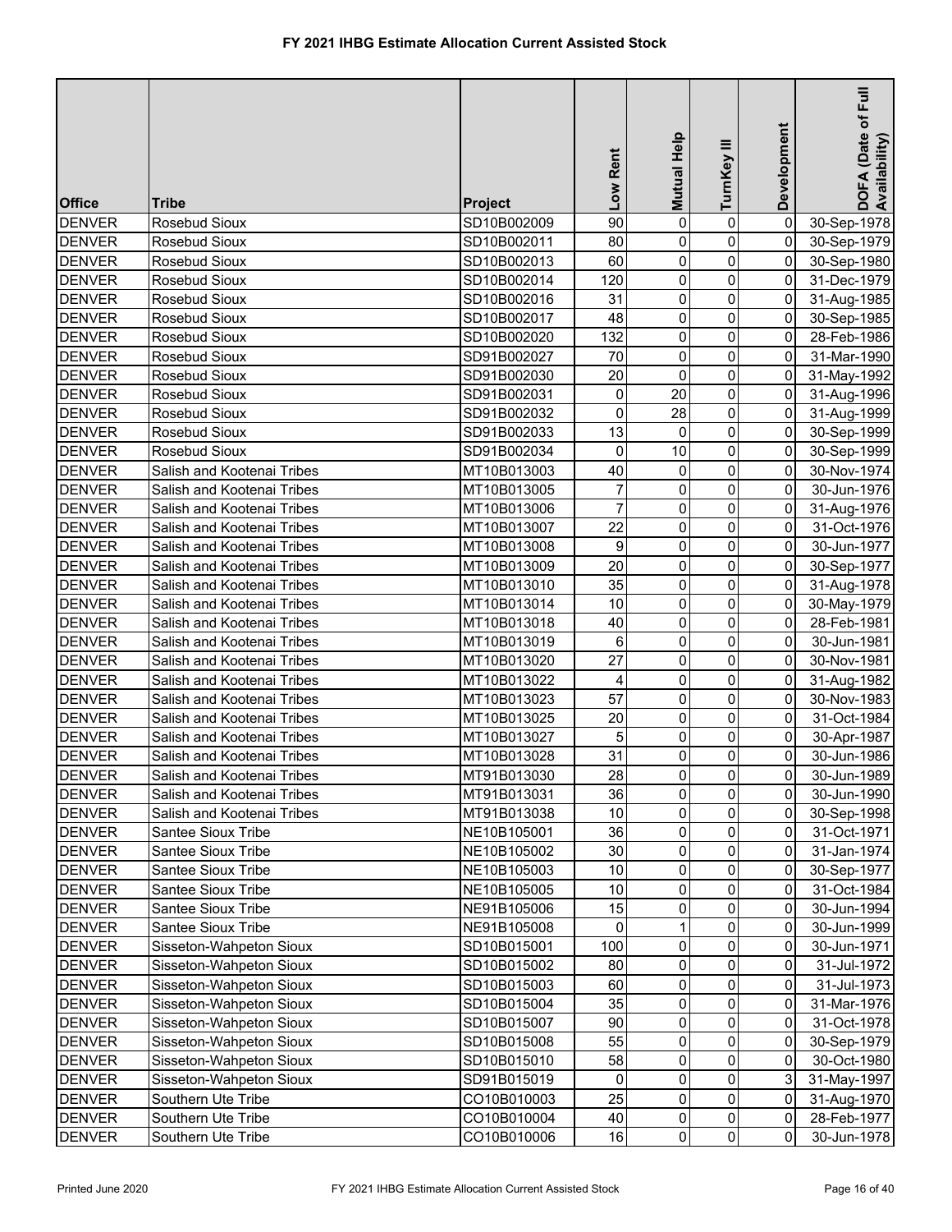# FY 2021 IHBG Estimate Allocation Current Assisted Stock

| Office | Tribe | Project | Low Rent | Mutual Help | TurnKey III | Development | DOFA (Date of Full Availability) |
|---|---|---|---|---|---|---|---|
| DENVER | Rosebud Sioux | SD10B002009 | 90 | 0 | 0 | 0 | 30-Sep-1978 |
| DENVER | Rosebud Sioux | SD10B002011 | 80 | 0 | 0 | 0 | 30-Sep-1979 |
| DENVER | Rosebud Sioux | SD10B002013 | 60 | 0 | 0 | 0 | 30-Sep-1980 |
| DENVER | Rosebud Sioux | SD10B002014 | 120 | 0 | 0 | 0 | 31-Dec-1979 |
| DENVER | Rosebud Sioux | SD10B002016 | 31 | 0 | 0 | 0 | 31-Aug-1985 |
| DENVER | Rosebud Sioux | SD10B002017 | 48 | 0 | 0 | 0 | 30-Sep-1985 |
| DENVER | Rosebud Sioux | SD10B002020 | 132 | 0 | 0 | 0 | 28-Feb-1986 |
| DENVER | Rosebud Sioux | SD91B002027 | 70 | 0 | 0 | 0 | 31-Mar-1990 |
| DENVER | Rosebud Sioux | SD91B002030 | 20 | 0 | 0 | 0 | 31-May-1992 |
| DENVER | Rosebud Sioux | SD91B002031 | 0 | 20 | 0 | 0 | 31-Aug-1996 |
| DENVER | Rosebud Sioux | SD91B002032 | 0 | 28 | 0 | 0 | 31-Aug-1999 |
| DENVER | Rosebud Sioux | SD91B002033 | 13 | 0 | 0 | 0 | 30-Sep-1999 |
| DENVER | Rosebud Sioux | SD91B002034 | 0 | 10 | 0 | 0 | 30-Sep-1999 |
| DENVER | Salish and Kootenai Tribes | MT10B013003 | 40 | 0 | 0 | 0 | 30-Nov-1974 |
| DENVER | Salish and Kootenai Tribes | MT10B013005 | 7 | 0 | 0 | 0 | 30-Jun-1976 |
| DENVER | Salish and Kootenai Tribes | MT10B013006 | 7 | 0 | 0 | 0 | 31-Aug-1976 |
| DENVER | Salish and Kootenai Tribes | MT10B013007 | 22 | 0 | 0 | 0 | 31-Oct-1976 |
| DENVER | Salish and Kootenai Tribes | MT10B013008 | 9 | 0 | 0 | 0 | 30-Jun-1977 |
| DENVER | Salish and Kootenai Tribes | MT10B013009 | 20 | 0 | 0 | 0 | 30-Sep-1977 |
| DENVER | Salish and Kootenai Tribes | MT10B013010 | 35 | 0 | 0 | 0 | 31-Aug-1978 |
| DENVER | Salish and Kootenai Tribes | MT10B013014 | 10 | 0 | 0 | 0 | 30-May-1979 |
| DENVER | Salish and Kootenai Tribes | MT10B013018 | 40 | 0 | 0 | 0 | 28-Feb-1981 |
| DENVER | Salish and Kootenai Tribes | MT10B013019 | 6 | 0 | 0 | 0 | 30-Jun-1981 |
| DENVER | Salish and Kootenai Tribes | MT10B013020 | 27 | 0 | 0 | 0 | 30-Nov-1981 |
| DENVER | Salish and Kootenai Tribes | MT10B013022 | 4 | 0 | 0 | 0 | 31-Aug-1982 |
| DENVER | Salish and Kootenai Tribes | MT10B013023 | 57 | 0 | 0 | 0 | 30-Nov-1983 |
| DENVER | Salish and Kootenai Tribes | MT10B013025 | 20 | 0 | 0 | 0 | 31-Oct-1984 |
| DENVER | Salish and Kootenai Tribes | MT10B013027 | 5 | 0 | 0 | 0 | 30-Apr-1987 |
| DENVER | Salish and Kootenai Tribes | MT10B013028 | 31 | 0 | 0 | 0 | 30-Jun-1986 |
| DENVER | Salish and Kootenai Tribes | MT91B013030 | 28 | 0 | 0 | 0 | 30-Jun-1989 |
| DENVER | Salish and Kootenai Tribes | MT91B013031 | 36 | 0 | 0 | 0 | 30-Jun-1990 |
| DENVER | Salish and Kootenai Tribes | MT91B013038 | 10 | 0 | 0 | 0 | 30-Sep-1998 |
| DENVER | Santee Sioux Tribe | NE10B105001 | 36 | 0 | 0 | 0 | 31-Oct-1971 |
| DENVER | Santee Sioux Tribe | NE10B105002 | 30 | 0 | 0 | 0 | 31-Jan-1974 |
| DENVER | Santee Sioux Tribe | NE10B105003 | 10 | 0 | 0 | 0 | 30-Sep-1977 |
| DENVER | Santee Sioux Tribe | NE10B105005 | 10 | 0 | 0 | 0 | 31-Oct-1984 |
| DENVER | Santee Sioux Tribe | NE91B105006 | 15 | 0 | 0 | 0 | 30-Jun-1994 |
| DENVER | Santee Sioux Tribe | NE91B105008 | 0 | 1 | 0 | 0 | 30-Jun-1999 |
| DENVER | Sisseton-Wahpeton Sioux | SD10B015001 | 100 | 0 | 0 | 0 | 30-Jun-1971 |
| DENVER | Sisseton-Wahpeton Sioux | SD10B015002 | 80 | 0 | 0 | 0 | 31-Jul-1972 |
| DENVER | Sisseton-Wahpeton Sioux | SD10B015003 | 60 | 0 | 0 | 0 | 31-Jul-1973 |
| DENVER | Sisseton-Wahpeton Sioux | SD10B015004 | 35 | 0 | 0 | 0 | 31-Mar-1976 |
| DENVER | Sisseton-Wahpeton Sioux | SD10B015007 | 90 | 0 | 0 | 0 | 31-Oct-1978 |
| DENVER | Sisseton-Wahpeton Sioux | SD10B015008 | 55 | 0 | 0 | 0 | 30-Sep-1979 |
| DENVER | Sisseton-Wahpeton Sioux | SD10B015010 | 58 | 0 | 0 | 0 | 30-Oct-1980 |
| DENVER | Sisseton-Wahpeton Sioux | SD91B015019 | 0 | 0 | 0 | 3 | 31-May-1997 |
| DENVER | Southern Ute Tribe | CO10B010003 | 25 | 0 | 0 | 0 | 31-Aug-1970 |
| DENVER | Southern Ute Tribe | CO10B010004 | 40 | 0 | 0 | 0 | 28-Feb-1977 |
| DENVER | Southern Ute Tribe | CO10B010006 | 16 | 0 | 0 | 0 | 30-Jun-1978 |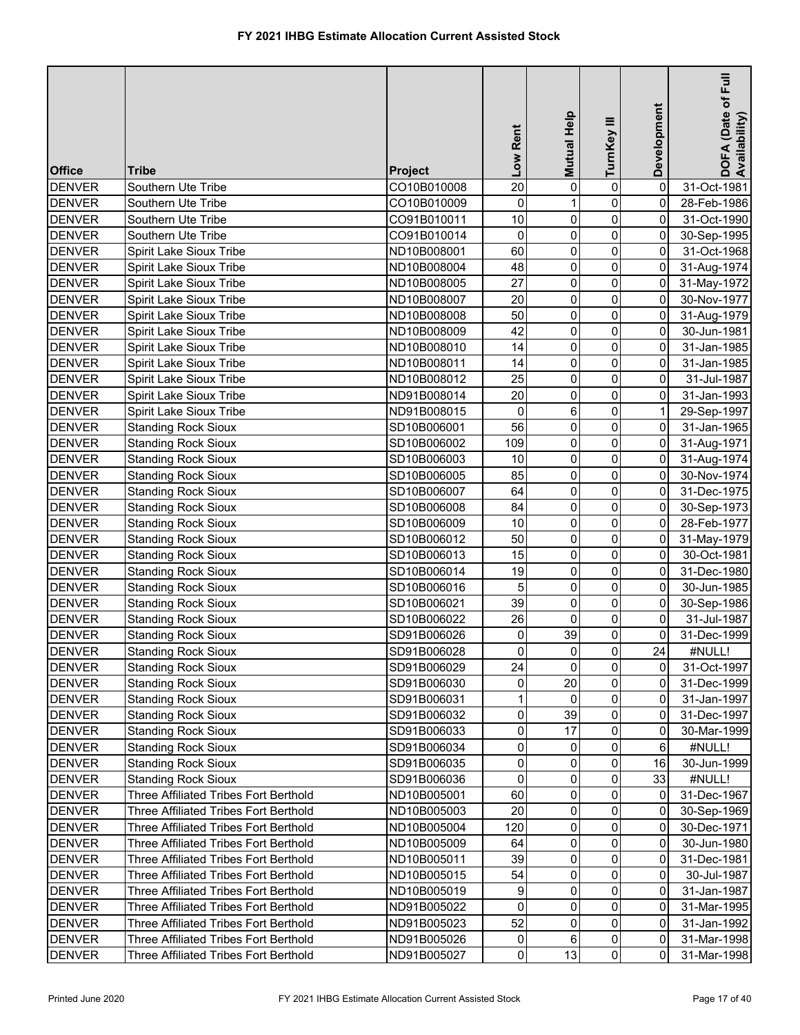# FY 2021 IHBG Estimate Allocation Current Assisted Stock

| Office | Tribe | Project | Low Rent | Mutual Help | TurnKey III | Development | DOFA (Date of Full Availability) |
|---|---|---|---|---|---|---|---|
| DENVER | Southern Ute Tribe | CO10B010008 | 20 | 0 | 0 | 0 | 31-Oct-1981 |
| DENVER | Southern Ute Tribe | CO10B010009 | 0 | 1 | 0 | 0 | 28-Feb-1986 |
| DENVER | Southern Ute Tribe | CO91B010011 | 10 | 0 | 0 | 0 | 31-Oct-1990 |
| DENVER | Southern Ute Tribe | CO91B010014 | 0 | 0 | 0 | 0 | 30-Sep-1995 |
| DENVER | Spirit Lake Sioux Tribe | ND10B008001 | 60 | 0 | 0 | 0 | 31-Oct-1968 |
| DENVER | Spirit Lake Sioux Tribe | ND10B008004 | 48 | 0 | 0 | 0 | 31-Aug-1974 |
| DENVER | Spirit Lake Sioux Tribe | ND10B008005 | 27 | 0 | 0 | 0 | 31-May-1972 |
| DENVER | Spirit Lake Sioux Tribe | ND10B008007 | 20 | 0 | 0 | 0 | 30-Nov-1977 |
| DENVER | Spirit Lake Sioux Tribe | ND10B008008 | 50 | 0 | 0 | 0 | 31-Aug-1979 |
| DENVER | Spirit Lake Sioux Tribe | ND10B008009 | 42 | 0 | 0 | 0 | 30-Jun-1981 |
| DENVER | Spirit Lake Sioux Tribe | ND10B008010 | 14 | 0 | 0 | 0 | 31-Jan-1985 |
| DENVER | Spirit Lake Sioux Tribe | ND10B008011 | 14 | 0 | 0 | 0 | 31-Jan-1985 |
| DENVER | Spirit Lake Sioux Tribe | ND10B008012 | 25 | 0 | 0 | 0 | 31-Jul-1987 |
| DENVER | Spirit Lake Sioux Tribe | ND91B008014 | 20 | 0 | 0 | 0 | 31-Jan-1993 |
| DENVER | Spirit Lake Sioux Tribe | ND91B008015 | 0 | 6 | 0 | 1 | 29-Sep-1997 |
| DENVER | Standing Rock Sioux | SD10B006001 | 56 | 0 | 0 | 0 | 31-Jan-1965 |
| DENVER | Standing Rock Sioux | SD10B006002 | 109 | 0 | 0 | 0 | 31-Aug-1971 |
| DENVER | Standing Rock Sioux | SD10B006003 | 10 | 0 | 0 | 0 | 31-Aug-1974 |
| DENVER | Standing Rock Sioux | SD10B006005 | 85 | 0 | 0 | 0 | 30-Nov-1974 |
| DENVER | Standing Rock Sioux | SD10B006007 | 64 | 0 | 0 | 0 | 31-Dec-1975 |
| DENVER | Standing Rock Sioux | SD10B006008 | 84 | 0 | 0 | 0 | 30-Sep-1973 |
| DENVER | Standing Rock Sioux | SD10B006009 | 10 | 0 | 0 | 0 | 28-Feb-1977 |
| DENVER | Standing Rock Sioux | SD10B006012 | 50 | 0 | 0 | 0 | 31-May-1979 |
| DENVER | Standing Rock Sioux | SD10B006013 | 15 | 0 | 0 | 0 | 30-Oct-1981 |
| DENVER | Standing Rock Sioux | SD10B006014 | 19 | 0 | 0 | 0 | 31-Dec-1980 |
| DENVER | Standing Rock Sioux | SD10B006016 | 5 | 0 | 0 | 0 | 30-Jun-1985 |
| DENVER | Standing Rock Sioux | SD10B006021 | 39 | 0 | 0 | 0 | 30-Sep-1986 |
| DENVER | Standing Rock Sioux | SD10B006022 | 26 | 0 | 0 | 0 | 31-Jul-1987 |
| DENVER | Standing Rock Sioux | SD91B006026 | 0 | 39 | 0 | 0 | 31-Dec-1999 |
| DENVER | Standing Rock Sioux | SD91B006028 | 0 | 0 | 0 | 24 | #NULL! |
| DENVER | Standing Rock Sioux | SD91B006029 | 24 | 0 | 0 | 0 | 31-Oct-1997 |
| DENVER | Standing Rock Sioux | SD91B006030 | 0 | 20 | 0 | 0 | 31-Dec-1999 |
| DENVER | Standing Rock Sioux | SD91B006031 | 1 | 0 | 0 | 0 | 31-Jan-1997 |
| DENVER | Standing Rock Sioux | SD91B006032 | 0 | 39 | 0 | 0 | 31-Dec-1997 |
| DENVER | Standing Rock Sioux | SD91B006033 | 0 | 17 | 0 | 0 | 30-Mar-1999 |
| DENVER | Standing Rock Sioux | SD91B006034 | 0 | 0 | 0 | 6 | #NULL! |
| DENVER | Standing Rock Sioux | SD91B006035 | 0 | 0 | 0 | 16 | 30-Jun-1999 |
| DENVER | Standing Rock Sioux | SD91B006036 | 0 | 0 | 0 | 33 | #NULL! |
| DENVER | Three Affiliated Tribes Fort Berthold | ND10B005001 | 60 | 0 | 0 | 0 | 31-Dec-1967 |
| DENVER | Three Affiliated Tribes Fort Berthold | ND10B005003 | 20 | 0 | 0 | 0 | 30-Sep-1969 |
| DENVER | Three Affiliated Tribes Fort Berthold | ND10B005004 | 120 | 0 | 0 | 0 | 30-Dec-1971 |
| DENVER | Three Affiliated Tribes Fort Berthold | ND10B005009 | 64 | 0 | 0 | 0 | 30-Jun-1980 |
| DENVER | Three Affiliated Tribes Fort Berthold | ND10B005011 | 39 | 0 | 0 | 0 | 31-Dec-1981 |
| DENVER | Three Affiliated Tribes Fort Berthold | ND10B005015 | 54 | 0 | 0 | 0 | 30-Jul-1987 |
| DENVER | Three Affiliated Tribes Fort Berthold | ND10B005019 | 9 | 0 | 0 | 0 | 31-Jan-1987 |
| DENVER | Three Affiliated Tribes Fort Berthold | ND91B005022 | 0 | 0 | 0 | 0 | 31-Mar-1995 |
| DENVER | Three Affiliated Tribes Fort Berthold | ND91B005023 | 52 | 0 | 0 | 0 | 31-Jan-1992 |
| DENVER | Three Affiliated Tribes Fort Berthold | ND91B005026 | 0 | 6 | 0 | 0 | 31-Mar-1998 |
| DENVER | Three Affiliated Tribes Fort Berthold | ND91B005027 | 0 | 13 | 0 | 0 | 31-Mar-1998 |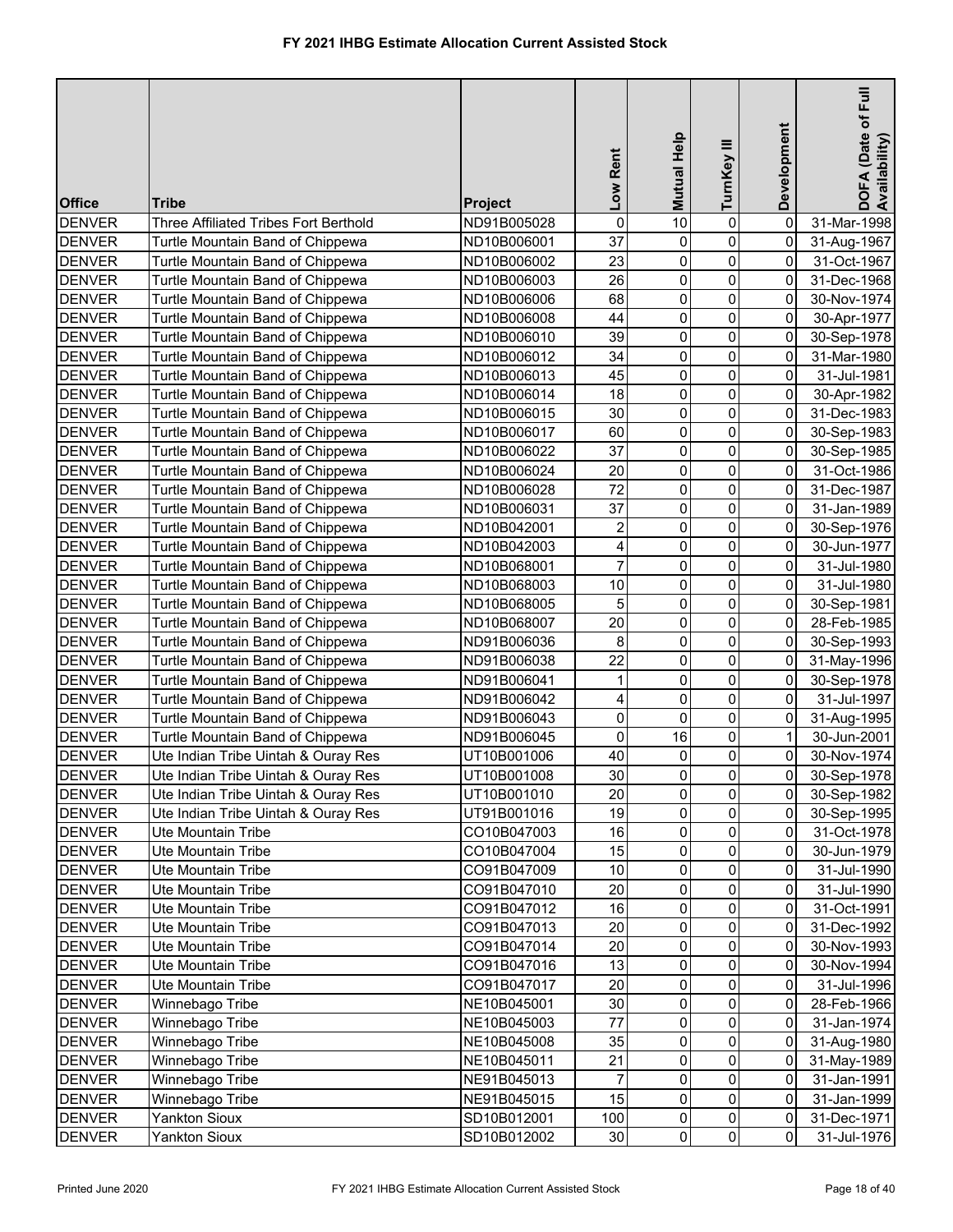# FY 2021 IHBG Estimate Allocation Current Assisted Stock

| Office | Tribe | Project | Low Rent | Mutual Help | TurnKey III | Development | DOFA (Date of Full Availability) |
|---|---|---|---|---|---|---|---|
| DENVER | Three Affiliated Tribes Fort Berthold | ND91B005028 | 0 | 10 | 0 | 0 | 31-Mar-1998 |
| DENVER | Turtle Mountain Band of Chippewa | ND10B006001 | 37 | 0 | 0 | 0 | 31-Aug-1967 |
| DENVER | Turtle Mountain Band of Chippewa | ND10B006002 | 23 | 0 | 0 | 0 | 31-Oct-1967 |
| DENVER | Turtle Mountain Band of Chippewa | ND10B006003 | 26 | 0 | 0 | 0 | 31-Dec-1968 |
| DENVER | Turtle Mountain Band of Chippewa | ND10B006006 | 68 | 0 | 0 | 0 | 30-Nov-1974 |
| DENVER | Turtle Mountain Band of Chippewa | ND10B006008 | 44 | 0 | 0 | 0 | 30-Apr-1977 |
| DENVER | Turtle Mountain Band of Chippewa | ND10B006010 | 39 | 0 | 0 | 0 | 30-Sep-1978 |
| DENVER | Turtle Mountain Band of Chippewa | ND10B006012 | 34 | 0 | 0 | 0 | 31-Mar-1980 |
| DENVER | Turtle Mountain Band of Chippewa | ND10B006013 | 45 | 0 | 0 | 0 | 31-Jul-1981 |
| DENVER | Turtle Mountain Band of Chippewa | ND10B006014 | 18 | 0 | 0 | 0 | 30-Apr-1982 |
| DENVER | Turtle Mountain Band of Chippewa | ND10B006015 | 30 | 0 | 0 | 0 | 31-Dec-1983 |
| DENVER | Turtle Mountain Band of Chippewa | ND10B006017 | 60 | 0 | 0 | 0 | 30-Sep-1983 |
| DENVER | Turtle Mountain Band of Chippewa | ND10B006022 | 37 | 0 | 0 | 0 | 30-Sep-1985 |
| DENVER | Turtle Mountain Band of Chippewa | ND10B006024 | 20 | 0 | 0 | 0 | 31-Oct-1986 |
| DENVER | Turtle Mountain Band of Chippewa | ND10B006028 | 72 | 0 | 0 | 0 | 31-Dec-1987 |
| DENVER | Turtle Mountain Band of Chippewa | ND10B006031 | 37 | 0 | 0 | 0 | 31-Jan-1989 |
| DENVER | Turtle Mountain Band of Chippewa | ND10B042001 | 2 | 0 | 0 | 0 | 30-Sep-1976 |
| DENVER | Turtle Mountain Band of Chippewa | ND10B042003 | 4 | 0 | 0 | 0 | 30-Jun-1977 |
| DENVER | Turtle Mountain Band of Chippewa | ND10B068001 | 7 | 0 | 0 | 0 | 31-Jul-1980 |
| DENVER | Turtle Mountain Band of Chippewa | ND10B068003 | 10 | 0 | 0 | 0 | 31-Jul-1980 |
| DENVER | Turtle Mountain Band of Chippewa | ND10B068005 | 5 | 0 | 0 | 0 | 30-Sep-1981 |
| DENVER | Turtle Mountain Band of Chippewa | ND10B068007 | 20 | 0 | 0 | 0 | 28-Feb-1985 |
| DENVER | Turtle Mountain Band of Chippewa | ND91B006036 | 8 | 0 | 0 | 0 | 30-Sep-1993 |
| DENVER | Turtle Mountain Band of Chippewa | ND91B006038 | 22 | 0 | 0 | 0 | 31-May-1996 |
| DENVER | Turtle Mountain Band of Chippewa | ND91B006041 | 1 | 0 | 0 | 0 | 30-Sep-1978 |
| DENVER | Turtle Mountain Band of Chippewa | ND91B006042 | 4 | 0 | 0 | 0 | 31-Jul-1997 |
| DENVER | Turtle Mountain Band of Chippewa | ND91B006043 | 0 | 0 | 0 | 0 | 31-Aug-1995 |
| DENVER | Turtle Mountain Band of Chippewa | ND91B006045 | 0 | 16 | 0 | 1 | 30-Jun-2001 |
| DENVER | Ute Indian Tribe Uintah & Ouray Res | UT10B001006 | 40 | 0 | 0 | 0 | 30-Nov-1974 |
| DENVER | Ute Indian Tribe Uintah & Ouray Res | UT10B001008 | 30 | 0 | 0 | 0 | 30-Sep-1978 |
| DENVER | Ute Indian Tribe Uintah & Ouray Res | UT10B001010 | 20 | 0 | 0 | 0 | 30-Sep-1982 |
| DENVER | Ute Indian Tribe Uintah & Ouray Res | UT91B001016 | 19 | 0 | 0 | 0 | 30-Sep-1995 |
| DENVER | Ute Mountain Tribe | CO10B047003 | 16 | 0 | 0 | 0 | 31-Oct-1978 |
| DENVER | Ute Mountain Tribe | CO10B047004 | 15 | 0 | 0 | 0 | 30-Jun-1979 |
| DENVER | Ute Mountain Tribe | CO91B047009 | 10 | 0 | 0 | 0 | 31-Jul-1990 |
| DENVER | Ute Mountain Tribe | CO91B047010 | 20 | 0 | 0 | 0 | 31-Jul-1990 |
| DENVER | Ute Mountain Tribe | CO91B047012 | 16 | 0 | 0 | 0 | 31-Oct-1991 |
| DENVER | Ute Mountain Tribe | CO91B047013 | 20 | 0 | 0 | 0 | 31-Dec-1992 |
| DENVER | Ute Mountain Tribe | CO91B047014 | 20 | 0 | 0 | 0 | 30-Nov-1993 |
| DENVER | Ute Mountain Tribe | CO91B047016 | 13 | 0 | 0 | 0 | 30-Nov-1994 |
| DENVER | Ute Mountain Tribe | CO91B047017 | 20 | 0 | 0 | 0 | 31-Jul-1996 |
| DENVER | Winnebago Tribe | NE10B045001 | 30 | 0 | 0 | 0 | 28-Feb-1966 |
| DENVER | Winnebago Tribe | NE10B045003 | 77 | 0 | 0 | 0 | 31-Jan-1974 |
| DENVER | Winnebago Tribe | NE10B045008 | 35 | 0 | 0 | 0 | 31-Aug-1980 |
| DENVER | Winnebago Tribe | NE10B045011 | 21 | 0 | 0 | 0 | 31-May-1989 |
| DENVER | Winnebago Tribe | NE91B045013 | 7 | 0 | 0 | 0 | 31-Jan-1991 |
| DENVER | Winnebago Tribe | NE91B045015 | 15 | 0 | 0 | 0 | 31-Jan-1999 |
| DENVER | Yankton Sioux | SD10B012001 | 100 | 0 | 0 | 0 | 31-Dec-1971 |
| DENVER | Yankton Sioux | SD10B012002 | 30 | 0 | 0 | 0 | 31-Jul-1976 |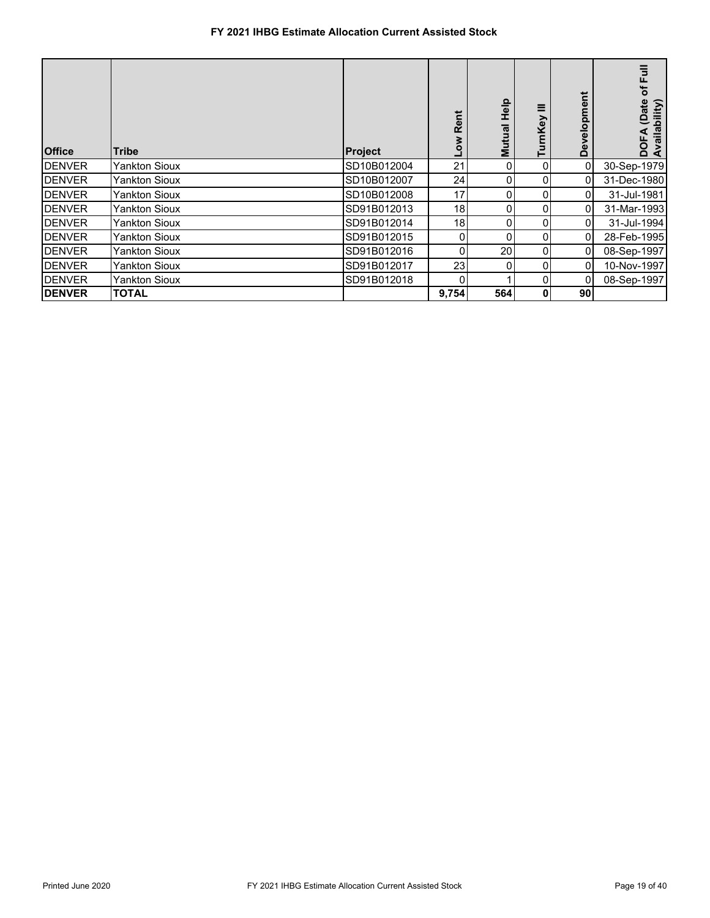# FY 2021 IHBG Estimate Allocation Current Assisted Stock

| Office | Tribe | Project | Low Rent | Mutual Help | TurnKey III | Development | DOFA (Date of Full Availability) |
|---|---|---|---|---|---|---|---|
| DENVER | Yankton Sioux | SD10B012004 | 21 | 0 | 0 | 0 | 30-Sep-1979 |
| DENVER | Yankton Sioux | SD10B012007 | 24 | 0 | 0 | 0 | 31-Dec-1980 |
| DENVER | Yankton Sioux | SD10B012008 | 17 | 0 | 0 | 0 | 31-Jul-1981 |
| DENVER | Yankton Sioux | SD91B012013 | 18 | 0 | 0 | 0 | 31-Mar-1993 |
| DENVER | Yankton Sioux | SD91B012014 | 18 | 0 | 0 | 0 | 31-Jul-1994 |
| DENVER | Yankton Sioux | SD91B012015 | 0 | 0 | 0 | 0 | 28-Feb-1995 |
| DENVER | Yankton Sioux | SD91B012016 | 0 | 20 | 0 | 0 | 08-Sep-1997 |
| DENVER | Yankton Sioux | SD91B012017 | 23 | 0 | 0 | 0 | 10-Nov-1997 |
| DENVER | Yankton Sioux | SD91B012018 | 0 | 1 | 0 | 0 | 08-Sep-1997 |
| **DENVER** | **TOTAL** | | **9,754** | **564** | **0** | **90** | |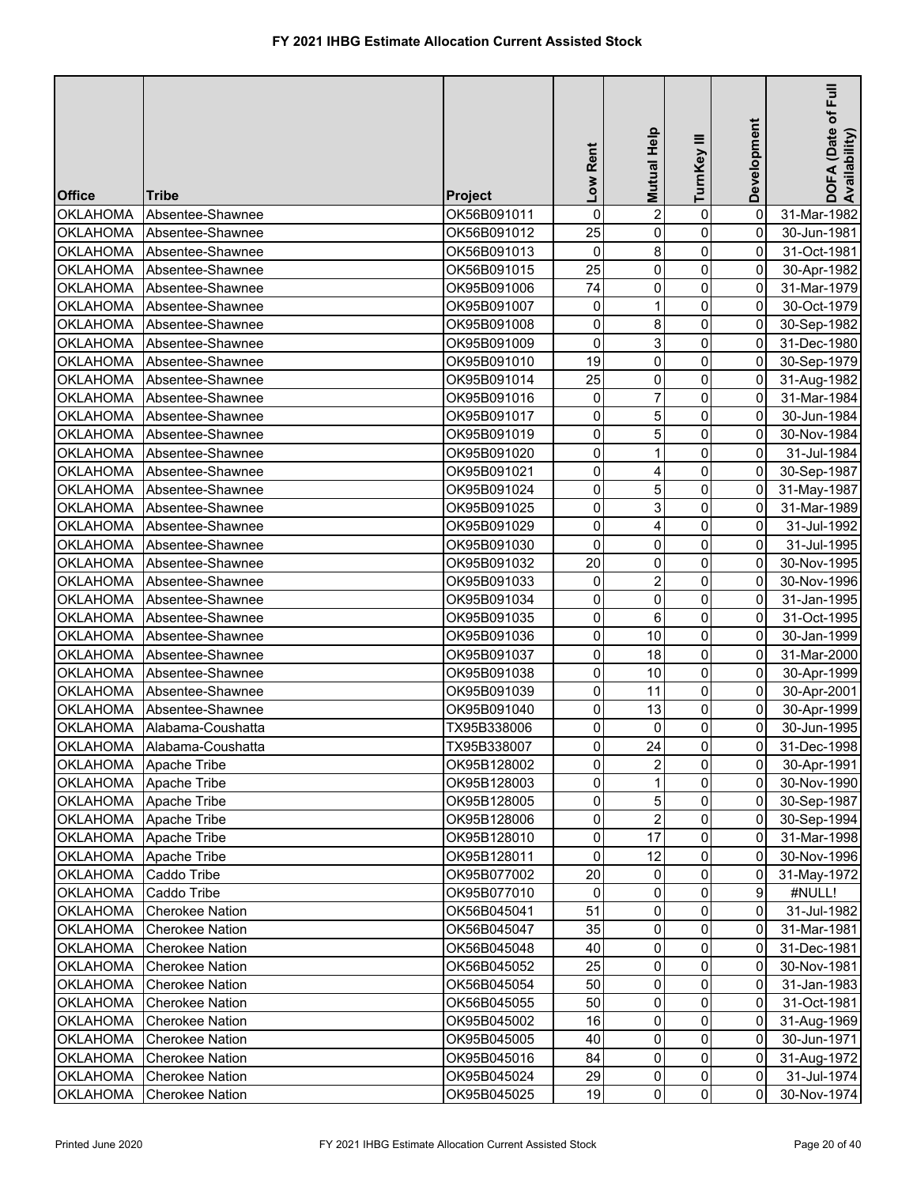# FY 2021 IHBG Estimate Allocation Current Assisted Stock

| Office | Tribe | Project | Low Rent | Mutual Help | TurnKey III | Development | DOFA (Date of Full Availability) |
|---|---|---|---|---|---|---|---|
| OKLAHOMA | Absentee-Shawnee | OK56B091011 | 0 | 2 | 0 | 0 | 31-Mar-1982 |
| OKLAHOMA | Absentee-Shawnee | OK56B091012 | 25 | 0 | 0 | 0 | 30-Jun-1981 |
| OKLAHOMA | Absentee-Shawnee | OK56B091013 | 0 | 8 | 0 | 0 | 31-Oct-1981 |
| OKLAHOMA | Absentee-Shawnee | OK56B091015 | 25 | 0 | 0 | 0 | 30-Apr-1982 |
| OKLAHOMA | Absentee-Shawnee | OK95B091006 | 74 | 0 | 0 | 0 | 31-Mar-1979 |
| OKLAHOMA | Absentee-Shawnee | OK95B091007 | 0 | 1 | 0 | 0 | 30-Oct-1979 |
| OKLAHOMA | Absentee-Shawnee | OK95B091008 | 0 | 8 | 0 | 0 | 30-Sep-1982 |
| OKLAHOMA | Absentee-Shawnee | OK95B091009 | 0 | 3 | 0 | 0 | 31-Dec-1980 |
| OKLAHOMA | Absentee-Shawnee | OK95B091010 | 19 | 0 | 0 | 0 | 30-Sep-1979 |
| OKLAHOMA | Absentee-Shawnee | OK95B091014 | 25 | 0 | 0 | 0 | 31-Aug-1982 |
| OKLAHOMA | Absentee-Shawnee | OK95B091016 | 0 | 7 | 0 | 0 | 31-Mar-1984 |
| OKLAHOMA | Absentee-Shawnee | OK95B091017 | 0 | 5 | 0 | 0 | 30-Jun-1984 |
| OKLAHOMA | Absentee-Shawnee | OK95B091019 | 0 | 5 | 0 | 0 | 30-Nov-1984 |
| OKLAHOMA | Absentee-Shawnee | OK95B091020 | 0 | 1 | 0 | 0 | 31-Jul-1984 |
| OKLAHOMA | Absentee-Shawnee | OK95B091021 | 0 | 4 | 0 | 0 | 30-Sep-1987 |
| OKLAHOMA | Absentee-Shawnee | OK95B091024 | 0 | 5 | 0 | 0 | 31-May-1987 |
| OKLAHOMA | Absentee-Shawnee | OK95B091025 | 0 | 3 | 0 | 0 | 31-Mar-1989 |
| OKLAHOMA | Absentee-Shawnee | OK95B091029 | 0 | 4 | 0 | 0 | 31-Jul-1992 |
| OKLAHOMA | Absentee-Shawnee | OK95B091030 | 0 | 0 | 0 | 0 | 31-Jul-1995 |
| OKLAHOMA | Absentee-Shawnee | OK95B091032 | 20 | 0 | 0 | 0 | 30-Nov-1995 |
| OKLAHOMA | Absentee-Shawnee | OK95B091033 | 0 | 2 | 0 | 0 | 30-Nov-1996 |
| OKLAHOMA | Absentee-Shawnee | OK95B091034 | 0 | 0 | 0 | 0 | 31-Jan-1995 |
| OKLAHOMA | Absentee-Shawnee | OK95B091035 | 0 | 6 | 0 | 0 | 31-Oct-1995 |
| OKLAHOMA | Absentee-Shawnee | OK95B091036 | 0 | 10 | 0 | 0 | 30-Jan-1999 |
| OKLAHOMA | Absentee-Shawnee | OK95B091037 | 0 | 18 | 0 | 0 | 31-Mar-2000 |
| OKLAHOMA | Absentee-Shawnee | OK95B091038 | 0 | 10 | 0 | 0 | 30-Apr-1999 |
| OKLAHOMA | Absentee-Shawnee | OK95B091039 | 0 | 11 | 0 | 0 | 30-Apr-2001 |
| OKLAHOMA | Absentee-Shawnee | OK95B091040 | 0 | 13 | 0 | 0 | 30-Apr-1999 |
| OKLAHOMA | Alabama-Coushatta | TX95B338006 | 0 | 0 | 0 | 0 | 30-Jun-1995 |
| OKLAHOMA | Alabama-Coushatta | TX95B338007 | 0 | 24 | 0 | 0 | 31-Dec-1998 |
| OKLAHOMA | Apache Tribe | OK95B128002 | 0 | 2 | 0 | 0 | 30-Apr-1991 |
| OKLAHOMA | Apache Tribe | OK95B128003 | 0 | 1 | 0 | 0 | 30-Nov-1990 |
| OKLAHOMA | Apache Tribe | OK95B128005 | 0 | 5 | 0 | 0 | 30-Sep-1987 |
| OKLAHOMA | Apache Tribe | OK95B128006 | 0 | 2 | 0 | 0 | 30-Sep-1994 |
| OKLAHOMA | Apache Tribe | OK95B128010 | 0 | 17 | 0 | 0 | 31-Mar-1998 |
| OKLAHOMA | Apache Tribe | OK95B128011 | 0 | 12 | 0 | 0 | 30-Nov-1996 |
| OKLAHOMA | Caddo Tribe | OK95B077002 | 20 | 0 | 0 | 0 | 31-May-1972 |
| OKLAHOMA | Caddo Tribe | OK95B077010 | 0 | 0 | 0 | 9 | #NULL! |
| OKLAHOMA | Cherokee Nation | OK56B045041 | 51 | 0 | 0 | 0 | 31-Jul-1982 |
| OKLAHOMA | Cherokee Nation | OK56B045047 | 35 | 0 | 0 | 0 | 31-Mar-1981 |
| OKLAHOMA | Cherokee Nation | OK56B045048 | 40 | 0 | 0 | 0 | 31-Dec-1981 |
| OKLAHOMA | Cherokee Nation | OK56B045052 | 25 | 0 | 0 | 0 | 30-Nov-1981 |
| OKLAHOMA | Cherokee Nation | OK56B045054 | 50 | 0 | 0 | 0 | 31-Jan-1983 |
| OKLAHOMA | Cherokee Nation | OK56B045055 | 50 | 0 | 0 | 0 | 31-Oct-1981 |
| OKLAHOMA | Cherokee Nation | OK95B045002 | 16 | 0 | 0 | 0 | 31-Aug-1969 |
| OKLAHOMA | Cherokee Nation | OK95B045005 | 40 | 0 | 0 | 0 | 30-Jun-1971 |
| OKLAHOMA | Cherokee Nation | OK95B045016 | 84 | 0 | 0 | 0 | 31-Aug-1972 |
| OKLAHOMA | Cherokee Nation | OK95B045024 | 29 | 0 | 0 | 0 | 31-Jul-1974 |
| OKLAHOMA | Cherokee Nation | OK95B045025 | 19 | 0 | 0 | 0 | 30-Nov-1974 |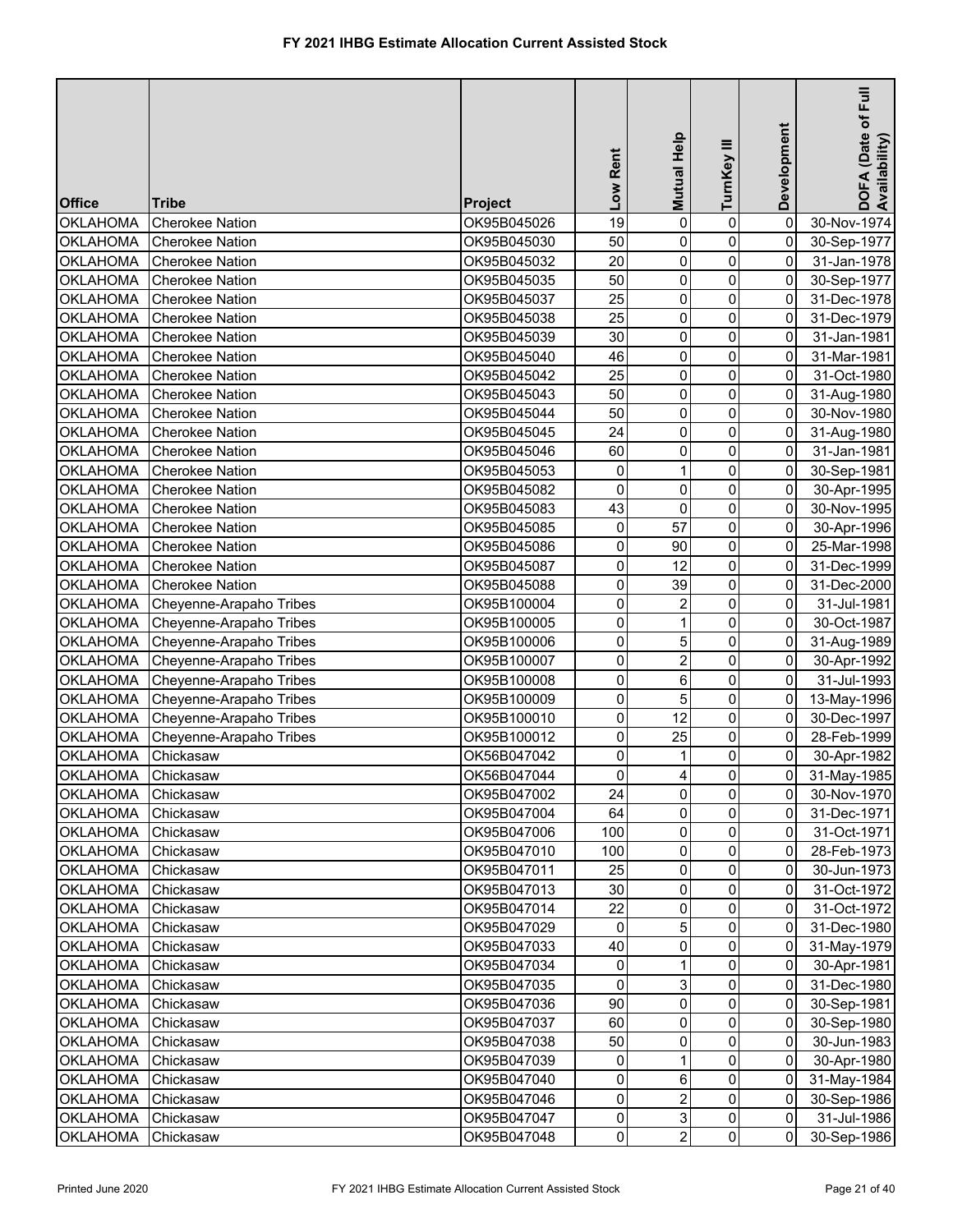# FY 2021 IHBG Estimate Allocation Current Assisted Stock

| Office | Tribe | Project | Low Rent | Mutual Help | TurnKey III | Development | DOFA (Date of Full Availability) |
|---|---|---|---|---|---|---|---|
| OKLAHOMA | Cherokee Nation | OK95B045026 | 19 | 0 | 0 | 0 | 30-Nov-1974 |
| OKLAHOMA | Cherokee Nation | OK95B045030 | 50 | 0 | 0 | 0 | 30-Sep-1977 |
| OKLAHOMA | Cherokee Nation | OK95B045032 | 20 | 0 | 0 | 0 | 31-Jan-1978 |
| OKLAHOMA | Cherokee Nation | OK95B045035 | 50 | 0 | 0 | 0 | 30-Sep-1977 |
| OKLAHOMA | Cherokee Nation | OK95B045037 | 25 | 0 | 0 | 0 | 31-Dec-1978 |
| OKLAHOMA | Cherokee Nation | OK95B045038 | 25 | 0 | 0 | 0 | 31-Dec-1979 |
| OKLAHOMA | Cherokee Nation | OK95B045039 | 30 | 0 | 0 | 0 | 31-Jan-1981 |
| OKLAHOMA | Cherokee Nation | OK95B045040 | 46 | 0 | 0 | 0 | 31-Mar-1981 |
| OKLAHOMA | Cherokee Nation | OK95B045042 | 25 | 0 | 0 | 0 | 31-Oct-1980 |
| OKLAHOMA | Cherokee Nation | OK95B045043 | 50 | 0 | 0 | 0 | 31-Aug-1980 |
| OKLAHOMA | Cherokee Nation | OK95B045044 | 50 | 0 | 0 | 0 | 30-Nov-1980 |
| OKLAHOMA | Cherokee Nation | OK95B045045 | 24 | 0 | 0 | 0 | 31-Aug-1980 |
| OKLAHOMA | Cherokee Nation | OK95B045046 | 60 | 0 | 0 | 0 | 31-Jan-1981 |
| OKLAHOMA | Cherokee Nation | OK95B045053 | 0 | 1 | 0 | 0 | 30-Sep-1981 |
| OKLAHOMA | Cherokee Nation | OK95B045082 | 0 | 0 | 0 | 0 | 30-Apr-1995 |
| OKLAHOMA | Cherokee Nation | OK95B045083 | 43 | 0 | 0 | 0 | 30-Nov-1995 |
| OKLAHOMA | Cherokee Nation | OK95B045085 | 0 | 57 | 0 | 0 | 30-Apr-1996 |
| OKLAHOMA | Cherokee Nation | OK95B045086 | 0 | 90 | 0 | 0 | 25-Mar-1998 |
| OKLAHOMA | Cherokee Nation | OK95B045087 | 0 | 12 | 0 | 0 | 31-Dec-1999 |
| OKLAHOMA | Cherokee Nation | OK95B045088 | 0 | 39 | 0 | 0 | 31-Dec-2000 |
| OKLAHOMA | Cheyenne-Arapaho Tribes | OK95B100004 | 0 | 2 | 0 | 0 | 31-Jul-1981 |
| OKLAHOMA | Cheyenne-Arapaho Tribes | OK95B100005 | 0 | 1 | 0 | 0 | 30-Oct-1987 |
| OKLAHOMA | Cheyenne-Arapaho Tribes | OK95B100006 | 0 | 5 | 0 | 0 | 31-Aug-1989 |
| OKLAHOMA | Cheyenne-Arapaho Tribes | OK95B100007 | 0 | 2 | 0 | 0 | 30-Apr-1992 |
| OKLAHOMA | Cheyenne-Arapaho Tribes | OK95B100008 | 0 | 6 | 0 | 0 | 31-Jul-1993 |
| OKLAHOMA | Cheyenne-Arapaho Tribes | OK95B100009 | 0 | 5 | 0 | 0 | 13-May-1996 |
| OKLAHOMA | Cheyenne-Arapaho Tribes | OK95B100010 | 0 | 12 | 0 | 0 | 30-Dec-1997 |
| OKLAHOMA | Cheyenne-Arapaho Tribes | OK95B100012 | 0 | 25 | 0 | 0 | 28-Feb-1999 |
| OKLAHOMA | Chickasaw | OK56B047042 | 0 | 1 | 0 | 0 | 30-Apr-1982 |
| OKLAHOMA | Chickasaw | OK56B047044 | 0 | 4 | 0 | 0 | 31-May-1985 |
| OKLAHOMA | Chickasaw | OK95B047002 | 24 | 0 | 0 | 0 | 30-Nov-1970 |
| OKLAHOMA | Chickasaw | OK95B047004 | 64 | 0 | 0 | 0 | 31-Dec-1971 |
| OKLAHOMA | Chickasaw | OK95B047006 | 100 | 0 | 0 | 0 | 31-Oct-1971 |
| OKLAHOMA | Chickasaw | OK95B047010 | 100 | 0 | 0 | 0 | 28-Feb-1973 |
| OKLAHOMA | Chickasaw | OK95B047011 | 25 | 0 | 0 | 0 | 30-Jun-1973 |
| OKLAHOMA | Chickasaw | OK95B047013 | 30 | 0 | 0 | 0 | 31-Oct-1972 |
| OKLAHOMA | Chickasaw | OK95B047014 | 22 | 0 | 0 | 0 | 31-Oct-1972 |
| OKLAHOMA | Chickasaw | OK95B047029 | 0 | 5 | 0 | 0 | 31-Dec-1980 |
| OKLAHOMA | Chickasaw | OK95B047033 | 40 | 0 | 0 | 0 | 31-May-1979 |
| OKLAHOMA | Chickasaw | OK95B047034 | 0 | 1 | 0 | 0 | 30-Apr-1981 |
| OKLAHOMA | Chickasaw | OK95B047035 | 0 | 3 | 0 | 0 | 31-Dec-1980 |
| OKLAHOMA | Chickasaw | OK95B047036 | 90 | 0 | 0 | 0 | 30-Sep-1981 |
| OKLAHOMA | Chickasaw | OK95B047037 | 60 | 0 | 0 | 0 | 30-Sep-1980 |
| OKLAHOMA | Chickasaw | OK95B047038 | 50 | 0 | 0 | 0 | 30-Jun-1983 |
| OKLAHOMA | Chickasaw | OK95B047039 | 0 | 1 | 0 | 0 | 30-Apr-1980 |
| OKLAHOMA | Chickasaw | OK95B047040 | 0 | 6 | 0 | 0 | 31-May-1984 |
| OKLAHOMA | Chickasaw | OK95B047046 | 0 | 2 | 0 | 0 | 30-Sep-1986 |
| OKLAHOMA | Chickasaw | OK95B047047 | 0 | 3 | 0 | 0 | 31-Jul-1986 |
| OKLAHOMA | Chickasaw | OK95B047048 | 0 | 2 | 0 | 0 | 30-Sep-1986 |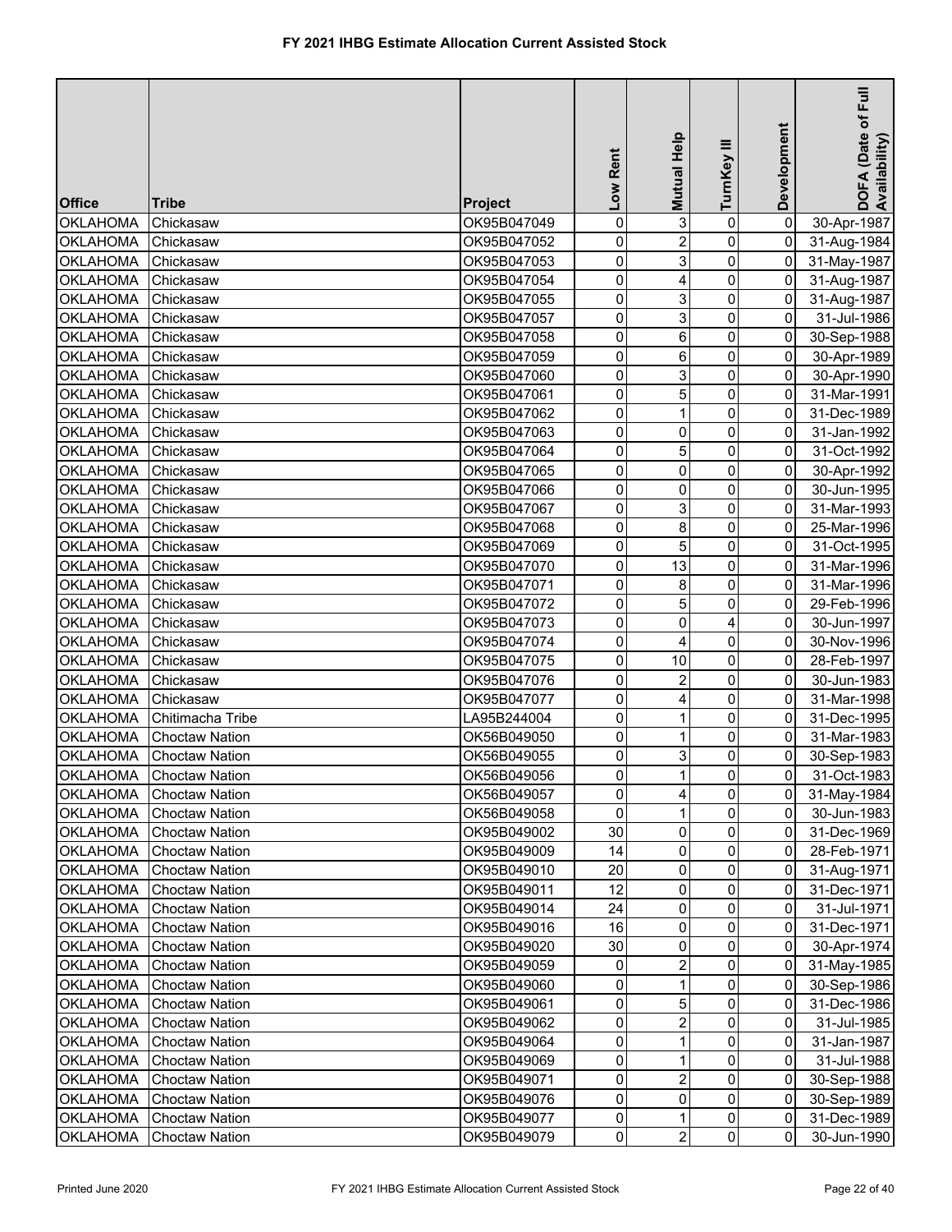# FY 2021 IHBG Estimate Allocation Current Assisted Stock

| Office | Tribe | Project | Low Rent | Mutual Help | TurnKey III | Development | DOFA (Date of Full Availability) |
|---|---|---|---|---|---|---|---|
| OKLAHOMA | Chickasaw | OK95B047049 | 0 | 3 | 0 | 0 | 30-Apr-1987 |
| OKLAHOMA | Chickasaw | OK95B047052 | 0 | 2 | 0 | 0 | 31-Aug-1984 |
| OKLAHOMA | Chickasaw | OK95B047053 | 0 | 3 | 0 | 0 | 31-May-1987 |
| OKLAHOMA | Chickasaw | OK95B047054 | 0 | 4 | 0 | 0 | 31-Aug-1987 |
| OKLAHOMA | Chickasaw | OK95B047055 | 0 | 3 | 0 | 0 | 31-Aug-1987 |
| OKLAHOMA | Chickasaw | OK95B047057 | 0 | 3 | 0 | 0 | 31-Jul-1986 |
| OKLAHOMA | Chickasaw | OK95B047058 | 0 | 6 | 0 | 0 | 30-Sep-1988 |
| OKLAHOMA | Chickasaw | OK95B047059 | 0 | 6 | 0 | 0 | 30-Apr-1989 |
| OKLAHOMA | Chickasaw | OK95B047060 | 0 | 3 | 0 | 0 | 30-Apr-1990 |
| OKLAHOMA | Chickasaw | OK95B047061 | 0 | 5 | 0 | 0 | 31-Mar-1991 |
| OKLAHOMA | Chickasaw | OK95B047062 | 0 | 1 | 0 | 0 | 31-Dec-1989 |
| OKLAHOMA | Chickasaw | OK95B047063 | 0 | 0 | 0 | 0 | 31-Jan-1992 |
| OKLAHOMA | Chickasaw | OK95B047064 | 0 | 5 | 0 | 0 | 31-Oct-1992 |
| OKLAHOMA | Chickasaw | OK95B047065 | 0 | 0 | 0 | 0 | 30-Apr-1992 |
| OKLAHOMA | Chickasaw | OK95B047066 | 0 | 0 | 0 | 0 | 30-Jun-1995 |
| OKLAHOMA | Chickasaw | OK95B047067 | 0 | 3 | 0 | 0 | 31-Mar-1993 |
| OKLAHOMA | Chickasaw | OK95B047068 | 0 | 8 | 0 | 0 | 25-Mar-1996 |
| OKLAHOMA | Chickasaw | OK95B047069 | 0 | 5 | 0 | 0 | 31-Oct-1995 |
| OKLAHOMA | Chickasaw | OK95B047070 | 0 | 13 | 0 | 0 | 31-Mar-1996 |
| OKLAHOMA | Chickasaw | OK95B047071 | 0 | 8 | 0 | 0 | 31-Mar-1996 |
| OKLAHOMA | Chickasaw | OK95B047072 | 0 | 5 | 0 | 0 | 29-Feb-1996 |
| OKLAHOMA | Chickasaw | OK95B047073 | 0 | 0 | 4 | 0 | 30-Jun-1997 |
| OKLAHOMA | Chickasaw | OK95B047074 | 0 | 4 | 0 | 0 | 30-Nov-1996 |
| OKLAHOMA | Chickasaw | OK95B047075 | 0 | 10 | 0 | 0 | 28-Feb-1997 |
| OKLAHOMA | Chickasaw | OK95B047076 | 0 | 2 | 0 | 0 | 30-Jun-1983 |
| OKLAHOMA | Chickasaw | OK95B047077 | 0 | 4 | 0 | 0 | 31-Mar-1998 |
| OKLAHOMA | Chitimacha Tribe | LA95B244004 | 0 | 1 | 0 | 0 | 31-Dec-1995 |
| OKLAHOMA | Choctaw Nation | OK56B049050 | 0 | 1 | 0 | 0 | 31-Mar-1983 |
| OKLAHOMA | Choctaw Nation | OK56B049055 | 0 | 3 | 0 | 0 | 30-Sep-1983 |
| OKLAHOMA | Choctaw Nation | OK56B049056 | 0 | 1 | 0 | 0 | 31-Oct-1983 |
| OKLAHOMA | Choctaw Nation | OK56B049057 | 0 | 4 | 0 | 0 | 31-May-1984 |
| OKLAHOMA | Choctaw Nation | OK56B049058 | 0 | 1 | 0 | 0 | 30-Jun-1983 |
| OKLAHOMA | Choctaw Nation | OK95B049002 | 30 | 0 | 0 | 0 | 31-Dec-1969 |
| OKLAHOMA | Choctaw Nation | OK95B049009 | 14 | 0 | 0 | 0 | 28-Feb-1971 |
| OKLAHOMA | Choctaw Nation | OK95B049010 | 20 | 0 | 0 | 0 | 31-Aug-1971 |
| OKLAHOMA | Choctaw Nation | OK95B049011 | 12 | 0 | 0 | 0 | 31-Dec-1971 |
| OKLAHOMA | Choctaw Nation | OK95B049014 | 24 | 0 | 0 | 0 | 31-Jul-1971 |
| OKLAHOMA | Choctaw Nation | OK95B049016 | 16 | 0 | 0 | 0 | 31-Dec-1971 |
| OKLAHOMA | Choctaw Nation | OK95B049020 | 30 | 0 | 0 | 0 | 30-Apr-1974 |
| OKLAHOMA | Choctaw Nation | OK95B049059 | 0 | 2 | 0 | 0 | 31-May-1985 |
| OKLAHOMA | Choctaw Nation | OK95B049060 | 0 | 1 | 0 | 0 | 30-Sep-1986 |
| OKLAHOMA | Choctaw Nation | OK95B049061 | 0 | 5 | 0 | 0 | 31-Dec-1986 |
| OKLAHOMA | Choctaw Nation | OK95B049062 | 0 | 2 | 0 | 0 | 31-Jul-1985 |
| OKLAHOMA | Choctaw Nation | OK95B049064 | 0 | 1 | 0 | 0 | 31-Jan-1987 |
| OKLAHOMA | Choctaw Nation | OK95B049069 | 0 | 1 | 0 | 0 | 31-Jul-1988 |
| OKLAHOMA | Choctaw Nation | OK95B049071 | 0 | 2 | 0 | 0 | 30-Sep-1988 |
| OKLAHOMA | Choctaw Nation | OK95B049076 | 0 | 0 | 0 | 0 | 30-Sep-1989 |
| OKLAHOMA | Choctaw Nation | OK95B049077 | 0 | 1 | 0 | 0 | 31-Dec-1989 |
| OKLAHOMA | Choctaw Nation | OK95B049079 | 0 | 2 | 0 | 0 | 30-Jun-1990 |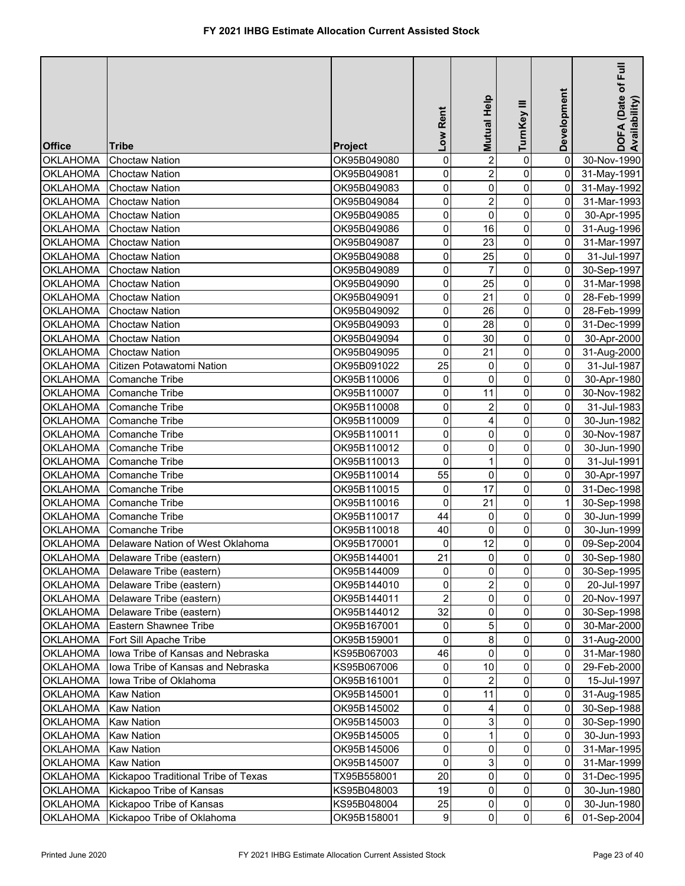# FY 2021 IHBG Estimate Allocation Current Assisted Stock

| Office | Tribe | Project | Low Rent | Mutual Help | TurnKey III | Development | DOFA (Date of Full Availability) |
|---|---|---|---|---|---|---|---|
| OKLAHOMA | Choctaw Nation | OK95B049080 | 0 | 2 | 0 | 0 | 30-Nov-1990 |
| OKLAHOMA | Choctaw Nation | OK95B049081 | 0 | 2 | 0 | 0 | 31-May-1991 |
| OKLAHOMA | Choctaw Nation | OK95B049083 | 0 | 0 | 0 | 0 | 31-May-1992 |
| OKLAHOMA | Choctaw Nation | OK95B049084 | 0 | 2 | 0 | 0 | 31-Mar-1993 |
| OKLAHOMA | Choctaw Nation | OK95B049085 | 0 | 0 | 0 | 0 | 30-Apr-1995 |
| OKLAHOMA | Choctaw Nation | OK95B049086 | 0 | 16 | 0 | 0 | 31-Aug-1996 |
| OKLAHOMA | Choctaw Nation | OK95B049087 | 0 | 23 | 0 | 0 | 31-Mar-1997 |
| OKLAHOMA | Choctaw Nation | OK95B049088 | 0 | 25 | 0 | 0 | 31-Jul-1997 |
| OKLAHOMA | Choctaw Nation | OK95B049089 | 0 | 7 | 0 | 0 | 30-Sep-1997 |
| OKLAHOMA | Choctaw Nation | OK95B049090 | 0 | 25 | 0 | 0 | 31-Mar-1998 |
| OKLAHOMA | Choctaw Nation | OK95B049091 | 0 | 21 | 0 | 0 | 28-Feb-1999 |
| OKLAHOMA | Choctaw Nation | OK95B049092 | 0 | 26 | 0 | 0 | 28-Feb-1999 |
| OKLAHOMA | Choctaw Nation | OK95B049093 | 0 | 28 | 0 | 0 | 31-Dec-1999 |
| OKLAHOMA | Choctaw Nation | OK95B049094 | 0 | 30 | 0 | 0 | 30-Apr-2000 |
| OKLAHOMA | Choctaw Nation | OK95B049095 | 0 | 21 | 0 | 0 | 31-Aug-2000 |
| OKLAHOMA | Citizen Potawatomi Nation | OK95B091022 | 25 | 0 | 0 | 0 | 31-Jul-1987 |
| OKLAHOMA | Comanche Tribe | OK95B110006 | 0 | 0 | 0 | 0 | 30-Apr-1980 |
| OKLAHOMA | Comanche Tribe | OK95B110007 | 0 | 11 | 0 | 0 | 30-Nov-1982 |
| OKLAHOMA | Comanche Tribe | OK95B110008 | 0 | 2 | 0 | 0 | 31-Jul-1983 |
| OKLAHOMA | Comanche Tribe | OK95B110009 | 0 | 4 | 0 | 0 | 30-Jun-1982 |
| OKLAHOMA | Comanche Tribe | OK95B110011 | 0 | 0 | 0 | 0 | 30-Nov-1987 |
| OKLAHOMA | Comanche Tribe | OK95B110012 | 0 | 0 | 0 | 0 | 30-Jun-1990 |
| OKLAHOMA | Comanche Tribe | OK95B110013 | 0 | 1 | 0 | 0 | 31-Jul-1991 |
| OKLAHOMA | Comanche Tribe | OK95B110014 | 55 | 0 | 0 | 0 | 30-Apr-1997 |
| OKLAHOMA | Comanche Tribe | OK95B110015 | 0 | 17 | 0 | 0 | 31-Dec-1998 |
| OKLAHOMA | Comanche Tribe | OK95B110016 | 0 | 21 | 0 | 1 | 30-Sep-1998 |
| OKLAHOMA | Comanche Tribe | OK95B110017 | 44 | 0 | 0 | 0 | 30-Jun-1999 |
| OKLAHOMA | Comanche Tribe | OK95B110018 | 40 | 0 | 0 | 0 | 30-Jun-1999 |
| OKLAHOMA | Delaware Nation of West Oklahoma | OK95B170001 | 0 | 12 | 0 | 0 | 09-Sep-2004 |
| OKLAHOMA | Delaware Tribe (eastern) | OK95B144001 | 21 | 0 | 0 | 0 | 30-Sep-1980 |
| OKLAHOMA | Delaware Tribe (eastern) | OK95B144009 | 0 | 0 | 0 | 0 | 30-Sep-1995 |
| OKLAHOMA | Delaware Tribe (eastern) | OK95B144010 | 0 | 2 | 0 | 0 | 20-Jul-1997 |
| OKLAHOMA | Delaware Tribe (eastern) | OK95B144011 | 2 | 0 | 0 | 0 | 20-Nov-1997 |
| OKLAHOMA | Delaware Tribe (eastern) | OK95B144012 | 32 | 0 | 0 | 0 | 30-Sep-1998 |
| OKLAHOMA | Eastern Shawnee Tribe | OK95B167001 | 0 | 5 | 0 | 0 | 30-Mar-2000 |
| OKLAHOMA | Fort Sill Apache Tribe | OK95B159001 | 0 | 8 | 0 | 0 | 31-Aug-2000 |
| OKLAHOMA | Iowa Tribe of Kansas and Nebraska | KS95B067003 | 46 | 0 | 0 | 0 | 31-Mar-1980 |
| OKLAHOMA | Iowa Tribe of Kansas and Nebraska | KS95B067006 | 0 | 10 | 0 | 0 | 29-Feb-2000 |
| OKLAHOMA | Iowa Tribe of Oklahoma | OK95B161001 | 0 | 2 | 0 | 0 | 15-Jul-1997 |
| OKLAHOMA | Kaw Nation | OK95B145001 | 0 | 11 | 0 | 0 | 31-Aug-1985 |
| OKLAHOMA | Kaw Nation | OK95B145002 | 0 | 4 | 0 | 0 | 30-Sep-1988 |
| OKLAHOMA | Kaw Nation | OK95B145003 | 0 | 3 | 0 | 0 | 30-Sep-1990 |
| OKLAHOMA | Kaw Nation | OK95B145005 | 0 | 1 | 0 | 0 | 30-Jun-1993 |
| OKLAHOMA | Kaw Nation | OK95B145006 | 0 | 0 | 0 | 0 | 31-Mar-1995 |
| OKLAHOMA | Kaw Nation | OK95B145007 | 0 | 3 | 0 | 0 | 31-Mar-1999 |
| OKLAHOMA | Kickapoo Traditional Tribe of Texas | TX95B558001 | 20 | 0 | 0 | 0 | 31-Dec-1995 |
| OKLAHOMA | Kickapoo Tribe of Kansas | KS95B048003 | 19 | 0 | 0 | 0 | 30-Jun-1980 |
| OKLAHOMA | Kickapoo Tribe of Kansas | KS95B048004 | 25 | 0 | 0 | 0 | 30-Jun-1980 |
| OKLAHOMA | Kickapoo Tribe of Oklahoma | OK95B158001 | 9 | 0 | 0 | 6 | 01-Sep-2004 |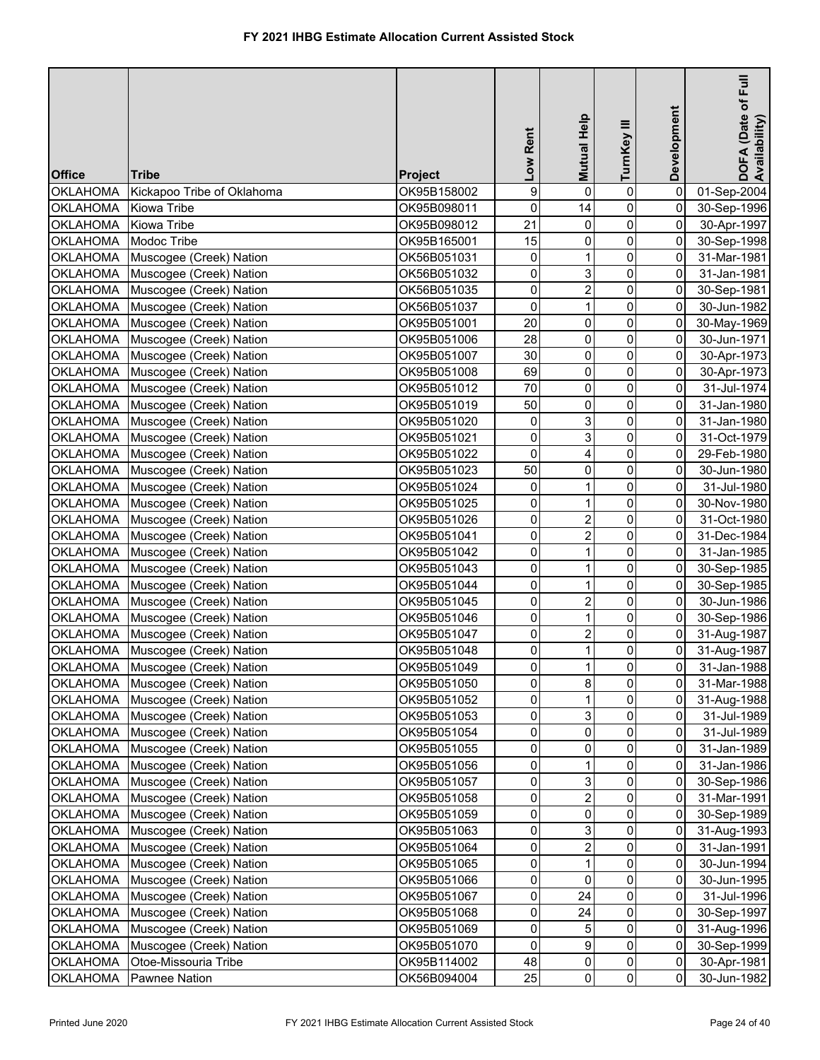# FY 2021 IHBG Estimate Allocation Current Assisted Stock

| Office | Tribe | Project | Low Rent | Mutual Help | TurnKey III | Development | DOFA (Date of Full Availability) |
|---|---|---|---|---|---|---|---|
| OKLAHOMA | Kickapoo Tribe of Oklahoma | OK95B158002 | 9 | 0 | 0 | 0 | 01-Sep-2004 |
| OKLAHOMA | Kiowa Tribe | OK95B098011 | 0 | 14 | 0 | 0 | 30-Sep-1996 |
| OKLAHOMA | Kiowa Tribe | OK95B098012 | 21 | 0 | 0 | 0 | 30-Apr-1997 |
| OKLAHOMA | Modoc Tribe | OK95B165001 | 15 | 0 | 0 | 0 | 30-Sep-1998 |
| OKLAHOMA | Muscogee (Creek) Nation | OK56B051031 | 0 | 1 | 0 | 0 | 31-Mar-1981 |
| OKLAHOMA | Muscogee (Creek) Nation | OK56B051032 | 0 | 3 | 0 | 0 | 31-Jan-1981 |
| OKLAHOMA | Muscogee (Creek) Nation | OK56B051035 | 0 | 2 | 0 | 0 | 30-Sep-1981 |
| OKLAHOMA | Muscogee (Creek) Nation | OK56B051037 | 0 | 1 | 0 | 0 | 30-Jun-1982 |
| OKLAHOMA | Muscogee (Creek) Nation | OK95B051001 | 20 | 0 | 0 | 0 | 30-May-1969 |
| OKLAHOMA | Muscogee (Creek) Nation | OK95B051006 | 28 | 0 | 0 | 0 | 30-Jun-1971 |
| OKLAHOMA | Muscogee (Creek) Nation | OK95B051007 | 30 | 0 | 0 | 0 | 30-Apr-1973 |
| OKLAHOMA | Muscogee (Creek) Nation | OK95B051008 | 69 | 0 | 0 | 0 | 30-Apr-1973 |
| OKLAHOMA | Muscogee (Creek) Nation | OK95B051012 | 70 | 0 | 0 | 0 | 31-Jul-1974 |
| OKLAHOMA | Muscogee (Creek) Nation | OK95B051019 | 50 | 0 | 0 | 0 | 31-Jan-1980 |
| OKLAHOMA | Muscogee (Creek) Nation | OK95B051020 | 0 | 3 | 0 | 0 | 31-Jan-1980 |
| OKLAHOMA | Muscogee (Creek) Nation | OK95B051021 | 0 | 3 | 0 | 0 | 31-Oct-1979 |
| OKLAHOMA | Muscogee (Creek) Nation | OK95B051022 | 0 | 4 | 0 | 0 | 29-Feb-1980 |
| OKLAHOMA | Muscogee (Creek) Nation | OK95B051023 | 50 | 0 | 0 | 0 | 30-Jun-1980 |
| OKLAHOMA | Muscogee (Creek) Nation | OK95B051024 | 0 | 1 | 0 | 0 | 31-Jul-1980 |
| OKLAHOMA | Muscogee (Creek) Nation | OK95B051025 | 0 | 1 | 0 | 0 | 30-Nov-1980 |
| OKLAHOMA | Muscogee (Creek) Nation | OK95B051026 | 0 | 2 | 0 | 0 | 31-Oct-1980 |
| OKLAHOMA | Muscogee (Creek) Nation | OK95B051041 | 0 | 2 | 0 | 0 | 31-Dec-1984 |
| OKLAHOMA | Muscogee (Creek) Nation | OK95B051042 | 0 | 1 | 0 | 0 | 31-Jan-1985 |
| OKLAHOMA | Muscogee (Creek) Nation | OK95B051043 | 0 | 1 | 0 | 0 | 30-Sep-1985 |
| OKLAHOMA | Muscogee (Creek) Nation | OK95B051044 | 0 | 1 | 0 | 0 | 30-Sep-1985 |
| OKLAHOMA | Muscogee (Creek) Nation | OK95B051045 | 0 | 2 | 0 | 0 | 30-Jun-1986 |
| OKLAHOMA | Muscogee (Creek) Nation | OK95B051046 | 0 | 1 | 0 | 0 | 30-Sep-1986 |
| OKLAHOMA | Muscogee (Creek) Nation | OK95B051047 | 0 | 2 | 0 | 0 | 31-Aug-1987 |
| OKLAHOMA | Muscogee (Creek) Nation | OK95B051048 | 0 | 1 | 0 | 0 | 31-Aug-1987 |
| OKLAHOMA | Muscogee (Creek) Nation | OK95B051049 | 0 | 1 | 0 | 0 | 31-Jan-1988 |
| OKLAHOMA | Muscogee (Creek) Nation | OK95B051050 | 0 | 8 | 0 | 0 | 31-Mar-1988 |
| OKLAHOMA | Muscogee (Creek) Nation | OK95B051052 | 0 | 1 | 0 | 0 | 31-Aug-1988 |
| OKLAHOMA | Muscogee (Creek) Nation | OK95B051053 | 0 | 3 | 0 | 0 | 31-Jul-1989 |
| OKLAHOMA | Muscogee (Creek) Nation | OK95B051054 | 0 | 0 | 0 | 0 | 31-Jul-1989 |
| OKLAHOMA | Muscogee (Creek) Nation | OK95B051055 | 0 | 0 | 0 | 0 | 31-Jan-1989 |
| OKLAHOMA | Muscogee (Creek) Nation | OK95B051056 | 0 | 1 | 0 | 0 | 31-Jan-1986 |
| OKLAHOMA | Muscogee (Creek) Nation | OK95B051057 | 0 | 3 | 0 | 0 | 30-Sep-1986 |
| OKLAHOMA | Muscogee (Creek) Nation | OK95B051058 | 0 | 2 | 0 | 0 | 31-Mar-1991 |
| OKLAHOMA | Muscogee (Creek) Nation | OK95B051059 | 0 | 0 | 0 | 0 | 30-Sep-1989 |
| OKLAHOMA | Muscogee (Creek) Nation | OK95B051063 | 0 | 3 | 0 | 0 | 31-Aug-1993 |
| OKLAHOMA | Muscogee (Creek) Nation | OK95B051064 | 0 | 2 | 0 | 0 | 31-Jan-1991 |
| OKLAHOMA | Muscogee (Creek) Nation | OK95B051065 | 0 | 1 | 0 | 0 | 30-Jun-1994 |
| OKLAHOMA | Muscogee (Creek) Nation | OK95B051066 | 0 | 0 | 0 | 0 | 30-Jun-1995 |
| OKLAHOMA | Muscogee (Creek) Nation | OK95B051067 | 0 | 24 | 0 | 0 | 31-Jul-1996 |
| OKLAHOMA | Muscogee (Creek) Nation | OK95B051068 | 0 | 24 | 0 | 0 | 30-Sep-1997 |
| OKLAHOMA | Muscogee (Creek) Nation | OK95B051069 | 0 | 5 | 0 | 0 | 31-Aug-1996 |
| OKLAHOMA | Muscogee (Creek) Nation | OK95B051070 | 0 | 9 | 0 | 0 | 30-Sep-1999 |
| OKLAHOMA | Otoe-Missouria Tribe | OK95B114002 | 48 | 0 | 0 | 0 | 30-Apr-1981 |
| OKLAHOMA | Pawnee Nation | OK56B094004 | 25 | 0 | 0 | 0 | 30-Jun-1982 |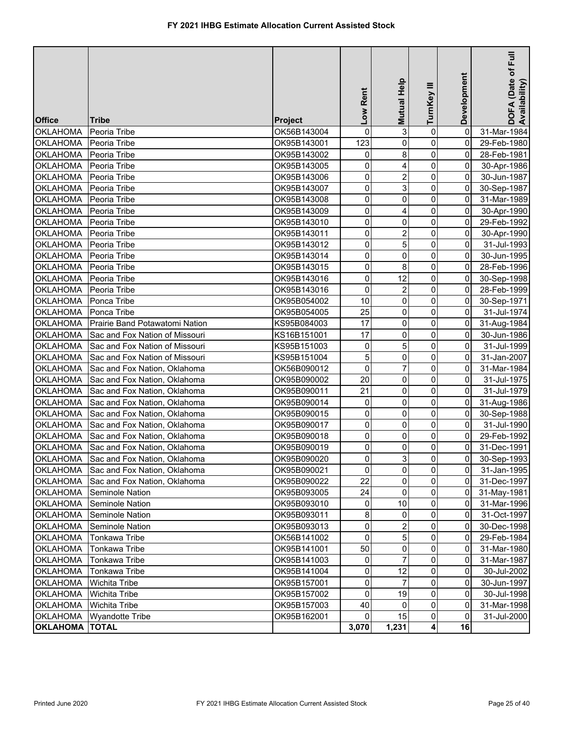# FY 2021 IHBG Estimate Allocation Current Assisted Stock

| Office | Tribe | Project | Low Rent | Mutual Help | TurnKey III | Development | DOFA (Date of Full Availability) |
|---|---|---|---|---|---|---|---|
| OKLAHOMA | Peoria Tribe | OK56B143004 | 0 | 3 | 0 | 0 | 31-Mar-1984 |
| OKLAHOMA | Peoria Tribe | OK95B143001 | 123 | 0 | 0 | 0 | 29-Feb-1980 |
| OKLAHOMA | Peoria Tribe | OK95B143002 | 0 | 8 | 0 | 0 | 28-Feb-1981 |
| OKLAHOMA | Peoria Tribe | OK95B143005 | 0 | 4 | 0 | 0 | 30-Apr-1986 |
| OKLAHOMA | Peoria Tribe | OK95B143006 | 0 | 2 | 0 | 0 | 30-Jun-1987 |
| OKLAHOMA | Peoria Tribe | OK95B143007 | 0 | 3 | 0 | 0 | 30-Sep-1987 |
| OKLAHOMA | Peoria Tribe | OK95B143008 | 0 | 0 | 0 | 0 | 31-Mar-1989 |
| OKLAHOMA | Peoria Tribe | OK95B143009 | 0 | 4 | 0 | 0 | 30-Apr-1990 |
| OKLAHOMA | Peoria Tribe | OK95B143010 | 0 | 0 | 0 | 0 | 29-Feb-1992 |
| OKLAHOMA | Peoria Tribe | OK95B143011 | 0 | 2 | 0 | 0 | 30-Apr-1990 |
| OKLAHOMA | Peoria Tribe | OK95B143012 | 0 | 5 | 0 | 0 | 31-Jul-1993 |
| OKLAHOMA | Peoria Tribe | OK95B143014 | 0 | 0 | 0 | 0 | 30-Jun-1995 |
| OKLAHOMA | Peoria Tribe | OK95B143015 | 0 | 8 | 0 | 0 | 28-Feb-1996 |
| OKLAHOMA | Peoria Tribe | OK95B143016 | 0 | 12 | 0 | 0 | 30-Sep-1998 |
| OKLAHOMA | Peoria Tribe | OK95B143016 | 0 | 2 | 0 | 0 | 28-Feb-1999 |
| OKLAHOMA | Ponca Tribe | OK95B054002 | 10 | 0 | 0 | 0 | 30-Sep-1971 |
| OKLAHOMA | Ponca Tribe | OK95B054005 | 25 | 0 | 0 | 0 | 31-Jul-1974 |
| OKLAHOMA | Prairie Band Potawatomi Nation | KS95B084003 | 17 | 0 | 0 | 0 | 31-Aug-1984 |
| OKLAHOMA | Sac and Fox Nation of Missouri | KS16B151001 | 17 | 0 | 0 | 0 | 30-Jun-1986 |
| OKLAHOMA | Sac and Fox Nation of Missouri | KS95B151003 | 0 | 5 | 0 | 0 | 31-Jul-1999 |
| OKLAHOMA | Sac and Fox Nation of Missouri | KS95B151004 | 5 | 0 | 0 | 0 | 31-Jan-2007 |
| OKLAHOMA | Sac and Fox Nation, Oklahoma | OK56B090012 | 0 | 7 | 0 | 0 | 31-Mar-1984 |
| OKLAHOMA | Sac and Fox Nation, Oklahoma | OK95B090002 | 20 | 0 | 0 | 0 | 31-Jul-1975 |
| OKLAHOMA | Sac and Fox Nation, Oklahoma | OK95B090011 | 21 | 0 | 0 | 0 | 31-Jul-1979 |
| OKLAHOMA | Sac and Fox Nation, Oklahoma | OK95B090014 | 0 | 0 | 0 | 0 | 31-Aug-1986 |
| OKLAHOMA | Sac and Fox Nation, Oklahoma | OK95B090015 | 0 | 0 | 0 | 0 | 30-Sep-1988 |
| OKLAHOMA | Sac and Fox Nation, Oklahoma | OK95B090017 | 0 | 0 | 0 | 0 | 31-Jul-1990 |
| OKLAHOMA | Sac and Fox Nation, Oklahoma | OK95B090018 | 0 | 0 | 0 | 0 | 29-Feb-1992 |
| OKLAHOMA | Sac and Fox Nation, Oklahoma | OK95B090019 | 0 | 0 | 0 | 0 | 31-Dec-1991 |
| OKLAHOMA | Sac and Fox Nation, Oklahoma | OK95B090020 | 0 | 3 | 0 | 0 | 30-Sep-1993 |
| OKLAHOMA | Sac and Fox Nation, Oklahoma | OK95B090021 | 0 | 0 | 0 | 0 | 31-Jan-1995 |
| OKLAHOMA | Sac and Fox Nation, Oklahoma | OK95B090022 | 22 | 0 | 0 | 0 | 31-Dec-1997 |
| OKLAHOMA | Seminole Nation | OK95B093005 | 24 | 0 | 0 | 0 | 31-May-1981 |
| OKLAHOMA | Seminole Nation | OK95B093010 | 0 | 10 | 0 | 0 | 31-Mar-1996 |
| OKLAHOMA | Seminole Nation | OK95B093011 | 8 | 0 | 0 | 0 | 31-Oct-1997 |
| OKLAHOMA | Seminole Nation | OK95B093013 | 0 | 2 | 0 | 0 | 30-Dec-1998 |
| OKLAHOMA | Tonkawa Tribe | OK56B141002 | 0 | 5 | 0 | 0 | 29-Feb-1984 |
| OKLAHOMA | Tonkawa Tribe | OK95B141001 | 50 | 0 | 0 | 0 | 31-Mar-1980 |
| OKLAHOMA | Tonkawa Tribe | OK95B141003 | 0 | 7 | 0 | 0 | 31-Mar-1987 |
| OKLAHOMA | Tonkawa Tribe | OK95B141004 | 0 | 12 | 0 | 0 | 30-Jul-2002 |
| OKLAHOMA | Wichita Tribe | OK95B157001 | 0 | 7 | 0 | 0 | 30-Jun-1997 |
| OKLAHOMA | Wichita Tribe | OK95B157002 | 0 | 19 | 0 | 0 | 30-Jul-1998 |
| OKLAHOMA | Wichita Tribe | OK95B157003 | 40 | 0 | 0 | 0 | 31-Mar-1998 |
| OKLAHOMA | Wyandotte Tribe | OK95B162001 | 0 | 15 | 0 | 0 | 31-Jul-2000 |
| **OKLAHOMA** | **TOTAL** | | **3,070** | **1,231** | **4** | **16** | |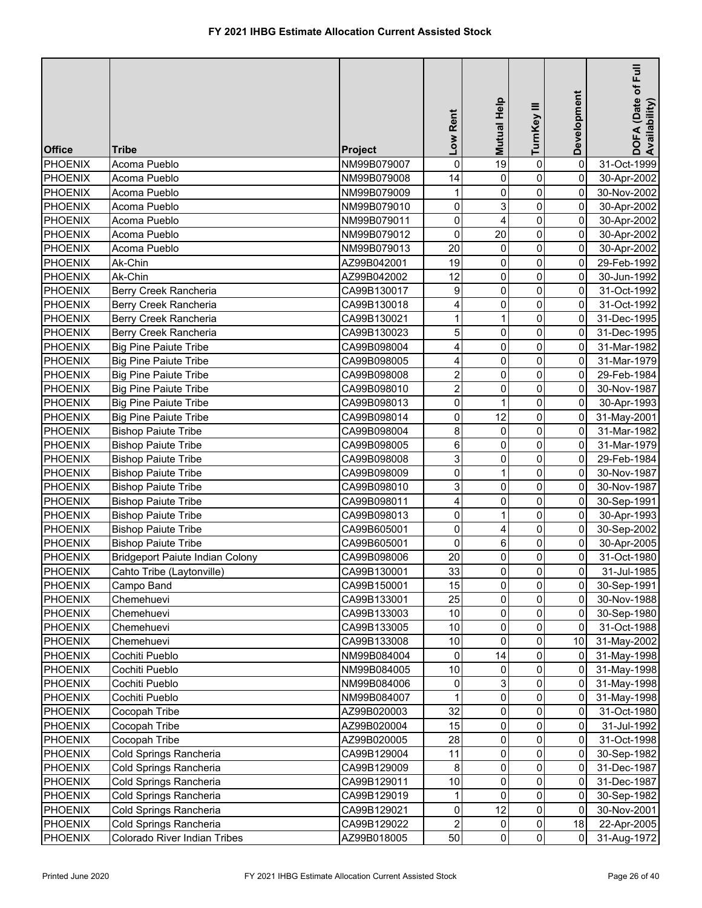# FY 2021 IHBG Estimate Allocation Current Assisted Stock

| Office | Tribe | Project | Low Rent | Mutual Help | TurnKey III | Development | DOFA (Date of Full Availability) |
|---|---|---|---|---|---|---|---|
| PHOENIX | Acoma Pueblo | NM99B079007 | 0 | 19 | 0 | 0 | 31-Oct-1999 |
| PHOENIX | Acoma Pueblo | NM99B079008 | 14 | 0 | 0 | 0 | 30-Apr-2002 |
| PHOENIX | Acoma Pueblo | NM99B079009 | 1 | 0 | 0 | 0 | 30-Nov-2002 |
| PHOENIX | Acoma Pueblo | NM99B079010 | 0 | 3 | 0 | 0 | 30-Apr-2002 |
| PHOENIX | Acoma Pueblo | NM99B079011 | 0 | 4 | 0 | 0 | 30-Apr-2002 |
| PHOENIX | Acoma Pueblo | NM99B079012 | 0 | 20 | 0 | 0 | 30-Apr-2002 |
| PHOENIX | Acoma Pueblo | NM99B079013 | 20 | 0 | 0 | 0 | 30-Apr-2002 |
| PHOENIX | Ak-Chin | AZ99B042001 | 19 | 0 | 0 | 0 | 29-Feb-1992 |
| PHOENIX | Ak-Chin | AZ99B042002 | 12 | 0 | 0 | 0 | 30-Jun-1992 |
| PHOENIX | Berry Creek Rancheria | CA99B130017 | 9 | 0 | 0 | 0 | 31-Oct-1992 |
| PHOENIX | Berry Creek Rancheria | CA99B130018 | 4 | 0 | 0 | 0 | 31-Oct-1992 |
| PHOENIX | Berry Creek Rancheria | CA99B130021 | 1 | 1 | 0 | 0 | 31-Dec-1995 |
| PHOENIX | Berry Creek Rancheria | CA99B130023 | 5 | 0 | 0 | 0 | 31-Dec-1995 |
| PHOENIX | Big Pine Paiute Tribe | CA99B098004 | 4 | 0 | 0 | 0 | 31-Mar-1982 |
| PHOENIX | Big Pine Paiute Tribe | CA99B098005 | 4 | 0 | 0 | 0 | 31-Mar-1979 |
| PHOENIX | Big Pine Paiute Tribe | CA99B098008 | 2 | 0 | 0 | 0 | 29-Feb-1984 |
| PHOENIX | Big Pine Paiute Tribe | CA99B098010 | 2 | 0 | 0 | 0 | 30-Nov-1987 |
| PHOENIX | Big Pine Paiute Tribe | CA99B098013 | 0 | 1 | 0 | 0 | 30-Apr-1993 |
| PHOENIX | Big Pine Paiute Tribe | CA99B098014 | 0 | 12 | 0 | 0 | 31-May-2001 |
| PHOENIX | Bishop Paiute Tribe | CA99B098004 | 8 | 0 | 0 | 0 | 31-Mar-1982 |
| PHOENIX | Bishop Paiute Tribe | CA99B098005 | 6 | 0 | 0 | 0 | 31-Mar-1979 |
| PHOENIX | Bishop Paiute Tribe | CA99B098008 | 3 | 0 | 0 | 0 | 29-Feb-1984 |
| PHOENIX | Bishop Paiute Tribe | CA99B098009 | 0 | 1 | 0 | 0 | 30-Nov-1987 |
| PHOENIX | Bishop Paiute Tribe | CA99B098010 | 3 | 0 | 0 | 0 | 30-Nov-1987 |
| PHOENIX | Bishop Paiute Tribe | CA99B098011 | 4 | 0 | 0 | 0 | 30-Sep-1991 |
| PHOENIX | Bishop Paiute Tribe | CA99B098013 | 0 | 1 | 0 | 0 | 30-Apr-1993 |
| PHOENIX | Bishop Paiute Tribe | CA99B605001 | 0 | 4 | 0 | 0 | 30-Sep-2002 |
| PHOENIX | Bishop Paiute Tribe | CA99B605001 | 0 | 6 | 0 | 0 | 30-Apr-2005 |
| PHOENIX | Bridgeport Paiute Indian Colony | CA99B098006 | 20 | 0 | 0 | 0 | 31-Oct-1980 |
| PHOENIX | Cahto Tribe (Laytonville) | CA99B130001 | 33 | 0 | 0 | 0 | 31-Jul-1985 |
| PHOENIX | Campo Band | CA99B150001 | 15 | 0 | 0 | 0 | 30-Sep-1991 |
| PHOENIX | Chemehuevi | CA99B133001 | 25 | 0 | 0 | 0 | 30-Nov-1988 |
| PHOENIX | Chemehuevi | CA99B133003 | 10 | 0 | 0 | 0 | 30-Sep-1980 |
| PHOENIX | Chemehuevi | CA99B133005 | 10 | 0 | 0 | 0 | 31-Oct-1988 |
| PHOENIX | Chemehuevi | CA99B133008 | 10 | 0 | 0 | 10 | 31-May-2002 |
| PHOENIX | Cochiti Pueblo | NM99B084004 | 0 | 14 | 0 | 0 | 31-May-1998 |
| PHOENIX | Cochiti Pueblo | NM99B084005 | 10 | 0 | 0 | 0 | 31-May-1998 |
| PHOENIX | Cochiti Pueblo | NM99B084006 | 0 | 3 | 0 | 0 | 31-May-1998 |
| PHOENIX | Cochiti Pueblo | NM99B084007 | 1 | 0 | 0 | 0 | 31-May-1998 |
| PHOENIX | Cocopah Tribe | AZ99B020003 | 32 | 0 | 0 | 0 | 31-Oct-1980 |
| PHOENIX | Cocopah Tribe | AZ99B020004 | 15 | 0 | 0 | 0 | 31-Jul-1992 |
| PHOENIX | Cocopah Tribe | AZ99B020005 | 28 | 0 | 0 | 0 | 31-Oct-1998 |
| PHOENIX | Cold Springs Rancheria | CA99B129004 | 11 | 0 | 0 | 0 | 30-Sep-1982 |
| PHOENIX | Cold Springs Rancheria | CA99B129009 | 8 | 0 | 0 | 0 | 31-Dec-1987 |
| PHOENIX | Cold Springs Rancheria | CA99B129011 | 10 | 0 | 0 | 0 | 31-Dec-1987 |
| PHOENIX | Cold Springs Rancheria | CA99B129019 | 1 | 0 | 0 | 0 | 30-Sep-1982 |
| PHOENIX | Cold Springs Rancheria | CA99B129021 | 0 | 12 | 0 | 0 | 30-Nov-2001 |
| PHOENIX | Cold Springs Rancheria | CA99B129022 | 2 | 0 | 0 | 18 | 22-Apr-2005 |
| PHOENIX | Colorado River Indian Tribes | AZ99B018005 | 50 | 0 | 0 | 0 | 31-Aug-1972 |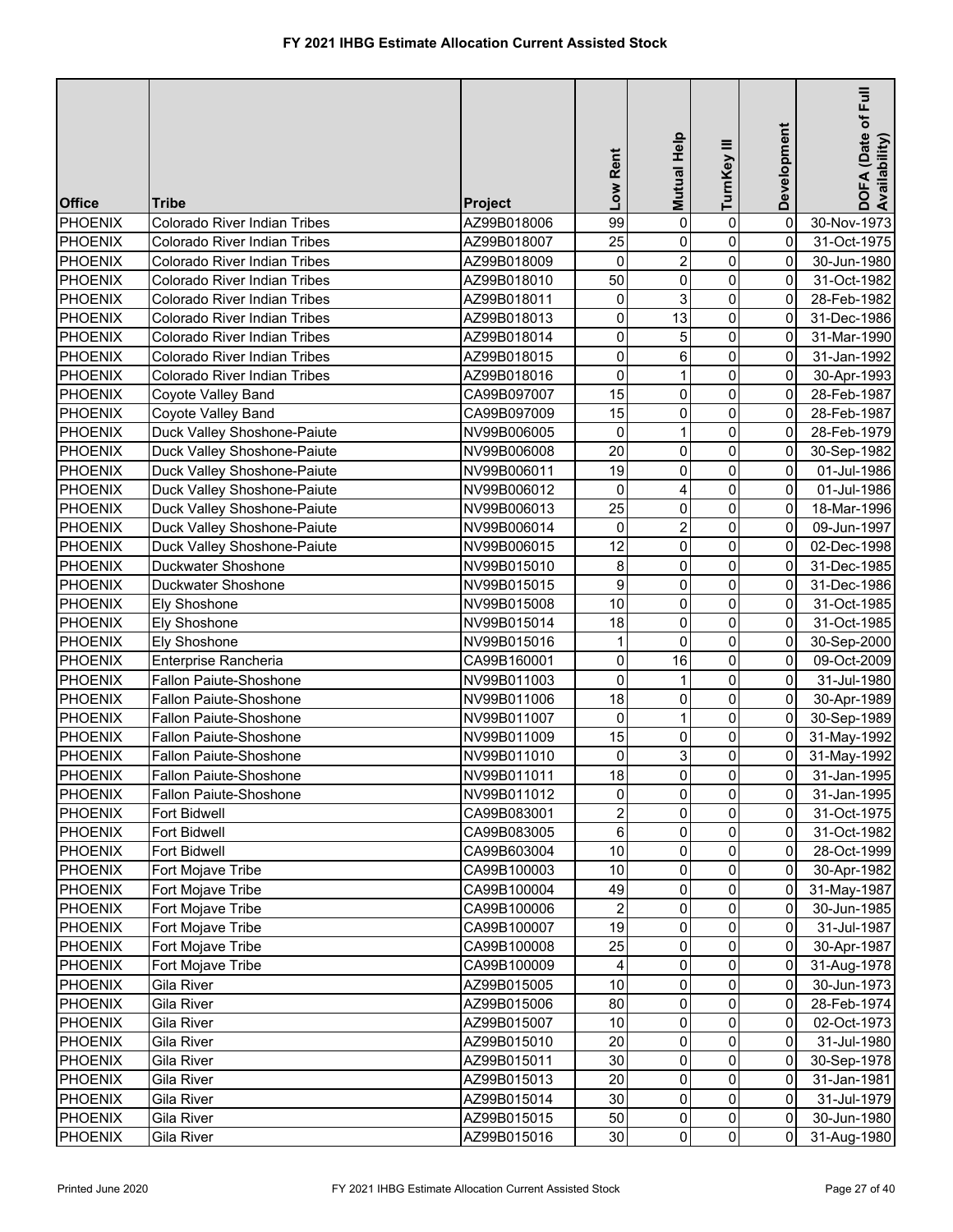# FY 2021 IHBG Estimate Allocation Current Assisted Stock

| Office | Tribe | Project | Low Rent | Mutual Help | TurnKey III | Development | DOFA (Date of Full Availability) |
|---|---|---|---|---|---|---|---|
| PHOENIX | Colorado River Indian Tribes | AZ99B018006 | 99 | 0 | 0 | 0 | 30-Nov-1973 |
| PHOENIX | Colorado River Indian Tribes | AZ99B018007 | 25 | 0 | 0 | 0 | 31-Oct-1975 |
| PHOENIX | Colorado River Indian Tribes | AZ99B018009 | 0 | 2 | 0 | 0 | 30-Jun-1980 |
| PHOENIX | Colorado River Indian Tribes | AZ99B018010 | 50 | 0 | 0 | 0 | 31-Oct-1982 |
| PHOENIX | Colorado River Indian Tribes | AZ99B018011 | 0 | 3 | 0 | 0 | 28-Feb-1982 |
| PHOENIX | Colorado River Indian Tribes | AZ99B018013 | 0 | 13 | 0 | 0 | 31-Dec-1986 |
| PHOENIX | Colorado River Indian Tribes | AZ99B018014 | 0 | 5 | 0 | 0 | 31-Mar-1990 |
| PHOENIX | Colorado River Indian Tribes | AZ99B018015 | 0 | 6 | 0 | 0 | 31-Jan-1992 |
| PHOENIX | Colorado River Indian Tribes | AZ99B018016 | 0 | 1 | 0 | 0 | 30-Apr-1993 |
| PHOENIX | Coyote Valley Band | CA99B097007 | 15 | 0 | 0 | 0 | 28-Feb-1987 |
| PHOENIX | Coyote Valley Band | CA99B097009 | 15 | 0 | 0 | 0 | 28-Feb-1987 |
| PHOENIX | Duck Valley Shoshone-Paiute | NV99B006005 | 0 | 1 | 0 | 0 | 28-Feb-1979 |
| PHOENIX | Duck Valley Shoshone-Paiute | NV99B006008 | 20 | 0 | 0 | 0 | 30-Sep-1982 |
| PHOENIX | Duck Valley Shoshone-Paiute | NV99B006011 | 19 | 0 | 0 | 0 | 01-Jul-1986 |
| PHOENIX | Duck Valley Shoshone-Paiute | NV99B006012 | 0 | 4 | 0 | 0 | 01-Jul-1986 |
| PHOENIX | Duck Valley Shoshone-Paiute | NV99B006013 | 25 | 0 | 0 | 0 | 18-Mar-1996 |
| PHOENIX | Duck Valley Shoshone-Paiute | NV99B006014 | 0 | 2 | 0 | 0 | 09-Jun-1997 |
| PHOENIX | Duck Valley Shoshone-Paiute | NV99B006015 | 12 | 0 | 0 | 0 | 02-Dec-1998 |
| PHOENIX | Duckwater Shoshone | NV99B015010 | 8 | 0 | 0 | 0 | 31-Dec-1985 |
| PHOENIX | Duckwater Shoshone | NV99B015015 | 9 | 0 | 0 | 0 | 31-Dec-1986 |
| PHOENIX | Ely Shoshone | NV99B015008 | 10 | 0 | 0 | 0 | 31-Oct-1985 |
| PHOENIX | Ely Shoshone | NV99B015014 | 18 | 0 | 0 | 0 | 31-Oct-1985 |
| PHOENIX | Ely Shoshone | NV99B015016 | 1 | 0 | 0 | 0 | 30-Sep-2000 |
| PHOENIX | Enterprise Rancheria | CA99B160001 | 0 | 16 | 0 | 0 | 09-Oct-2009 |
| PHOENIX | Fallon Paiute-Shoshone | NV99B011003 | 0 | 1 | 0 | 0 | 31-Jul-1980 |
| PHOENIX | Fallon Paiute-Shoshone | NV99B011006 | 18 | 0 | 0 | 0 | 30-Apr-1989 |
| PHOENIX | Fallon Paiute-Shoshone | NV99B011007 | 0 | 1 | 0 | 0 | 30-Sep-1989 |
| PHOENIX | Fallon Paiute-Shoshone | NV99B011009 | 15 | 0 | 0 | 0 | 31-May-1992 |
| PHOENIX | Fallon Paiute-Shoshone | NV99B011010 | 0 | 3 | 0 | 0 | 31-May-1992 |
| PHOENIX | Fallon Paiute-Shoshone | NV99B011011 | 18 | 0 | 0 | 0 | 31-Jan-1995 |
| PHOENIX | Fallon Paiute-Shoshone | NV99B011012 | 0 | 0 | 0 | 0 | 31-Jan-1995 |
| PHOENIX | Fort Bidwell | CA99B083001 | 2 | 0 | 0 | 0 | 31-Oct-1975 |
| PHOENIX | Fort Bidwell | CA99B083005 | 6 | 0 | 0 | 0 | 31-Oct-1982 |
| PHOENIX | Fort Bidwell | CA99B603004 | 10 | 0 | 0 | 0 | 28-Oct-1999 |
| PHOENIX | Fort Mojave Tribe | CA99B100003 | 10 | 0 | 0 | 0 | 30-Apr-1982 |
| PHOENIX | Fort Mojave Tribe | CA99B100004 | 49 | 0 | 0 | 0 | 31-May-1987 |
| PHOENIX | Fort Mojave Tribe | CA99B100006 | 2 | 0 | 0 | 0 | 30-Jun-1985 |
| PHOENIX | Fort Mojave Tribe | CA99B100007 | 19 | 0 | 0 | 0 | 31-Jul-1987 |
| PHOENIX | Fort Mojave Tribe | CA99B100008 | 25 | 0 | 0 | 0 | 30-Apr-1987 |
| PHOENIX | Fort Mojave Tribe | CA99B100009 | 4 | 0 | 0 | 0 | 31-Aug-1978 |
| PHOENIX | Gila River | AZ99B015005 | 10 | 0 | 0 | 0 | 30-Jun-1973 |
| PHOENIX | Gila River | AZ99B015006 | 80 | 0 | 0 | 0 | 28-Feb-1974 |
| PHOENIX | Gila River | AZ99B015007 | 10 | 0 | 0 | 0 | 02-Oct-1973 |
| PHOENIX | Gila River | AZ99B015010 | 20 | 0 | 0 | 0 | 31-Jul-1980 |
| PHOENIX | Gila River | AZ99B015011 | 30 | 0 | 0 | 0 | 30-Sep-1978 |
| PHOENIX | Gila River | AZ99B015013 | 20 | 0 | 0 | 0 | 31-Jan-1981 |
| PHOENIX | Gila River | AZ99B015014 | 30 | 0 | 0 | 0 | 31-Jul-1979 |
| PHOENIX | Gila River | AZ99B015015 | 50 | 0 | 0 | 0 | 30-Jun-1980 |
| PHOENIX | Gila River | AZ99B015016 | 30 | 0 | 0 | 0 | 31-Aug-1980 |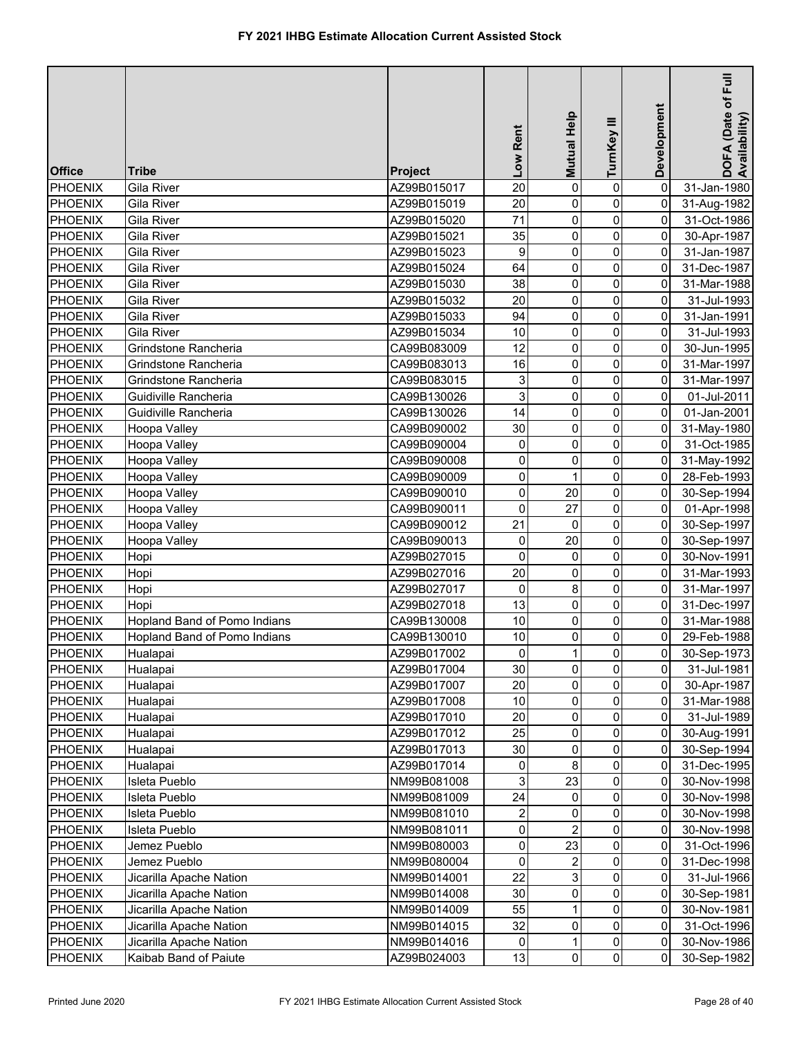# FY 2021 IHBG Estimate Allocation Current Assisted Stock

| Office | Tribe | Project | Low Rent | Mutual Help | TurnKey III | Development | DOFA (Date of Full Availability) |
|---|---|---|---|---|---|---|---|
| PHOENIX | Gila River | AZ99B015017 | 20 | 0 | 0 | 0 | 31-Jan-1980 |
| PHOENIX | Gila River | AZ99B015019 | 20 | 0 | 0 | 0 | 31-Aug-1982 |
| PHOENIX | Gila River | AZ99B015020 | 71 | 0 | 0 | 0 | 31-Oct-1986 |
| PHOENIX | Gila River | AZ99B015021 | 35 | 0 | 0 | 0 | 30-Apr-1987 |
| PHOENIX | Gila River | AZ99B015023 | 9 | 0 | 0 | 0 | 31-Jan-1987 |
| PHOENIX | Gila River | AZ99B015024 | 64 | 0 | 0 | 0 | 31-Dec-1987 |
| PHOENIX | Gila River | AZ99B015030 | 38 | 0 | 0 | 0 | 31-Mar-1988 |
| PHOENIX | Gila River | AZ99B015032 | 20 | 0 | 0 | 0 | 31-Jul-1993 |
| PHOENIX | Gila River | AZ99B015033 | 94 | 0 | 0 | 0 | 31-Jan-1991 |
| PHOENIX | Gila River | AZ99B015034 | 10 | 0 | 0 | 0 | 31-Jul-1993 |
| PHOENIX | Grindstone Rancheria | CA99B083009 | 12 | 0 | 0 | 0 | 30-Jun-1995 |
| PHOENIX | Grindstone Rancheria | CA99B083013 | 16 | 0 | 0 | 0 | 31-Mar-1997 |
| PHOENIX | Grindstone Rancheria | CA99B083015 | 3 | 0 | 0 | 0 | 31-Mar-1997 |
| PHOENIX | Guidiville Rancheria | CA99B130026 | 3 | 0 | 0 | 0 | 01-Jul-2011 |
| PHOENIX | Guidiville Rancheria | CA99B130026 | 14 | 0 | 0 | 0 | 01-Jan-2001 |
| PHOENIX | Hoopa Valley | CA99B090002 | 30 | 0 | 0 | 0 | 31-May-1980 |
| PHOENIX | Hoopa Valley | CA99B090004 | 0 | 0 | 0 | 0 | 31-Oct-1985 |
| PHOENIX | Hoopa Valley | CA99B090008 | 0 | 0 | 0 | 0 | 31-May-1992 |
| PHOENIX | Hoopa Valley | CA99B090009 | 0 | 1 | 0 | 0 | 28-Feb-1993 |
| PHOENIX | Hoopa Valley | CA99B090010 | 0 | 20 | 0 | 0 | 30-Sep-1994 |
| PHOENIX | Hoopa Valley | CA99B090011 | 0 | 27 | 0 | 0 | 01-Apr-1998 |
| PHOENIX | Hoopa Valley | CA99B090012 | 21 | 0 | 0 | 0 | 30-Sep-1997 |
| PHOENIX | Hoopa Valley | CA99B090013 | 0 | 20 | 0 | 0 | 30-Sep-1997 |
| PHOENIX | Hopi | AZ99B027015 | 0 | 0 | 0 | 0 | 30-Nov-1991 |
| PHOENIX | Hopi | AZ99B027016 | 20 | 0 | 0 | 0 | 31-Mar-1993 |
| PHOENIX | Hopi | AZ99B027017 | 0 | 8 | 0 | 0 | 31-Mar-1997 |
| PHOENIX | Hopi | AZ99B027018 | 13 | 0 | 0 | 0 | 31-Dec-1997 |
| PHOENIX | Hopland Band of Pomo Indians | CA99B130008 | 10 | 0 | 0 | 0 | 31-Mar-1988 |
| PHOENIX | Hopland Band of Pomo Indians | CA99B130010 | 10 | 0 | 0 | 0 | 29-Feb-1988 |
| PHOENIX | Hualapai | AZ99B017002 | 0 | 1 | 0 | 0 | 30-Sep-1973 |
| PHOENIX | Hualapai | AZ99B017004 | 30 | 0 | 0 | 0 | 31-Jul-1981 |
| PHOENIX | Hualapai | AZ99B017007 | 20 | 0 | 0 | 0 | 30-Apr-1987 |
| PHOENIX | Hualapai | AZ99B017008 | 10 | 0 | 0 | 0 | 31-Mar-1988 |
| PHOENIX | Hualapai | AZ99B017010 | 20 | 0 | 0 | 0 | 31-Jul-1989 |
| PHOENIX | Hualapai | AZ99B017012 | 25 | 0 | 0 | 0 | 30-Aug-1991 |
| PHOENIX | Hualapai | AZ99B017013 | 30 | 0 | 0 | 0 | 30-Sep-1994 |
| PHOENIX | Hualapai | AZ99B017014 | 0 | 8 | 0 | 0 | 31-Dec-1995 |
| PHOENIX | Isleta Pueblo | NM99B081008 | 3 | 23 | 0 | 0 | 30-Nov-1998 |
| PHOENIX | Isleta Pueblo | NM99B081009 | 24 | 0 | 0 | 0 | 30-Nov-1998 |
| PHOENIX | Isleta Pueblo | NM99B081010 | 2 | 0 | 0 | 0 | 30-Nov-1998 |
| PHOENIX | Isleta Pueblo | NM99B081011 | 0 | 2 | 0 | 0 | 30-Nov-1998 |
| PHOENIX | Jemez Pueblo | NM99B080003 | 0 | 23 | 0 | 0 | 31-Oct-1996 |
| PHOENIX | Jemez Pueblo | NM99B080004 | 0 | 2 | 0 | 0 | 31-Dec-1998 |
| PHOENIX | Jicarilla Apache Nation | NM99B014001 | 22 | 3 | 0 | 0 | 31-Jul-1966 |
| PHOENIX | Jicarilla Apache Nation | NM99B014008 | 30 | 0 | 0 | 0 | 30-Sep-1981 |
| PHOENIX | Jicarilla Apache Nation | NM99B014009 | 55 | 1 | 0 | 0 | 30-Nov-1981 |
| PHOENIX | Jicarilla Apache Nation | NM99B014015 | 32 | 0 | 0 | 0 | 31-Oct-1996 |
| PHOENIX | Jicarilla Apache Nation | NM99B014016 | 0 | 1 | 0 | 0 | 30-Nov-1986 |
| PHOENIX | Kaibab Band of Paiute | AZ99B024003 | 13 | 0 | 0 | 0 | 30-Sep-1982 |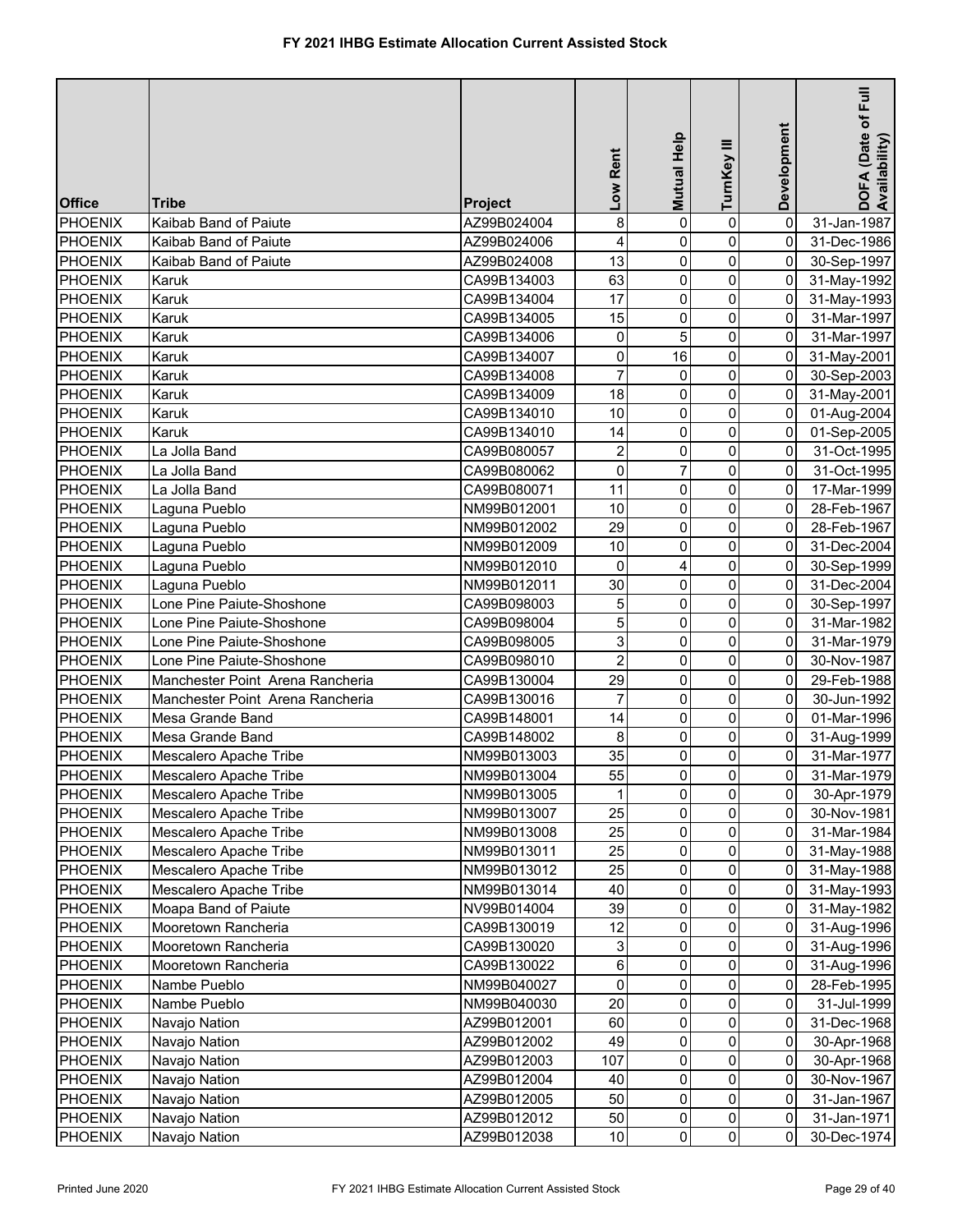# FY 2021 IHBG Estimate Allocation Current Assisted Stock

| Office | Tribe | Project | Low Rent | Mutual Help | TurnKey III | Development | DOFA (Date of Full Availability) |
|---|---|---|---|---|---|---|---|
| PHOENIX | Kaibab Band of Paiute | AZ99B024004 | 8 | 0 | 0 | 0 | 31-Jan-1987 |
| PHOENIX | Kaibab Band of Paiute | AZ99B024006 | 4 | 0 | 0 | 0 | 31-Dec-1986 |
| PHOENIX | Kaibab Band of Paiute | AZ99B024008 | 13 | 0 | 0 | 0 | 30-Sep-1997 |
| PHOENIX | Karuk | CA99B134003 | 63 | 0 | 0 | 0 | 31-May-1992 |
| PHOENIX | Karuk | CA99B134004 | 17 | 0 | 0 | 0 | 31-May-1993 |
| PHOENIX | Karuk | CA99B134005 | 15 | 0 | 0 | 0 | 31-Mar-1997 |
| PHOENIX | Karuk | CA99B134006 | 0 | 5 | 0 | 0 | 31-Mar-1997 |
| PHOENIX | Karuk | CA99B134007 | 0 | 16 | 0 | 0 | 31-May-2001 |
| PHOENIX | Karuk | CA99B134008 | 7 | 0 | 0 | 0 | 30-Sep-2003 |
| PHOENIX | Karuk | CA99B134009 | 18 | 0 | 0 | 0 | 31-May-2001 |
| PHOENIX | Karuk | CA99B134010 | 10 | 0 | 0 | 0 | 01-Aug-2004 |
| PHOENIX | Karuk | CA99B134010 | 14 | 0 | 0 | 0 | 01-Sep-2005 |
| PHOENIX | La Jolla Band | CA99B080057 | 2 | 0 | 0 | 0 | 31-Oct-1995 |
| PHOENIX | La Jolla Band | CA99B080062 | 0 | 7 | 0 | 0 | 31-Oct-1995 |
| PHOENIX | La Jolla Band | CA99B080071 | 11 | 0 | 0 | 0 | 17-Mar-1999 |
| PHOENIX | Laguna Pueblo | NM99B012001 | 10 | 0 | 0 | 0 | 28-Feb-1967 |
| PHOENIX | Laguna Pueblo | NM99B012002 | 29 | 0 | 0 | 0 | 28-Feb-1967 |
| PHOENIX | Laguna Pueblo | NM99B012009 | 10 | 0 | 0 | 0 | 31-Dec-2004 |
| PHOENIX | Laguna Pueblo | NM99B012010 | 0 | 4 | 0 | 0 | 30-Sep-1999 |
| PHOENIX | Laguna Pueblo | NM99B012011 | 30 | 0 | 0 | 0 | 31-Dec-2004 |
| PHOENIX | Lone Pine Paiute-Shoshone | CA99B098003 | 5 | 0 | 0 | 0 | 30-Sep-1997 |
| PHOENIX | Lone Pine Paiute-Shoshone | CA99B098004 | 5 | 0 | 0 | 0 | 31-Mar-1982 |
| PHOENIX | Lone Pine Paiute-Shoshone | CA99B098005 | 3 | 0 | 0 | 0 | 31-Mar-1979 |
| PHOENIX | Lone Pine Paiute-Shoshone | CA99B098010 | 2 | 0 | 0 | 0 | 30-Nov-1987 |
| PHOENIX | Manchester Point Arena Rancheria | CA99B130004 | 29 | 0 | 0 | 0 | 29-Feb-1988 |
| PHOENIX | Manchester Point Arena Rancheria | CA99B130016 | 7 | 0 | 0 | 0 | 30-Jun-1992 |
| PHOENIX | Mesa Grande Band | CA99B148001 | 14 | 0 | 0 | 0 | 01-Mar-1996 |
| PHOENIX | Mesa Grande Band | CA99B148002 | 8 | 0 | 0 | 0 | 31-Aug-1999 |
| PHOENIX | Mescalero Apache Tribe | NM99B013003 | 35 | 0 | 0 | 0 | 31-Mar-1977 |
| PHOENIX | Mescalero Apache Tribe | NM99B013004 | 55 | 0 | 0 | 0 | 31-Mar-1979 |
| PHOENIX | Mescalero Apache Tribe | NM99B013005 | 1 | 0 | 0 | 0 | 30-Apr-1979 |
| PHOENIX | Mescalero Apache Tribe | NM99B013007 | 25 | 0 | 0 | 0 | 30-Nov-1981 |
| PHOENIX | Mescalero Apache Tribe | NM99B013008 | 25 | 0 | 0 | 0 | 31-Mar-1984 |
| PHOENIX | Mescalero Apache Tribe | NM99B013011 | 25 | 0 | 0 | 0 | 31-May-1988 |
| PHOENIX | Mescalero Apache Tribe | NM99B013012 | 25 | 0 | 0 | 0 | 31-May-1988 |
| PHOENIX | Mescalero Apache Tribe | NM99B013014 | 40 | 0 | 0 | 0 | 31-May-1993 |
| PHOENIX | Moapa Band of Paiute | NV99B014004 | 39 | 0 | 0 | 0 | 31-May-1982 |
| PHOENIX | Mooretown Rancheria | CA99B130019 | 12 | 0 | 0 | 0 | 31-Aug-1996 |
| PHOENIX | Mooretown Rancheria | CA99B130020 | 3 | 0 | 0 | 0 | 31-Aug-1996 |
| PHOENIX | Mooretown Rancheria | CA99B130022 | 6 | 0 | 0 | 0 | 31-Aug-1996 |
| PHOENIX | Nambe Pueblo | NM99B040027 | 0 | 0 | 0 | 0 | 28-Feb-1995 |
| PHOENIX | Nambe Pueblo | NM99B040030 | 20 | 0 | 0 | 0 | 31-Jul-1999 |
| PHOENIX | Navajo Nation | AZ99B012001 | 60 | 0 | 0 | 0 | 31-Dec-1968 |
| PHOENIX | Navajo Nation | AZ99B012002 | 49 | 0 | 0 | 0 | 30-Apr-1968 |
| PHOENIX | Navajo Nation | AZ99B012003 | 107 | 0 | 0 | 0 | 30-Apr-1968 |
| PHOENIX | Navajo Nation | AZ99B012004 | 40 | 0 | 0 | 0 | 30-Nov-1967 |
| PHOENIX | Navajo Nation | AZ99B012005 | 50 | 0 | 0 | 0 | 31-Jan-1967 |
| PHOENIX | Navajo Nation | AZ99B012012 | 50 | 0 | 0 | 0 | 31-Jan-1971 |
| PHOENIX | Navajo Nation | AZ99B012038 | 10 | 0 | 0 | 0 | 30-Dec-1974 |

Printed June 2020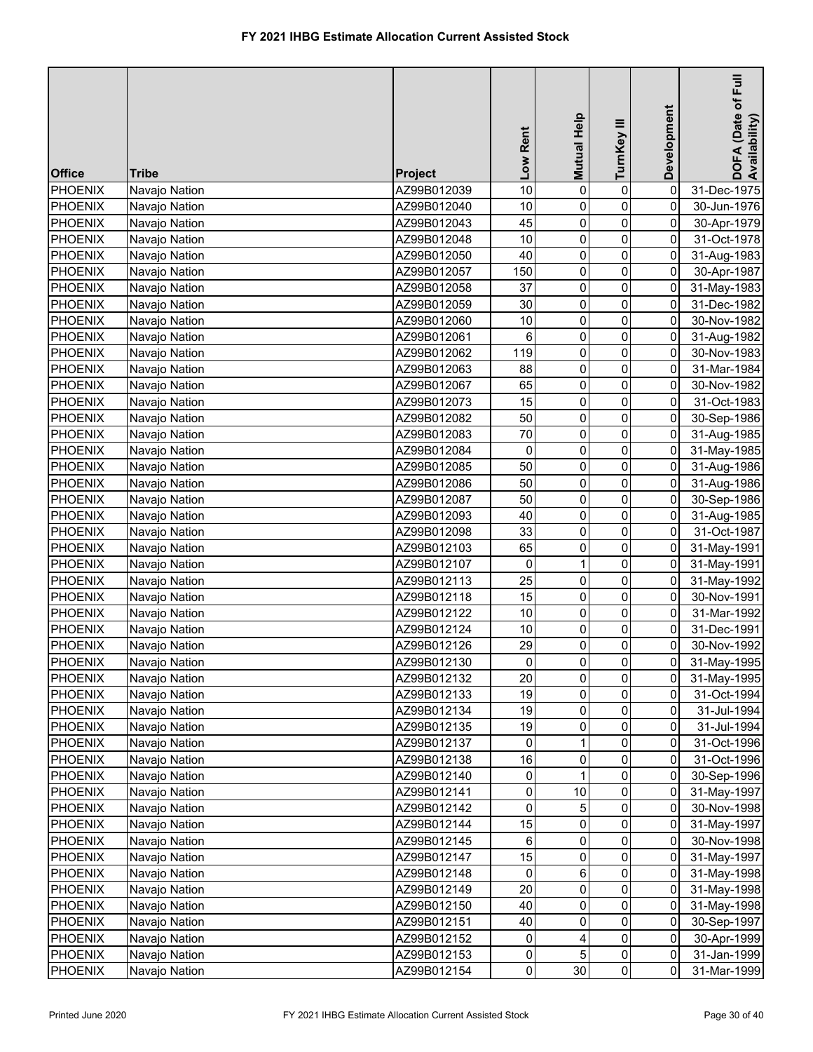# FY 2021 IHBG Estimate Allocation Current Assisted Stock

| Office | Tribe | Project | Low Rent | Mutual Help | TurnKey III | Development | DOFA (Date of Full Availability) |
|---|---|---|---|---|---|---|---|
| PHOENIX | Navajo Nation | AZ99B012039 | 10 | 0 | 0 | 0 | 31-Dec-1975 |
| PHOENIX | Navajo Nation | AZ99B012040 | 10 | 0 | 0 | 0 | 30-Jun-1976 |
| PHOENIX | Navajo Nation | AZ99B012043 | 45 | 0 | 0 | 0 | 30-Apr-1979 |
| PHOENIX | Navajo Nation | AZ99B012048 | 10 | 0 | 0 | 0 | 31-Oct-1978 |
| PHOENIX | Navajo Nation | AZ99B012050 | 40 | 0 | 0 | 0 | 31-Aug-1983 |
| PHOENIX | Navajo Nation | AZ99B012057 | 150 | 0 | 0 | 0 | 30-Apr-1987 |
| PHOENIX | Navajo Nation | AZ99B012058 | 37 | 0 | 0 | 0 | 31-May-1983 |
| PHOENIX | Navajo Nation | AZ99B012059 | 30 | 0 | 0 | 0 | 31-Dec-1982 |
| PHOENIX | Navajo Nation | AZ99B012060 | 10 | 0 | 0 | 0 | 30-Nov-1982 |
| PHOENIX | Navajo Nation | AZ99B012061 | 6 | 0 | 0 | 0 | 31-Aug-1982 |
| PHOENIX | Navajo Nation | AZ99B012062 | 119 | 0 | 0 | 0 | 30-Nov-1983 |
| PHOENIX | Navajo Nation | AZ99B012063 | 88 | 0 | 0 | 0 | 31-Mar-1984 |
| PHOENIX | Navajo Nation | AZ99B012067 | 65 | 0 | 0 | 0 | 30-Nov-1982 |
| PHOENIX | Navajo Nation | AZ99B012073 | 15 | 0 | 0 | 0 | 31-Oct-1983 |
| PHOENIX | Navajo Nation | AZ99B012082 | 50 | 0 | 0 | 0 | 30-Sep-1986 |
| PHOENIX | Navajo Nation | AZ99B012083 | 70 | 0 | 0 | 0 | 31-Aug-1985 |
| PHOENIX | Navajo Nation | AZ99B012084 | 0 | 0 | 0 | 0 | 31-May-1985 |
| PHOENIX | Navajo Nation | AZ99B012085 | 50 | 0 | 0 | 0 | 31-Aug-1986 |
| PHOENIX | Navajo Nation | AZ99B012086 | 50 | 0 | 0 | 0 | 31-Aug-1986 |
| PHOENIX | Navajo Nation | AZ99B012087 | 50 | 0 | 0 | 0 | 30-Sep-1986 |
| PHOENIX | Navajo Nation | AZ99B012093 | 40 | 0 | 0 | 0 | 31-Aug-1985 |
| PHOENIX | Navajo Nation | AZ99B012098 | 33 | 0 | 0 | 0 | 31-Oct-1987 |
| PHOENIX | Navajo Nation | AZ99B012103 | 65 | 0 | 0 | 0 | 31-May-1991 |
| PHOENIX | Navajo Nation | AZ99B012107 | 0 | 1 | 0 | 0 | 31-May-1991 |
| PHOENIX | Navajo Nation | AZ99B012113 | 25 | 0 | 0 | 0 | 31-May-1992 |
| PHOENIX | Navajo Nation | AZ99B012118 | 15 | 0 | 0 | 0 | 30-Nov-1991 |
| PHOENIX | Navajo Nation | AZ99B012122 | 10 | 0 | 0 | 0 | 31-Mar-1992 |
| PHOENIX | Navajo Nation | AZ99B012124 | 10 | 0 | 0 | 0 | 31-Dec-1991 |
| PHOENIX | Navajo Nation | AZ99B012126 | 29 | 0 | 0 | 0 | 30-Nov-1992 |
| PHOENIX | Navajo Nation | AZ99B012130 | 0 | 0 | 0 | 0 | 31-May-1995 |
| PHOENIX | Navajo Nation | AZ99B012132 | 20 | 0 | 0 | 0 | 31-May-1995 |
| PHOENIX | Navajo Nation | AZ99B012133 | 19 | 0 | 0 | 0 | 31-Oct-1994 |
| PHOENIX | Navajo Nation | AZ99B012134 | 19 | 0 | 0 | 0 | 31-Jul-1994 |
| PHOENIX | Navajo Nation | AZ99B012135 | 19 | 0 | 0 | 0 | 31-Jul-1994 |
| PHOENIX | Navajo Nation | AZ99B012137 | 0 | 1 | 0 | 0 | 31-Oct-1996 |
| PHOENIX | Navajo Nation | AZ99B012138 | 16 | 0 | 0 | 0 | 31-Oct-1996 |
| PHOENIX | Navajo Nation | AZ99B012140 | 0 | 1 | 0 | 0 | 30-Sep-1996 |
| PHOENIX | Navajo Nation | AZ99B012141 | 0 | 10 | 0 | 0 | 31-May-1997 |
| PHOENIX | Navajo Nation | AZ99B012142 | 0 | 5 | 0 | 0 | 30-Nov-1998 |
| PHOENIX | Navajo Nation | AZ99B012144 | 15 | 0 | 0 | 0 | 31-May-1997 |
| PHOENIX | Navajo Nation | AZ99B012145 | 6 | 0 | 0 | 0 | 30-Nov-1998 |
| PHOENIX | Navajo Nation | AZ99B012147 | 15 | 0 | 0 | 0 | 31-May-1997 |
| PHOENIX | Navajo Nation | AZ99B012148 | 0 | 6 | 0 | 0 | 31-May-1998 |
| PHOENIX | Navajo Nation | AZ99B012149 | 20 | 0 | 0 | 0 | 31-May-1998 |
| PHOENIX | Navajo Nation | AZ99B012150 | 40 | 0 | 0 | 0 | 31-May-1998 |
| PHOENIX | Navajo Nation | AZ99B012151 | 40 | 0 | 0 | 0 | 30-Sep-1997 |
| PHOENIX | Navajo Nation | AZ99B012152 | 0 | 4 | 0 | 0 | 30-Apr-1999 |
| PHOENIX | Navajo Nation | AZ99B012153 | 0 | 5 | 0 | 0 | 31-Jan-1999 |
| PHOENIX | Navajo Nation | AZ99B012154 | 0 | 30 | 0 | 0 | 31-Mar-1999 |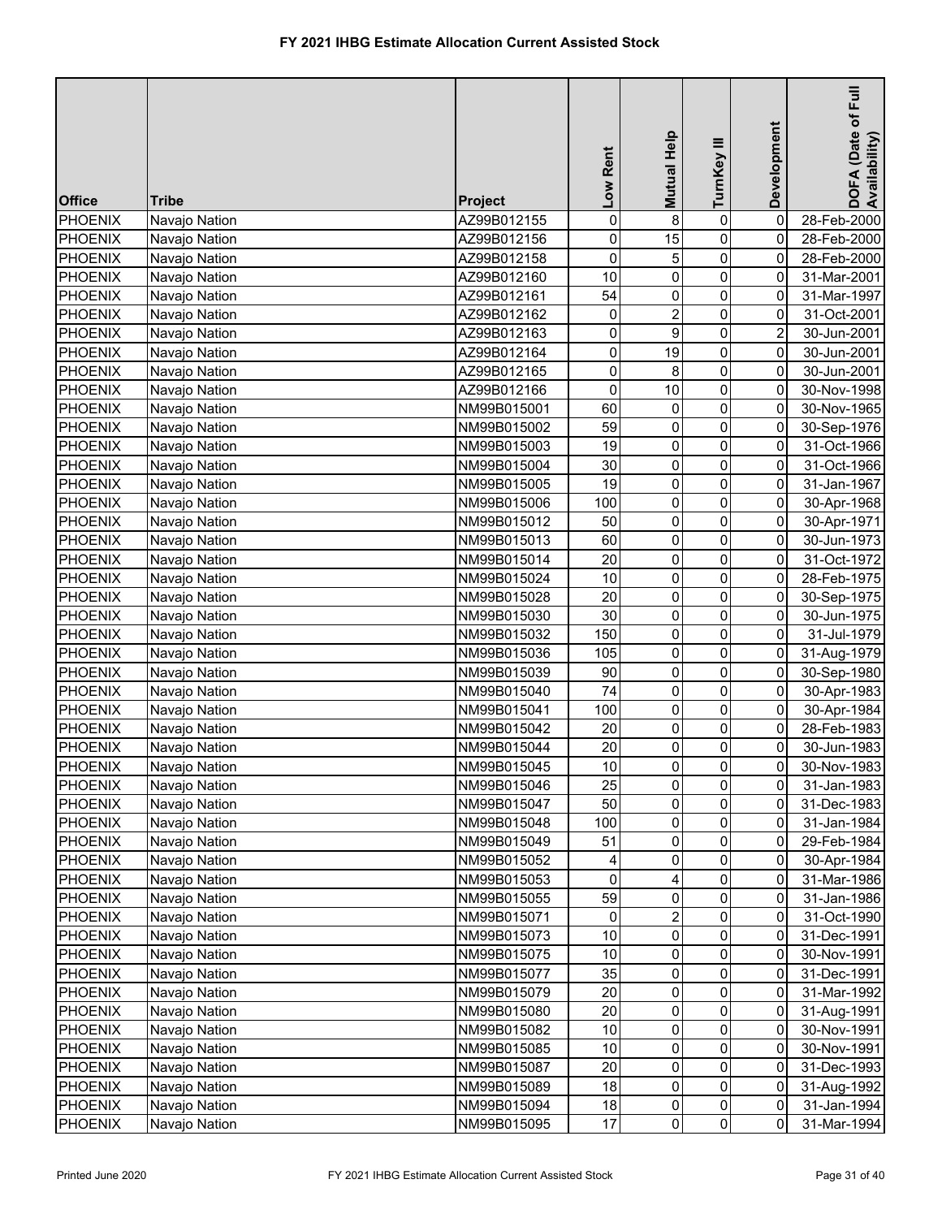# FY 2021 IHBG Estimate Allocation Current Assisted Stock

| Office | Tribe | Project | Low Rent | Mutual Help | TurnKey III | Development | DOFA (Date of Full Availability) |
|---|---|---|---|---|---|---|---|
| PHOENIX | Navajo Nation | AZ99B012155 | 0 | 8 | 0 | 0 | 28-Feb-2000 |
| PHOENIX | Navajo Nation | AZ99B012156 | 0 | 15 | 0 | 0 | 28-Feb-2000 |
| PHOENIX | Navajo Nation | AZ99B012158 | 0 | 5 | 0 | 0 | 28-Feb-2000 |
| PHOENIX | Navajo Nation | AZ99B012160 | 10 | 0 | 0 | 0 | 31-Mar-2001 |
| PHOENIX | Navajo Nation | AZ99B012161 | 54 | 0 | 0 | 0 | 31-Mar-1997 |
| PHOENIX | Navajo Nation | AZ99B012162 | 0 | 2 | 0 | 0 | 31-Oct-2001 |
| PHOENIX | Navajo Nation | AZ99B012163 | 0 | 9 | 0 | 2 | 30-Jun-2001 |
| PHOENIX | Navajo Nation | AZ99B012164 | 0 | 19 | 0 | 0 | 30-Jun-2001 |
| PHOENIX | Navajo Nation | AZ99B012165 | 0 | 8 | 0 | 0 | 30-Jun-2001 |
| PHOENIX | Navajo Nation | AZ99B012166 | 0 | 10 | 0 | 0 | 30-Nov-1998 |
| PHOENIX | Navajo Nation | NM99B015001 | 60 | 0 | 0 | 0 | 30-Nov-1965 |
| PHOENIX | Navajo Nation | NM99B015002 | 59 | 0 | 0 | 0 | 30-Sep-1976 |
| PHOENIX | Navajo Nation | NM99B015003 | 19 | 0 | 0 | 0 | 31-Oct-1966 |
| PHOENIX | Navajo Nation | NM99B015004 | 30 | 0 | 0 | 0 | 31-Oct-1966 |
| PHOENIX | Navajo Nation | NM99B015005 | 19 | 0 | 0 | 0 | 31-Jan-1967 |
| PHOENIX | Navajo Nation | NM99B015006 | 100 | 0 | 0 | 0 | 30-Apr-1968 |
| PHOENIX | Navajo Nation | NM99B015012 | 50 | 0 | 0 | 0 | 30-Apr-1971 |
| PHOENIX | Navajo Nation | NM99B015013 | 60 | 0 | 0 | 0 | 30-Jun-1973 |
| PHOENIX | Navajo Nation | NM99B015014 | 20 | 0 | 0 | 0 | 31-Oct-1972 |
| PHOENIX | Navajo Nation | NM99B015024 | 10 | 0 | 0 | 0 | 28-Feb-1975 |
| PHOENIX | Navajo Nation | NM99B015028 | 20 | 0 | 0 | 0 | 30-Sep-1975 |
| PHOENIX | Navajo Nation | NM99B015030 | 30 | 0 | 0 | 0 | 30-Jun-1975 |
| PHOENIX | Navajo Nation | NM99B015032 | 150 | 0 | 0 | 0 | 31-Jul-1979 |
| PHOENIX | Navajo Nation | NM99B015036 | 105 | 0 | 0 | 0 | 31-Aug-1979 |
| PHOENIX | Navajo Nation | NM99B015039 | 90 | 0 | 0 | 0 | 30-Sep-1980 |
| PHOENIX | Navajo Nation | NM99B015040 | 74 | 0 | 0 | 0 | 30-Apr-1983 |
| PHOENIX | Navajo Nation | NM99B015041 | 100 | 0 | 0 | 0 | 30-Apr-1984 |
| PHOENIX | Navajo Nation | NM99B015042 | 20 | 0 | 0 | 0 | 28-Feb-1983 |
| PHOENIX | Navajo Nation | NM99B015044 | 20 | 0 | 0 | 0 | 30-Jun-1983 |
| PHOENIX | Navajo Nation | NM99B015045 | 10 | 0 | 0 | 0 | 30-Nov-1983 |
| PHOENIX | Navajo Nation | NM99B015046 | 25 | 0 | 0 | 0 | 31-Jan-1983 |
| PHOENIX | Navajo Nation | NM99B015047 | 50 | 0 | 0 | 0 | 31-Dec-1983 |
| PHOENIX | Navajo Nation | NM99B015048 | 100 | 0 | 0 | 0 | 31-Jan-1984 |
| PHOENIX | Navajo Nation | NM99B015049 | 51 | 0 | 0 | 0 | 29-Feb-1984 |
| PHOENIX | Navajo Nation | NM99B015052 | 4 | 0 | 0 | 0 | 30-Apr-1984 |
| PHOENIX | Navajo Nation | NM99B015053 | 0 | 4 | 0 | 0 | 31-Mar-1986 |
| PHOENIX | Navajo Nation | NM99B015055 | 59 | 0 | 0 | 0 | 31-Jan-1986 |
| PHOENIX | Navajo Nation | NM99B015071 | 0 | 2 | 0 | 0 | 31-Oct-1990 |
| PHOENIX | Navajo Nation | NM99B015073 | 10 | 0 | 0 | 0 | 31-Dec-1991 |
| PHOENIX | Navajo Nation | NM99B015075 | 10 | 0 | 0 | 0 | 30-Nov-1991 |
| PHOENIX | Navajo Nation | NM99B015077 | 35 | 0 | 0 | 0 | 31-Dec-1991 |
| PHOENIX | Navajo Nation | NM99B015079 | 20 | 0 | 0 | 0 | 31-Mar-1992 |
| PHOENIX | Navajo Nation | NM99B015080 | 20 | 0 | 0 | 0 | 31-Aug-1991 |
| PHOENIX | Navajo Nation | NM99B015082 | 10 | 0 | 0 | 0 | 30-Nov-1991 |
| PHOENIX | Navajo Nation | NM99B015085 | 10 | 0 | 0 | 0 | 30-Nov-1991 |
| PHOENIX | Navajo Nation | NM99B015087 | 20 | 0 | 0 | 0 | 31-Dec-1993 |
| PHOENIX | Navajo Nation | NM99B015089 | 18 | 0 | 0 | 0 | 31-Aug-1992 |
| PHOENIX | Navajo Nation | NM99B015094 | 18 | 0 | 0 | 0 | 31-Jan-1994 |
| PHOENIX | Navajo Nation | NM99B015095 | 17 | 0 | 0 | 0 | 31-Mar-1994 |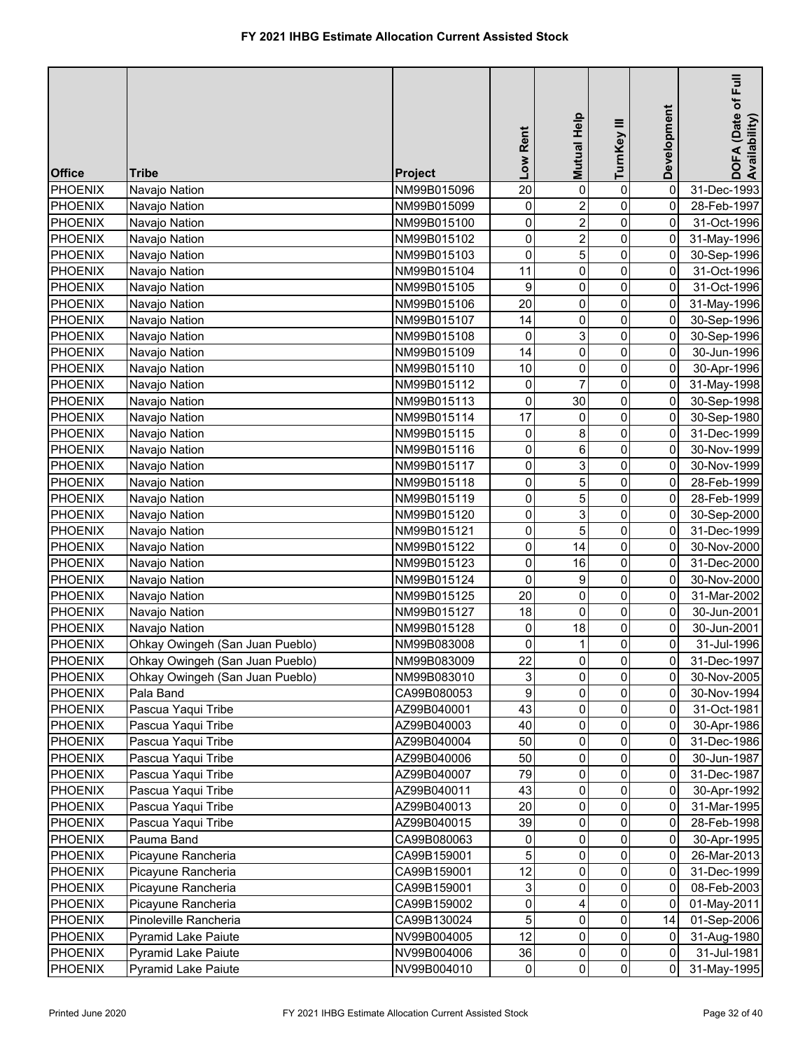# FY 2021 IHBG Estimate Allocation Current Assisted Stock

| Office | Tribe | Project | Low Rent | Mutual Help | TurnKey III | Development | DOFA (Date of Full Availability) |
|---|---|---|---|---|---|---|---|
| PHOENIX | Navajo Nation | NM99B015096 | 20 | 0 | 0 | 0 | 31-Dec-1993 |
| PHOENIX | Navajo Nation | NM99B015099 | 0 | 2 | 0 | 0 | 28-Feb-1997 |
| PHOENIX | Navajo Nation | NM99B015100 | 0 | 2 | 0 | 0 | 31-Oct-1996 |
| PHOENIX | Navajo Nation | NM99B015102 | 0 | 2 | 0 | 0 | 31-May-1996 |
| PHOENIX | Navajo Nation | NM99B015103 | 0 | 5 | 0 | 0 | 30-Sep-1996 |
| PHOENIX | Navajo Nation | NM99B015104 | 11 | 0 | 0 | 0 | 31-Oct-1996 |
| PHOENIX | Navajo Nation | NM99B015105 | 9 | 0 | 0 | 0 | 31-Oct-1996 |
| PHOENIX | Navajo Nation | NM99B015106 | 20 | 0 | 0 | 0 | 31-May-1996 |
| PHOENIX | Navajo Nation | NM99B015107 | 14 | 0 | 0 | 0 | 30-Sep-1996 |
| PHOENIX | Navajo Nation | NM99B015108 | 0 | 3 | 0 | 0 | 30-Sep-1996 |
| PHOENIX | Navajo Nation | NM99B015109 | 14 | 0 | 0 | 0 | 30-Jun-1996 |
| PHOENIX | Navajo Nation | NM99B015110 | 10 | 0 | 0 | 0 | 30-Apr-1996 |
| PHOENIX | Navajo Nation | NM99B015112 | 0 | 7 | 0 | 0 | 31-May-1998 |
| PHOENIX | Navajo Nation | NM99B015113 | 0 | 30 | 0 | 0 | 30-Sep-1998 |
| PHOENIX | Navajo Nation | NM99B015114 | 17 | 0 | 0 | 0 | 30-Sep-1980 |
| PHOENIX | Navajo Nation | NM99B015115 | 0 | 8 | 0 | 0 | 31-Dec-1999 |
| PHOENIX | Navajo Nation | NM99B015116 | 0 | 6 | 0 | 0 | 30-Nov-1999 |
| PHOENIX | Navajo Nation | NM99B015117 | 0 | 3 | 0 | 0 | 30-Nov-1999 |
| PHOENIX | Navajo Nation | NM99B015118 | 0 | 5 | 0 | 0 | 28-Feb-1999 |
| PHOENIX | Navajo Nation | NM99B015119 | 0 | 5 | 0 | 0 | 28-Feb-1999 |
| PHOENIX | Navajo Nation | NM99B015120 | 0 | 3 | 0 | 0 | 30-Sep-2000 |
| PHOENIX | Navajo Nation | NM99B015121 | 0 | 5 | 0 | 0 | 31-Dec-1999 |
| PHOENIX | Navajo Nation | NM99B015122 | 0 | 14 | 0 | 0 | 30-Nov-2000 |
| PHOENIX | Navajo Nation | NM99B015123 | 0 | 16 | 0 | 0 | 31-Dec-2000 |
| PHOENIX | Navajo Nation | NM99B015124 | 0 | 9 | 0 | 0 | 30-Nov-2000 |
| PHOENIX | Navajo Nation | NM99B015125 | 20 | 0 | 0 | 0 | 31-Mar-2002 |
| PHOENIX | Navajo Nation | NM99B015127 | 18 | 0 | 0 | 0 | 30-Jun-2001 |
| PHOENIX | Navajo Nation | NM99B015128 | 0 | 18 | 0 | 0 | 30-Jun-2001 |
| PHOENIX | Ohkay Owingeh (San Juan Pueblo) | NM99B083008 | 0 | 1 | 0 | 0 | 31-Jul-1996 |
| PHOENIX | Ohkay Owingeh (San Juan Pueblo) | NM99B083009 | 22 | 0 | 0 | 0 | 31-Dec-1997 |
| PHOENIX | Ohkay Owingeh (San Juan Pueblo) | NM99B083010 | 3 | 0 | 0 | 0 | 30-Nov-2005 |
| PHOENIX | Pala Band | CA99B080053 | 9 | 0 | 0 | 0 | 30-Nov-1994 |
| PHOENIX | Pascua Yaqui Tribe | AZ99B040001 | 43 | 0 | 0 | 0 | 31-Oct-1981 |
| PHOENIX | Pascua Yaqui Tribe | AZ99B040003 | 40 | 0 | 0 | 0 | 30-Apr-1986 |
| PHOENIX | Pascua Yaqui Tribe | AZ99B040004 | 50 | 0 | 0 | 0 | 31-Dec-1986 |
| PHOENIX | Pascua Yaqui Tribe | AZ99B040006 | 50 | 0 | 0 | 0 | 30-Jun-1987 |
| PHOENIX | Pascua Yaqui Tribe | AZ99B040007 | 79 | 0 | 0 | 0 | 31-Dec-1987 |
| PHOENIX | Pascua Yaqui Tribe | AZ99B040011 | 43 | 0 | 0 | 0 | 30-Apr-1992 |
| PHOENIX | Pascua Yaqui Tribe | AZ99B040013 | 20 | 0 | 0 | 0 | 31-Mar-1995 |
| PHOENIX | Pascua Yaqui Tribe | AZ99B040015 | 39 | 0 | 0 | 0 | 28-Feb-1998 |
| PHOENIX | Pauma Band | CA99B080063 | 0 | 0 | 0 | 0 | 30-Apr-1995 |
| PHOENIX | Picayune Rancheria | CA99B159001 | 5 | 0 | 0 | 0 | 26-Mar-2013 |
| PHOENIX | Picayune Rancheria | CA99B159001 | 12 | 0 | 0 | 0 | 31-Dec-1999 |
| PHOENIX | Picayune Rancheria | CA99B159001 | 3 | 0 | 0 | 0 | 08-Feb-2003 |
| PHOENIX | Picayune Rancheria | CA99B159002 | 0 | 4 | 0 | 0 | 01-May-2011 |
| PHOENIX | Pinoleville Rancheria | CA99B130024 | 5 | 0 | 0 | 14 | 01-Sep-2006 |
| PHOENIX | Pyramid Lake Paiute | NV99B004005 | 12 | 0 | 0 | 0 | 31-Aug-1980 |
| PHOENIX | Pyramid Lake Paiute | NV99B004006 | 36 | 0 | 0 | 0 | 31-Jul-1981 |
| PHOENIX | Pyramid Lake Paiute | NV99B004010 | 0 | 0 | 0 | 0 | 31-May-1995 |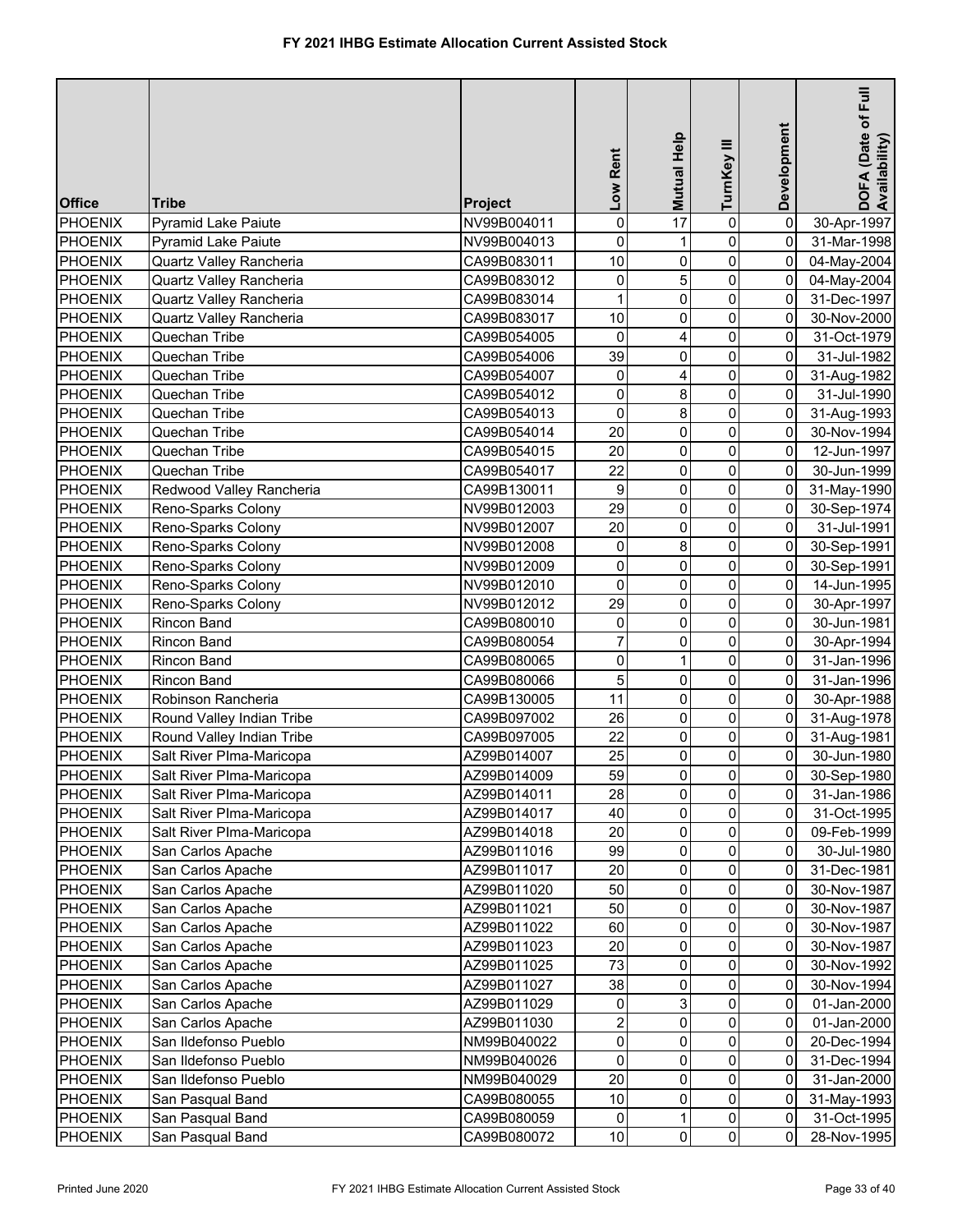# FY 2021 IHBG Estimate Allocation Current Assisted Stock

| Office | Tribe | Project | Low Rent | Mutual Help | TurnKey III | Development | DOFA (Date of Full Availability) |
|---|---|---|---|---|---|---|---|
| PHOENIX | Pyramid Lake Paiute | NV99B004011 | 0 | 17 | 0 | 0 | 30-Apr-1997 |
| PHOENIX | Pyramid Lake Paiute | NV99B004013 | 0 | 1 | 0 | 0 | 31-Mar-1998 |
| PHOENIX | Quartz Valley Rancheria | CA99B083011 | 10 | 0 | 0 | 0 | 04-May-2004 |
| PHOENIX | Quartz Valley Rancheria | CA99B083012 | 0 | 5 | 0 | 0 | 04-May-2004 |
| PHOENIX | Quartz Valley Rancheria | CA99B083014 | 1 | 0 | 0 | 0 | 31-Dec-1997 |
| PHOENIX | Quartz Valley Rancheria | CA99B083017 | 10 | 0 | 0 | 0 | 30-Nov-2000 |
| PHOENIX | Quechan Tribe | CA99B054005 | 0 | 4 | 0 | 0 | 31-Oct-1979 |
| PHOENIX | Quechan Tribe | CA99B054006 | 39 | 0 | 0 | 0 | 31-Jul-1982 |
| PHOENIX | Quechan Tribe | CA99B054007 | 0 | 4 | 0 | 0 | 31-Aug-1982 |
| PHOENIX | Quechan Tribe | CA99B054012 | 0 | 8 | 0 | 0 | 31-Jul-1990 |
| PHOENIX | Quechan Tribe | CA99B054013 | 0 | 8 | 0 | 0 | 31-Aug-1993 |
| PHOENIX | Quechan Tribe | CA99B054014 | 20 | 0 | 0 | 0 | 30-Nov-1994 |
| PHOENIX | Quechan Tribe | CA99B054015 | 20 | 0 | 0 | 0 | 12-Jun-1997 |
| PHOENIX | Quechan Tribe | CA99B054017 | 22 | 0 | 0 | 0 | 30-Jun-1999 |
| PHOENIX | Redwood Valley Rancheria | CA99B130011 | 9 | 0 | 0 | 0 | 31-May-1990 |
| PHOENIX | Reno-Sparks Colony | NV99B012003 | 29 | 0 | 0 | 0 | 30-Sep-1974 |
| PHOENIX | Reno-Sparks Colony | NV99B012007 | 20 | 0 | 0 | 0 | 31-Jul-1991 |
| PHOENIX | Reno-Sparks Colony | NV99B012008 | 0 | 8 | 0 | 0 | 30-Sep-1991 |
| PHOENIX | Reno-Sparks Colony | NV99B012009 | 0 | 0 | 0 | 0 | 30-Sep-1991 |
| PHOENIX | Reno-Sparks Colony | NV99B012010 | 0 | 0 | 0 | 0 | 14-Jun-1995 |
| PHOENIX | Reno-Sparks Colony | NV99B012012 | 29 | 0 | 0 | 0 | 30-Apr-1997 |
| PHOENIX | Rincon Band | CA99B080010 | 0 | 0 | 0 | 0 | 30-Jun-1981 |
| PHOENIX | Rincon Band | CA99B080054 | 7 | 0 | 0 | 0 | 30-Apr-1994 |
| PHOENIX | Rincon Band | CA99B080065 | 0 | 1 | 0 | 0 | 31-Jan-1996 |
| PHOENIX | Rincon Band | CA99B080066 | 5 | 0 | 0 | 0 | 31-Jan-1996 |
| PHOENIX | Robinson Rancheria | CA99B130005 | 11 | 0 | 0 | 0 | 30-Apr-1988 |
| PHOENIX | Round Valley Indian Tribe | CA99B097002 | 26 | 0 | 0 | 0 | 31-Aug-1978 |
| PHOENIX | Round Valley Indian Tribe | CA99B097005 | 22 | 0 | 0 | 0 | 31-Aug-1981 |
| PHOENIX | Salt River PIma-Maricopa | AZ99B014007 | 25 | 0 | 0 | 0 | 30-Jun-1980 |
| PHOENIX | Salt River PIma-Maricopa | AZ99B014009 | 59 | 0 | 0 | 0 | 30-Sep-1980 |
| PHOENIX | Salt River PIma-Maricopa | AZ99B014011 | 28 | 0 | 0 | 0 | 31-Jan-1986 |
| PHOENIX | Salt River PIma-Maricopa | AZ99B014017 | 40 | 0 | 0 | 0 | 31-Oct-1995 |
| PHOENIX | Salt River PIma-Maricopa | AZ99B014018 | 20 | 0 | 0 | 0 | 09-Feb-1999 |
| PHOENIX | San Carlos Apache | AZ99B011016 | 99 | 0 | 0 | 0 | 30-Jul-1980 |
| PHOENIX | San Carlos Apache | AZ99B011017 | 20 | 0 | 0 | 0 | 31-Dec-1981 |
| PHOENIX | San Carlos Apache | AZ99B011020 | 50 | 0 | 0 | 0 | 30-Nov-1987 |
| PHOENIX | San Carlos Apache | AZ99B011021 | 50 | 0 | 0 | 0 | 30-Nov-1987 |
| PHOENIX | San Carlos Apache | AZ99B011022 | 60 | 0 | 0 | 0 | 30-Nov-1987 |
| PHOENIX | San Carlos Apache | AZ99B011023 | 20 | 0 | 0 | 0 | 30-Nov-1987 |
| PHOENIX | San Carlos Apache | AZ99B011025 | 73 | 0 | 0 | 0 | 30-Nov-1992 |
| PHOENIX | San Carlos Apache | AZ99B011027 | 38 | 0 | 0 | 0 | 30-Nov-1994 |
| PHOENIX | San Carlos Apache | AZ99B011029 | 0 | 3 | 0 | 0 | 01-Jan-2000 |
| PHOENIX | San Carlos Apache | AZ99B011030 | 2 | 0 | 0 | 0 | 01-Jan-2000 |
| PHOENIX | San Ildefonso Pueblo | NM99B040022 | 0 | 0 | 0 | 0 | 20-Dec-1994 |
| PHOENIX | San Ildefonso Pueblo | NM99B040026 | 0 | 0 | 0 | 0 | 31-Dec-1994 |
| PHOENIX | San Ildefonso Pueblo | NM99B040029 | 20 | 0 | 0 | 0 | 31-Jan-2000 |
| PHOENIX | San Pasqual Band | CA99B080055 | 10 | 0 | 0 | 0 | 31-May-1993 |
| PHOENIX | San Pasqual Band | CA99B080059 | 0 | 1 | 0 | 0 | 31-Oct-1995 |
| PHOENIX | San Pasqual Band | CA99B080072 | 10 | 0 | 0 | 0 | 28-Nov-1995 |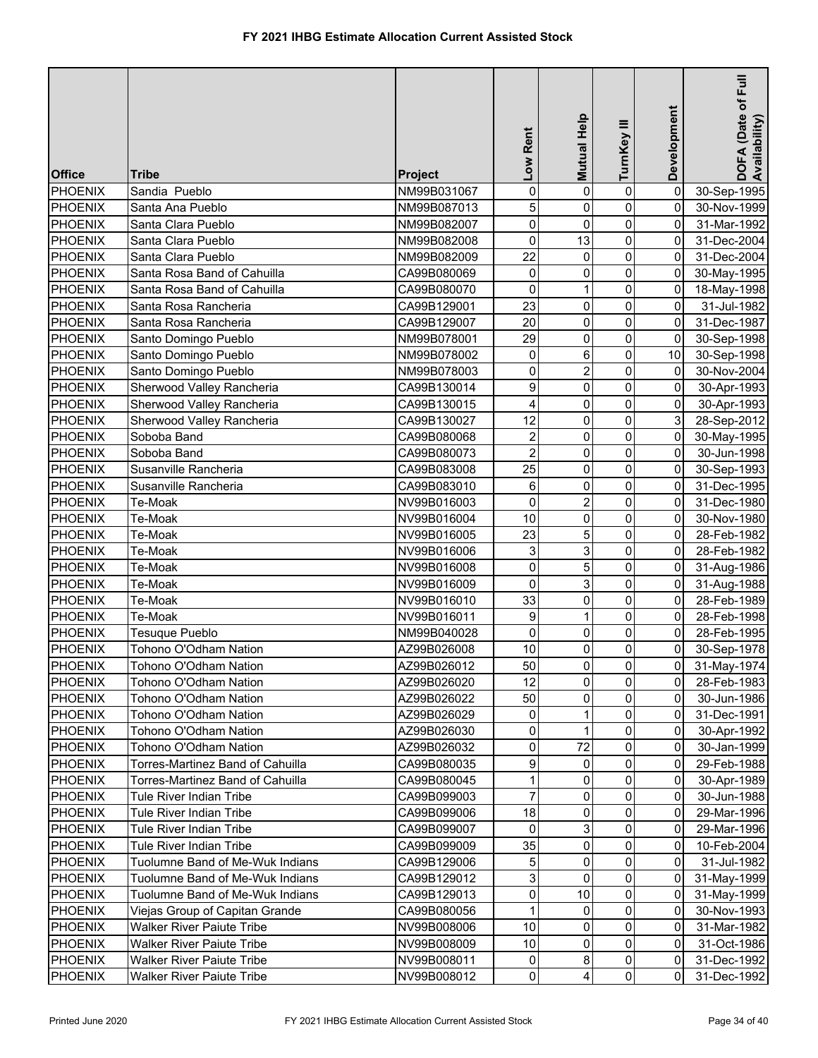# FY 2021 IHBG Estimate Allocation Current Assisted Stock

| Office | Tribe | Project | Low Rent | Mutual Help | TurnKey III | Development | DOFA (Date of Full Availability) |
|---|---|---|---|---|---|---|---|
| PHOENIX | Sandia Pueblo | NM99B031067 | 0 | 0 | 0 | 0 | 30-Sep-1995 |
| PHOENIX | Santa Ana Pueblo | NM99B087013 | 5 | 0 | 0 | 0 | 30-Nov-1999 |
| PHOENIX | Santa Clara Pueblo | NM99B082007 | 0 | 0 | 0 | 0 | 31-Mar-1992 |
| PHOENIX | Santa Clara Pueblo | NM99B082008 | 0 | 13 | 0 | 0 | 31-Dec-2004 |
| PHOENIX | Santa Clara Pueblo | NM99B082009 | 22 | 0 | 0 | 0 | 31-Dec-2004 |
| PHOENIX | Santa Rosa Band of Cahuilla | CA99B080069 | 0 | 0 | 0 | 0 | 30-May-1995 |
| PHOENIX | Santa Rosa Band of Cahuilla | CA99B080070 | 0 | 1 | 0 | 0 | 18-May-1998 |
| PHOENIX | Santa Rosa Rancheria | CA99B129001 | 23 | 0 | 0 | 0 | 31-Jul-1982 |
| PHOENIX | Santa Rosa Rancheria | CA99B129007 | 20 | 0 | 0 | 0 | 31-Dec-1987 |
| PHOENIX | Santo Domingo Pueblo | NM99B078001 | 29 | 0 | 0 | 0 | 30-Sep-1998 |
| PHOENIX | Santo Domingo Pueblo | NM99B078002 | 0 | 6 | 0 | 10 | 30-Sep-1998 |
| PHOENIX | Santo Domingo Pueblo | NM99B078003 | 0 | 2 | 0 | 0 | 30-Nov-2004 |
| PHOENIX | Sherwood Valley Rancheria | CA99B130014 | 9 | 0 | 0 | 0 | 30-Apr-1993 |
| PHOENIX | Sherwood Valley Rancheria | CA99B130015 | 4 | 0 | 0 | 0 | 30-Apr-1993 |
| PHOENIX | Sherwood Valley Rancheria | CA99B130027 | 12 | 0 | 0 | 3 | 28-Sep-2012 |
| PHOENIX | Soboba Band | CA99B080068 | 2 | 0 | 0 | 0 | 30-May-1995 |
| PHOENIX | Soboba Band | CA99B080073 | 2 | 0 | 0 | 0 | 30-Jun-1998 |
| PHOENIX | Susanville Rancheria | CA99B083008 | 25 | 0 | 0 | 0 | 30-Sep-1993 |
| PHOENIX | Susanville Rancheria | CA99B083010 | 6 | 0 | 0 | 0 | 31-Dec-1995 |
| PHOENIX | Te-Moak | NV99B016003 | 0 | 2 | 0 | 0 | 31-Dec-1980 |
| PHOENIX | Te-Moak | NV99B016004 | 10 | 0 | 0 | 0 | 30-Nov-1980 |
| PHOENIX | Te-Moak | NV99B016005 | 23 | 5 | 0 | 0 | 28-Feb-1982 |
| PHOENIX | Te-Moak | NV99B016006 | 3 | 3 | 0 | 0 | 28-Feb-1982 |
| PHOENIX | Te-Moak | NV99B016008 | 0 | 5 | 0 | 0 | 31-Aug-1986 |
| PHOENIX | Te-Moak | NV99B016009 | 0 | 3 | 0 | 0 | 31-Aug-1988 |
| PHOENIX | Te-Moak | NV99B016010 | 33 | 0 | 0 | 0 | 28-Feb-1989 |
| PHOENIX | Te-Moak | NV99B016011 | 9 | 1 | 0 | 0 | 28-Feb-1998 |
| PHOENIX | Tesuque Pueblo | NM99B040028 | 0 | 0 | 0 | 0 | 28-Feb-1995 |
| PHOENIX | Tohono O'Odham Nation | AZ99B026008 | 10 | 0 | 0 | 0 | 30-Sep-1978 |
| PHOENIX | Tohono O'Odham Nation | AZ99B026012 | 50 | 0 | 0 | 0 | 31-May-1974 |
| PHOENIX | Tohono O'Odham Nation | AZ99B026020 | 12 | 0 | 0 | 0 | 28-Feb-1983 |
| PHOENIX | Tohono O'Odham Nation | AZ99B026022 | 50 | 0 | 0 | 0 | 30-Jun-1986 |
| PHOENIX | Tohono O'Odham Nation | AZ99B026029 | 0 | 1 | 0 | 0 | 31-Dec-1991 |
| PHOENIX | Tohono O'Odham Nation | AZ99B026030 | 0 | 1 | 0 | 0 | 30-Apr-1992 |
| PHOENIX | Tohono O'Odham Nation | AZ99B026032 | 0 | 72 | 0 | 0 | 30-Jan-1999 |
| PHOENIX | Torres-Martinez Band of Cahuilla | CA99B080035 | 9 | 0 | 0 | 0 | 29-Feb-1988 |
| PHOENIX | Torres-Martinez Band of Cahuilla | CA99B080045 | 1 | 0 | 0 | 0 | 30-Apr-1989 |
| PHOENIX | Tule River Indian Tribe | CA99B099003 | 7 | 0 | 0 | 0 | 30-Jun-1988 |
| PHOENIX | Tule River Indian Tribe | CA99B099006 | 18 | 0 | 0 | 0 | 29-Mar-1996 |
| PHOENIX | Tule River Indian Tribe | CA99B099007 | 0 | 3 | 0 | 0 | 29-Mar-1996 |
| PHOENIX | Tule River Indian Tribe | CA99B099009 | 35 | 0 | 0 | 0 | 10-Feb-2004 |
| PHOENIX | Tuolumne Band of Me-Wuk Indians | CA99B129006 | 5 | 0 | 0 | 0 | 31-Jul-1982 |
| PHOENIX | Tuolumne Band of Me-Wuk Indians | CA99B129012 | 3 | 0 | 0 | 0 | 31-May-1999 |
| PHOENIX | Tuolumne Band of Me-Wuk Indians | CA99B129013 | 0 | 10 | 0 | 0 | 31-May-1999 |
| PHOENIX | Viejas Group of Capitan Grande | CA99B080056 | 1 | 0 | 0 | 0 | 30-Nov-1993 |
| PHOENIX | Walker River Paiute Tribe | NV99B008006 | 10 | 0 | 0 | 0 | 31-Mar-1982 |
| PHOENIX | Walker River Paiute Tribe | NV99B008009 | 10 | 0 | 0 | 0 | 31-Oct-1986 |
| PHOENIX | Walker River Paiute Tribe | NV99B008011 | 0 | 8 | 0 | 0 | 31-Dec-1992 |
| PHOENIX | Walker River Paiute Tribe | NV99B008012 | 0 | 4 | 0 | 0 | 31-Dec-1992 |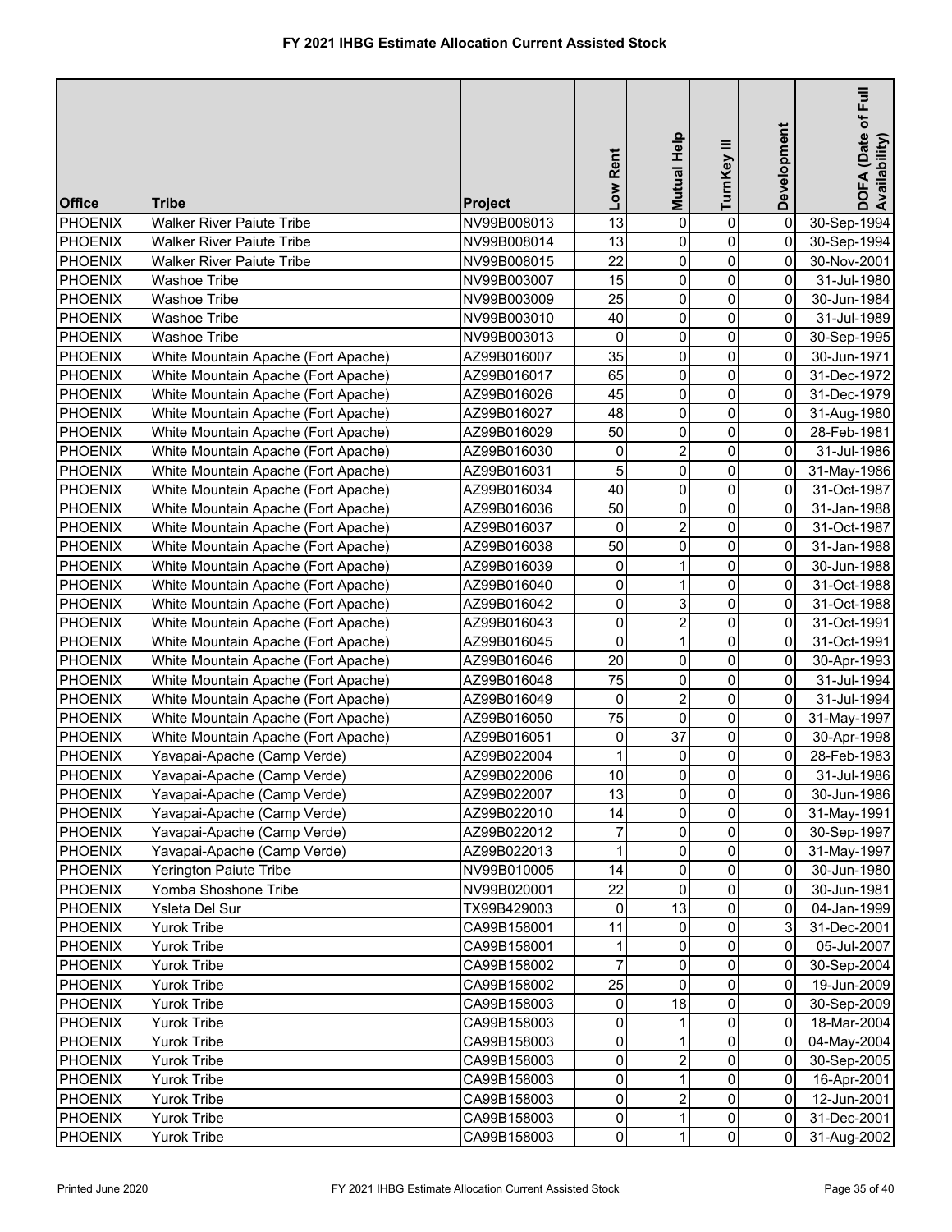# FY 2021 IHBG Estimate Allocation Current Assisted Stock

| Office | Tribe | Project | Low Rent | Mutual Help | TurnKey III | Development | DOFA (Date of Full Availability) |
|---|---|---|---|---|---|---|---|
| PHOENIX | Walker River Paiute Tribe | NV99B008013 | 13 | 0 | 0 | 0 | 30-Sep-1994 |
| PHOENIX | Walker River Paiute Tribe | NV99B008014 | 13 | 0 | 0 | 0 | 30-Sep-1994 |
| PHOENIX | Walker River Paiute Tribe | NV99B008015 | 22 | 0 | 0 | 0 | 30-Nov-2001 |
| PHOENIX | Washoe Tribe | NV99B003007 | 15 | 0 | 0 | 0 | 31-Jul-1980 |
| PHOENIX | Washoe Tribe | NV99B003009 | 25 | 0 | 0 | 0 | 30-Jun-1984 |
| PHOENIX | Washoe Tribe | NV99B003010 | 40 | 0 | 0 | 0 | 31-Jul-1989 |
| PHOENIX | Washoe Tribe | NV99B003013 | 0 | 0 | 0 | 0 | 30-Sep-1995 |
| PHOENIX | White Mountain Apache (Fort Apache) | AZ99B016007 | 35 | 0 | 0 | 0 | 30-Jun-1971 |
| PHOENIX | White Mountain Apache (Fort Apache) | AZ99B016017 | 65 | 0 | 0 | 0 | 31-Dec-1972 |
| PHOENIX | White Mountain Apache (Fort Apache) | AZ99B016026 | 45 | 0 | 0 | 0 | 31-Dec-1979 |
| PHOENIX | White Mountain Apache (Fort Apache) | AZ99B016027 | 48 | 0 | 0 | 0 | 31-Aug-1980 |
| PHOENIX | White Mountain Apache (Fort Apache) | AZ99B016029 | 50 | 0 | 0 | 0 | 28-Feb-1981 |
| PHOENIX | White Mountain Apache (Fort Apache) | AZ99B016030 | 0 | 2 | 0 | 0 | 31-Jul-1986 |
| PHOENIX | White Mountain Apache (Fort Apache) | AZ99B016031 | 5 | 0 | 0 | 0 | 31-May-1986 |
| PHOENIX | White Mountain Apache (Fort Apache) | AZ99B016034 | 40 | 0 | 0 | 0 | 31-Oct-1987 |
| PHOENIX | White Mountain Apache (Fort Apache) | AZ99B016036 | 50 | 0 | 0 | 0 | 31-Jan-1988 |
| PHOENIX | White Mountain Apache (Fort Apache) | AZ99B016037 | 0 | 2 | 0 | 0 | 31-Oct-1987 |
| PHOENIX | White Mountain Apache (Fort Apache) | AZ99B016038 | 50 | 0 | 0 | 0 | 31-Jan-1988 |
| PHOENIX | White Mountain Apache (Fort Apache) | AZ99B016039 | 0 | 1 | 0 | 0 | 30-Jun-1988 |
| PHOENIX | White Mountain Apache (Fort Apache) | AZ99B016040 | 0 | 1 | 0 | 0 | 31-Oct-1988 |
| PHOENIX | White Mountain Apache (Fort Apache) | AZ99B016042 | 0 | 3 | 0 | 0 | 31-Oct-1988 |
| PHOENIX | White Mountain Apache (Fort Apache) | AZ99B016043 | 0 | 2 | 0 | 0 | 31-Oct-1991 |
| PHOENIX | White Mountain Apache (Fort Apache) | AZ99B016045 | 0 | 1 | 0 | 0 | 31-Oct-1991 |
| PHOENIX | White Mountain Apache (Fort Apache) | AZ99B016046 | 20 | 0 | 0 | 0 | 30-Apr-1993 |
| PHOENIX | White Mountain Apache (Fort Apache) | AZ99B016048 | 75 | 0 | 0 | 0 | 31-Jul-1994 |
| PHOENIX | White Mountain Apache (Fort Apache) | AZ99B016049 | 0 | 2 | 0 | 0 | 31-Jul-1994 |
| PHOENIX | White Mountain Apache (Fort Apache) | AZ99B016050 | 75 | 0 | 0 | 0 | 31-May-1997 |
| PHOENIX | White Mountain Apache (Fort Apache) | AZ99B016051 | 0 | 37 | 0 | 0 | 30-Apr-1998 |
| PHOENIX | Yavapai-Apache (Camp Verde) | AZ99B022004 | 1 | 0 | 0 | 0 | 28-Feb-1983 |
| PHOENIX | Yavapai-Apache (Camp Verde) | AZ99B022006 | 10 | 0 | 0 | 0 | 31-Jul-1986 |
| PHOENIX | Yavapai-Apache (Camp Verde) | AZ99B022007 | 13 | 0 | 0 | 0 | 30-Jun-1986 |
| PHOENIX | Yavapai-Apache (Camp Verde) | AZ99B022010 | 14 | 0 | 0 | 0 | 31-May-1991 |
| PHOENIX | Yavapai-Apache (Camp Verde) | AZ99B022012 | 7 | 0 | 0 | 0 | 30-Sep-1997 |
| PHOENIX | Yavapai-Apache (Camp Verde) | AZ99B022013 | 1 | 0 | 0 | 0 | 31-May-1997 |
| PHOENIX | Yerington Paiute Tribe | NV99B010005 | 14 | 0 | 0 | 0 | 30-Jun-1980 |
| PHOENIX | Yomba Shoshone Tribe | NV99B020001 | 22 | 0 | 0 | 0 | 30-Jun-1981 |
| PHOENIX | Ysleta Del Sur | TX99B429003 | 0 | 13 | 0 | 0 | 04-Jan-1999 |
| PHOENIX | Yurok Tribe | CA99B158001 | 11 | 0 | 0 | 3 | 31-Dec-2001 |
| PHOENIX | Yurok Tribe | CA99B158001 | 1 | 0 | 0 | 0 | 05-Jul-2007 |
| PHOENIX | Yurok Tribe | CA99B158002 | 7 | 0 | 0 | 0 | 30-Sep-2004 |
| PHOENIX | Yurok Tribe | CA99B158002 | 25 | 0 | 0 | 0 | 19-Jun-2009 |
| PHOENIX | Yurok Tribe | CA99B158003 | 0 | 18 | 0 | 0 | 30-Sep-2009 |
| PHOENIX | Yurok Tribe | CA99B158003 | 0 | 1 | 0 | 0 | 18-Mar-2004 |
| PHOENIX | Yurok Tribe | CA99B158003 | 0 | 1 | 0 | 0 | 04-May-2004 |
| PHOENIX | Yurok Tribe | CA99B158003 | 0 | 2 | 0 | 0 | 30-Sep-2005 |
| PHOENIX | Yurok Tribe | CA99B158003 | 0 | 1 | 0 | 0 | 16-Apr-2001 |
| PHOENIX | Yurok Tribe | CA99B158003 | 0 | 2 | 0 | 0 | 12-Jun-2001 |
| PHOENIX | Yurok Tribe | CA99B158003 | 0 | 1 | 0 | 0 | 31-Dec-2001 |
| PHOENIX | Yurok Tribe | CA99B158003 | 0 | 1 | 0 | 0 | 31-Aug-2002 |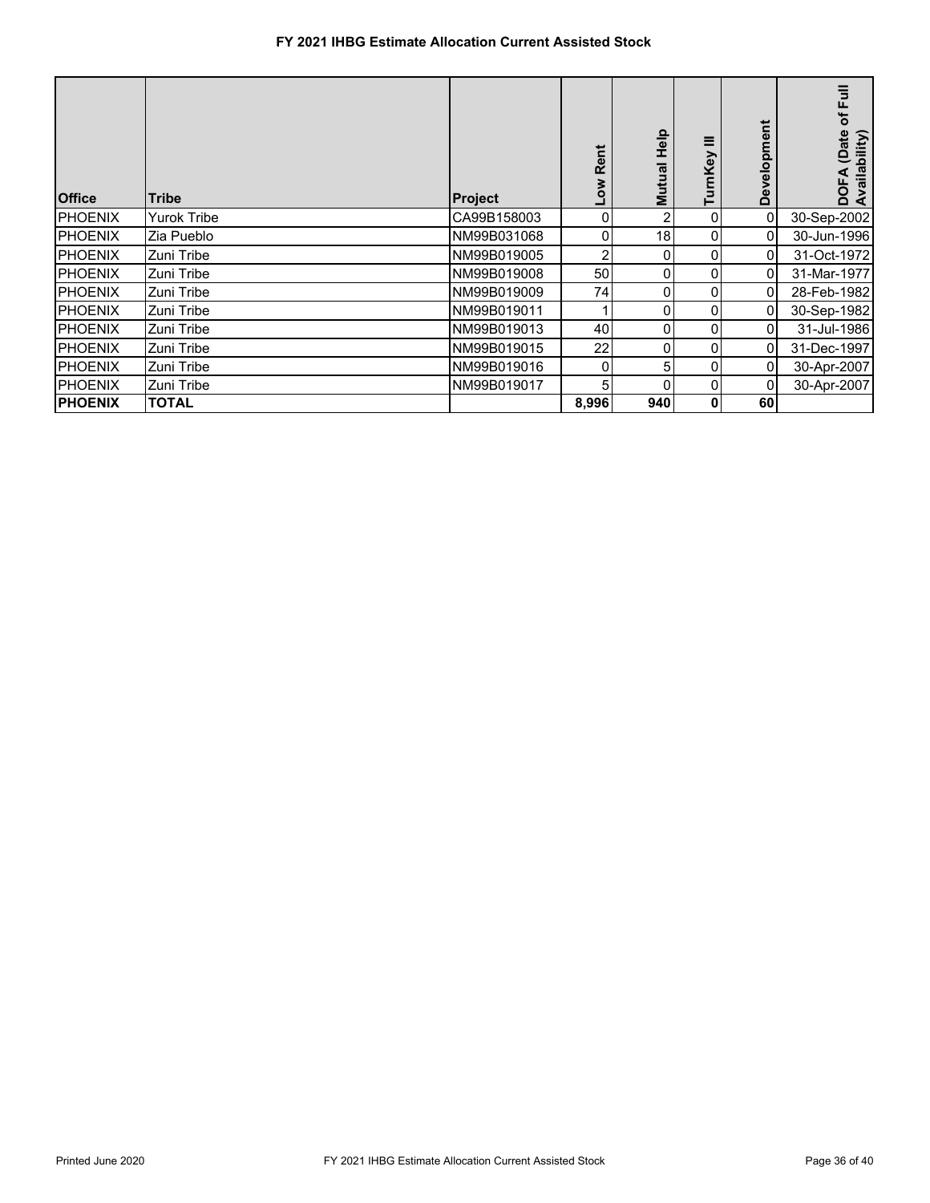# FY 2021 IHBG Estimate Allocation Current Assisted Stock

| Office | Tribe | Project | Low Rent | Mutual Help | TurnKey III | Development | DOFA (Date of Full Availability) |
|---|---|---|---|---|---|---|---|
| PHOENIX | Yurok Tribe | CA99B158003 | 0 | 2 | 0 | 0 | 30-Sep-2002 |
| PHOENIX | Zia Pueblo | NM99B031068 | 0 | 18 | 0 | 0 | 30-Jun-1996 |
| PHOENIX | Zuni Tribe | NM99B019005 | 2 | 0 | 0 | 0 | 31-Oct-1972 |
| PHOENIX | Zuni Tribe | NM99B019008 | 50 | 0 | 0 | 0 | 31-Mar-1977 |
| PHOENIX | Zuni Tribe | NM99B019009 | 74 | 0 | 0 | 0 | 28-Feb-1982 |
| PHOENIX | Zuni Tribe | NM99B019011 | 1 | 0 | 0 | 0 | 30-Sep-1982 |
| PHOENIX | Zuni Tribe | NM99B019013 | 40 | 0 | 0 | 0 | 31-Jul-1986 |
| PHOENIX | Zuni Tribe | NM99B019015 | 22 | 0 | 0 | 0 | 31-Dec-1997 |
| PHOENIX | Zuni Tribe | NM99B019016 | 0 | 5 | 0 | 0 | 30-Apr-2007 |
| PHOENIX | Zuni Tribe | NM99B019017 | 5 | 0 | 0 | 0 | 30-Apr-2007 |
| **PHOENIX** | **TOTAL** | | **8,996** | **940** | **0** | **60** | |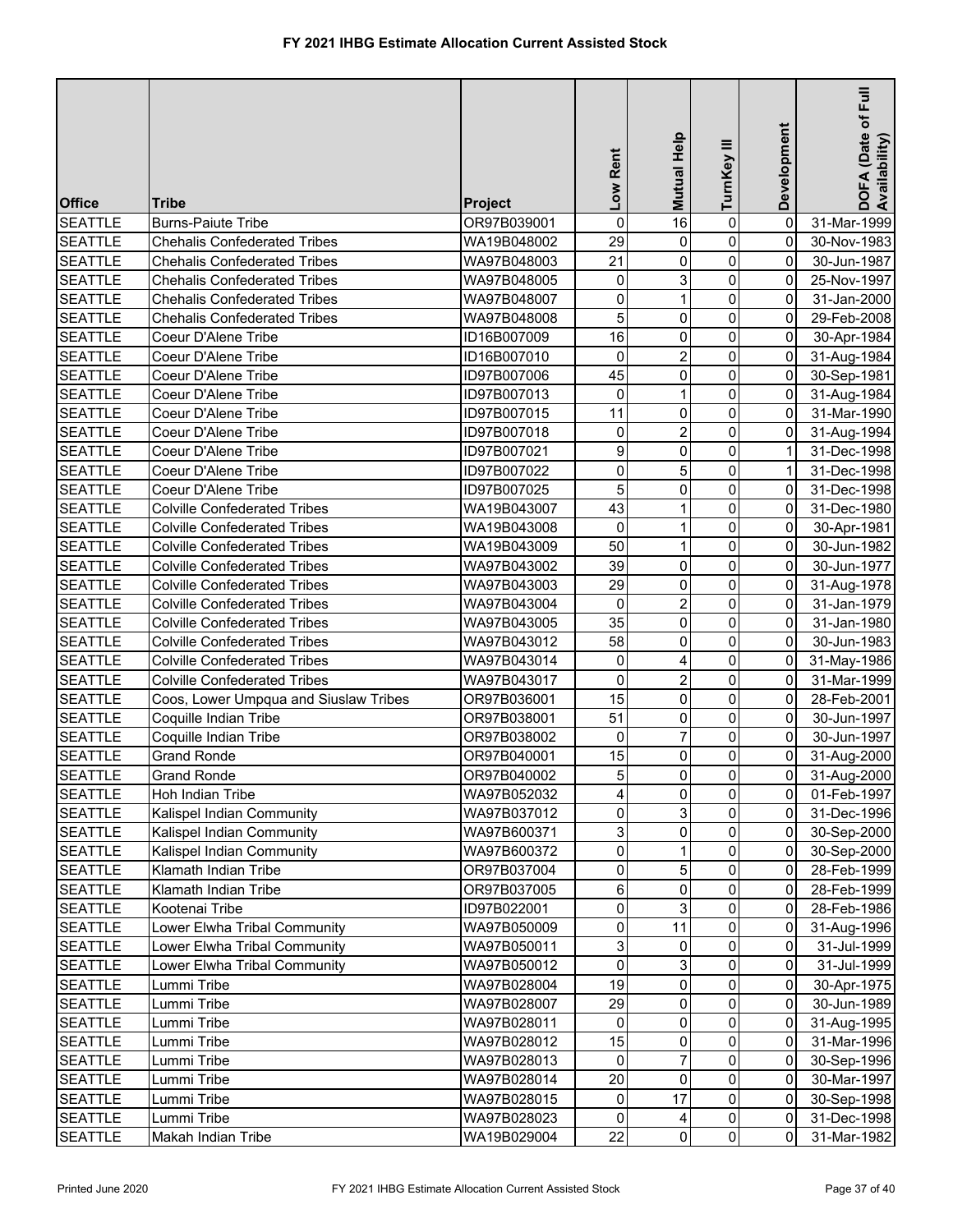# FY 2021 IHBG Estimate Allocation Current Assisted Stock

| Office | Tribe | Project | Low Rent | Mutual Help | TurnKey III | Development | DOFA (Date of Full Availability) |
|---|---|---|---|---|---|---|---|
| SEATTLE | Burns-Paiute Tribe | OR97B039001 | 0 | 16 | 0 | 0 | 31-Mar-1999 |
| SEATTLE | Chehalis Confederated Tribes | WA19B048002 | 29 | 0 | 0 | 0 | 30-Nov-1983 |
| SEATTLE | Chehalis Confederated Tribes | WA97B048003 | 21 | 0 | 0 | 0 | 30-Jun-1987 |
| SEATTLE | Chehalis Confederated Tribes | WA97B048005 | 0 | 3 | 0 | 0 | 25-Nov-1997 |
| SEATTLE | Chehalis Confederated Tribes | WA97B048007 | 0 | 1 | 0 | 0 | 31-Jan-2000 |
| SEATTLE | Chehalis Confederated Tribes | WA97B048008 | 5 | 0 | 0 | 0 | 29-Feb-2008 |
| SEATTLE | Coeur D'Alene Tribe | ID16B007009 | 16 | 0 | 0 | 0 | 30-Apr-1984 |
| SEATTLE | Coeur D'Alene Tribe | ID16B007010 | 0 | 2 | 0 | 0 | 31-Aug-1984 |
| SEATTLE | Coeur D'Alene Tribe | ID97B007006 | 45 | 0 | 0 | 0 | 30-Sep-1981 |
| SEATTLE | Coeur D'Alene Tribe | ID97B007013 | 0 | 1 | 0 | 0 | 31-Aug-1984 |
| SEATTLE | Coeur D'Alene Tribe | ID97B007015 | 11 | 0 | 0 | 0 | 31-Mar-1990 |
| SEATTLE | Coeur D'Alene Tribe | ID97B007018 | 0 | 2 | 0 | 0 | 31-Aug-1994 |
| SEATTLE | Coeur D'Alene Tribe | ID97B007021 | 9 | 0 | 0 | 1 | 31-Dec-1998 |
| SEATTLE | Coeur D'Alene Tribe | ID97B007022 | 0 | 5 | 0 | 1 | 31-Dec-1998 |
| SEATTLE | Coeur D'Alene Tribe | ID97B007025 | 5 | 0 | 0 | 0 | 31-Dec-1998 |
| SEATTLE | Colville Confederated Tribes | WA19B043007 | 43 | 1 | 0 | 0 | 31-Dec-1980 |
| SEATTLE | Colville Confederated Tribes | WA19B043008 | 0 | 1 | 0 | 0 | 30-Apr-1981 |
| SEATTLE | Colville Confederated Tribes | WA19B043009 | 50 | 1 | 0 | 0 | 30-Jun-1982 |
| SEATTLE | Colville Confederated Tribes | WA97B043002 | 39 | 0 | 0 | 0 | 30-Jun-1977 |
| SEATTLE | Colville Confederated Tribes | WA97B043003 | 29 | 0 | 0 | 0 | 31-Aug-1978 |
| SEATTLE | Colville Confederated Tribes | WA97B043004 | 0 | 2 | 0 | 0 | 31-Jan-1979 |
| SEATTLE | Colville Confederated Tribes | WA97B043005 | 35 | 0 | 0 | 0 | 31-Jan-1980 |
| SEATTLE | Colville Confederated Tribes | WA97B043012 | 58 | 0 | 0 | 0 | 30-Jun-1983 |
| SEATTLE | Colville Confederated Tribes | WA97B043014 | 0 | 4 | 0 | 0 | 31-May-1986 |
| SEATTLE | Colville Confederated Tribes | WA97B043017 | 0 | 2 | 0 | 0 | 31-Mar-1999 |
| SEATTLE | Coos, Lower Umpqua and Siuslaw Tribes | OR97B036001 | 15 | 0 | 0 | 0 | 28-Feb-2001 |
| SEATTLE | Coquille Indian Tribe | OR97B038001 | 51 | 0 | 0 | 0 | 30-Jun-1997 |
| SEATTLE | Coquille Indian Tribe | OR97B038002 | 0 | 7 | 0 | 0 | 30-Jun-1997 |
| SEATTLE | Grand Ronde | OR97B040001 | 15 | 0 | 0 | 0 | 31-Aug-2000 |
| SEATTLE | Grand Ronde | OR97B040002 | 5 | 0 | 0 | 0 | 31-Aug-2000 |
| SEATTLE | Hoh Indian Tribe | WA97B052032 | 4 | 0 | 0 | 0 | 01-Feb-1997 |
| SEATTLE | Kalispel Indian Community | WA97B037012 | 0 | 3 | 0 | 0 | 31-Dec-1996 |
| SEATTLE | Kalispel Indian Community | WA97B600371 | 3 | 0 | 0 | 0 | 30-Sep-2000 |
| SEATTLE | Kalispel Indian Community | WA97B600372 | 0 | 1 | 0 | 0 | 30-Sep-2000 |
| SEATTLE | Klamath Indian Tribe | OR97B037004 | 0 | 5 | 0 | 0 | 28-Feb-1999 |
| SEATTLE | Klamath Indian Tribe | OR97B037005 | 6 | 0 | 0 | 0 | 28-Feb-1999 |
| SEATTLE | Kootenai Tribe | ID97B022001 | 0 | 3 | 0 | 0 | 28-Feb-1986 |
| SEATTLE | Lower Elwha Tribal Community | WA97B050009 | 0 | 11 | 0 | 0 | 31-Aug-1996 |
| SEATTLE | Lower Elwha Tribal Community | WA97B050011 | 3 | 0 | 0 | 0 | 31-Jul-1999 |
| SEATTLE | Lower Elwha Tribal Community | WA97B050012 | 0 | 3 | 0 | 0 | 31-Jul-1999 |
| SEATTLE | Lummi Tribe | WA97B028004 | 19 | 0 | 0 | 0 | 30-Apr-1975 |
| SEATTLE | Lummi Tribe | WA97B028007 | 29 | 0 | 0 | 0 | 30-Jun-1989 |
| SEATTLE | Lummi Tribe | WA97B028011 | 0 | 0 | 0 | 0 | 31-Aug-1995 |
| SEATTLE | Lummi Tribe | WA97B028012 | 15 | 0 | 0 | 0 | 31-Mar-1996 |
| SEATTLE | Lummi Tribe | WA97B028013 | 0 | 7 | 0 | 0 | 30-Sep-1996 |
| SEATTLE | Lummi Tribe | WA97B028014 | 20 | 0 | 0 | 0 | 30-Mar-1997 |
| SEATTLE | Lummi Tribe | WA97B028015 | 0 | 17 | 0 | 0 | 30-Sep-1998 |
| SEATTLE | Lummi Tribe | WA97B028023 | 0 | 4 | 0 | 0 | 31-Dec-1998 |
| SEATTLE | Makah Indian Tribe | WA19B029004 | 22 | 0 | 0 | 0 | 31-Mar-1982 |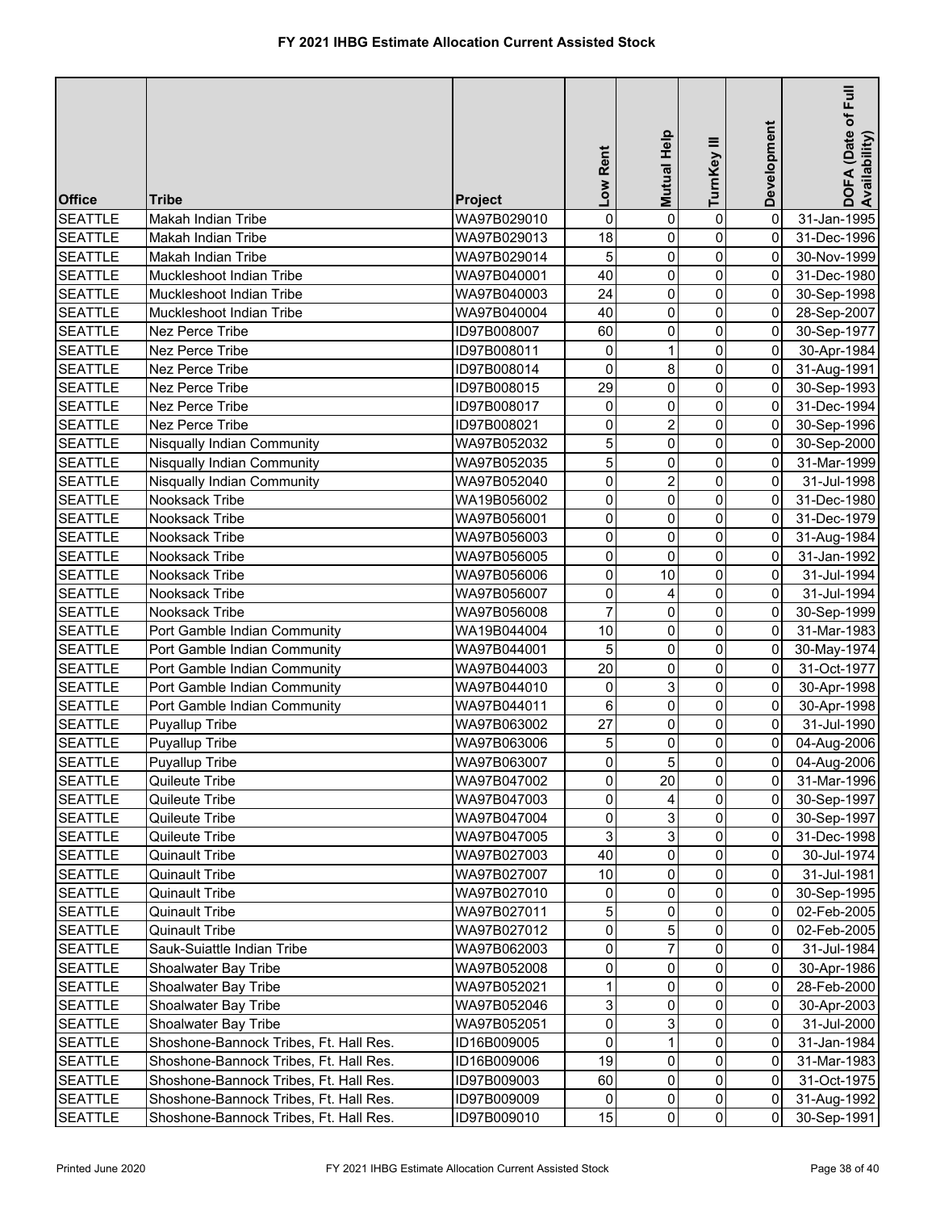# FY 2021 IHBG Estimate Allocation Current Assisted Stock

| Office | Tribe | Project | Low Rent | Mutual Help | TurnKey III | Development | DOFA (Date of Full Availability) |
|---|---|---|---|---|---|---|---|
| SEATTLE | Makah Indian Tribe | WA97B029010 | 0 | 0 | 0 | 0 | 31-Jan-1995 |
| SEATTLE | Makah Indian Tribe | WA97B029013 | 18 | 0 | 0 | 0 | 31-Dec-1996 |
| SEATTLE | Makah Indian Tribe | WA97B029014 | 5 | 0 | 0 | 0 | 30-Nov-1999 |
| SEATTLE | Muckleshoot Indian Tribe | WA97B040001 | 40 | 0 | 0 | 0 | 31-Dec-1980 |
| SEATTLE | Muckleshoot Indian Tribe | WA97B040003 | 24 | 0 | 0 | 0 | 30-Sep-1998 |
| SEATTLE | Muckleshoot Indian Tribe | WA97B040004 | 40 | 0 | 0 | 0 | 28-Sep-2007 |
| SEATTLE | Nez Perce Tribe | ID97B008007 | 60 | 0 | 0 | 0 | 30-Sep-1977 |
| SEATTLE | Nez Perce Tribe | ID97B008011 | 0 | 1 | 0 | 0 | 30-Apr-1984 |
| SEATTLE | Nez Perce Tribe | ID97B008014 | 0 | 8 | 0 | 0 | 31-Aug-1991 |
| SEATTLE | Nez Perce Tribe | ID97B008015 | 29 | 0 | 0 | 0 | 30-Sep-1993 |
| SEATTLE | Nez Perce Tribe | ID97B008017 | 0 | 0 | 0 | 0 | 31-Dec-1994 |
| SEATTLE | Nez Perce Tribe | ID97B008021 | 0 | 2 | 0 | 0 | 30-Sep-1996 |
| SEATTLE | Nisqually Indian Community | WA97B052032 | 5 | 0 | 0 | 0 | 30-Sep-2000 |
| SEATTLE | Nisqually Indian Community | WA97B052035 | 5 | 0 | 0 | 0 | 31-Mar-1999 |
| SEATTLE | Nisqually Indian Community | WA97B052040 | 0 | 2 | 0 | 0 | 31-Jul-1998 |
| SEATTLE | Nooksack Tribe | WA19B056002 | 0 | 0 | 0 | 0 | 31-Dec-1980 |
| SEATTLE | Nooksack Tribe | WA97B056001 | 0 | 0 | 0 | 0 | 31-Dec-1979 |
| SEATTLE | Nooksack Tribe | WA97B056003 | 0 | 0 | 0 | 0 | 31-Aug-1984 |
| SEATTLE | Nooksack Tribe | WA97B056005 | 0 | 0 | 0 | 0 | 31-Jan-1992 |
| SEATTLE | Nooksack Tribe | WA97B056006 | 0 | 10 | 0 | 0 | 31-Jul-1994 |
| SEATTLE | Nooksack Tribe | WA97B056007 | 0 | 4 | 0 | 0 | 31-Jul-1994 |
| SEATTLE | Nooksack Tribe | WA97B056008 | 7 | 0 | 0 | 0 | 30-Sep-1999 |
| SEATTLE | Port Gamble Indian Community | WA19B044004 | 10 | 0 | 0 | 0 | 31-Mar-1983 |
| SEATTLE | Port Gamble Indian Community | WA97B044001 | 5 | 0 | 0 | 0 | 30-May-1974 |
| SEATTLE | Port Gamble Indian Community | WA97B044003 | 20 | 0 | 0 | 0 | 31-Oct-1977 |
| SEATTLE | Port Gamble Indian Community | WA97B044010 | 0 | 3 | 0 | 0 | 30-Apr-1998 |
| SEATTLE | Port Gamble Indian Community | WA97B044011 | 6 | 0 | 0 | 0 | 30-Apr-1998 |
| SEATTLE | Puyallup Tribe | WA97B063002 | 27 | 0 | 0 | 0 | 31-Jul-1990 |
| SEATTLE | Puyallup Tribe | WA97B063006 | 5 | 0 | 0 | 0 | 04-Aug-2006 |
| SEATTLE | Puyallup Tribe | WA97B063007 | 0 | 5 | 0 | 0 | 04-Aug-2006 |
| SEATTLE | Quileute Tribe | WA97B047002 | 0 | 20 | 0 | 0 | 31-Mar-1996 |
| SEATTLE | Quileute Tribe | WA97B047003 | 0 | 4 | 0 | 0 | 30-Sep-1997 |
| SEATTLE | Quileute Tribe | WA97B047004 | 0 | 3 | 0 | 0 | 30-Sep-1997 |
| SEATTLE | Quileute Tribe | WA97B047005 | 3 | 3 | 0 | 0 | 31-Dec-1998 |
| SEATTLE | Quinault Tribe | WA97B027003 | 40 | 0 | 0 | 0 | 30-Jul-1974 |
| SEATTLE | Quinault Tribe | WA97B027007 | 10 | 0 | 0 | 0 | 31-Jul-1981 |
| SEATTLE | Quinault Tribe | WA97B027010 | 0 | 0 | 0 | 0 | 30-Sep-1995 |
| SEATTLE | Quinault Tribe | WA97B027011 | 5 | 0 | 0 | 0 | 02-Feb-2005 |
| SEATTLE | Quinault Tribe | WA97B027012 | 0 | 5 | 0 | 0 | 02-Feb-2005 |
| SEATTLE | Sauk-Suiattle Indian Tribe | WA97B062003 | 0 | 7 | 0 | 0 | 31-Jul-1984 |
| SEATTLE | Shoalwater Bay Tribe | WA97B052008 | 0 | 0 | 0 | 0 | 30-Apr-1986 |
| SEATTLE | Shoalwater Bay Tribe | WA97B052021 | 1 | 0 | 0 | 0 | 28-Feb-2000 |
| SEATTLE | Shoalwater Bay Tribe | WA97B052046 | 3 | 0 | 0 | 0 | 30-Apr-2003 |
| SEATTLE | Shoalwater Bay Tribe | WA97B052051 | 0 | 3 | 0 | 0 | 31-Jul-2000 |
| SEATTLE | Shoshone-Bannock Tribes, Ft. Hall Res. | ID16B009005 | 0 | 1 | 0 | 0 | 31-Jan-1984 |
| SEATTLE | Shoshone-Bannock Tribes, Ft. Hall Res. | ID16B009006 | 19 | 0 | 0 | 0 | 31-Mar-1983 |
| SEATTLE | Shoshone-Bannock Tribes, Ft. Hall Res. | ID97B009003 | 60 | 0 | 0 | 0 | 31-Oct-1975 |
| SEATTLE | Shoshone-Bannock Tribes, Ft. Hall Res. | ID97B009009 | 0 | 0 | 0 | 0 | 31-Aug-1992 |
| SEATTLE | Shoshone-Bannock Tribes, Ft. Hall Res. | ID97B009010 | 15 | 0 | 0 | 0 | 30-Sep-1991 |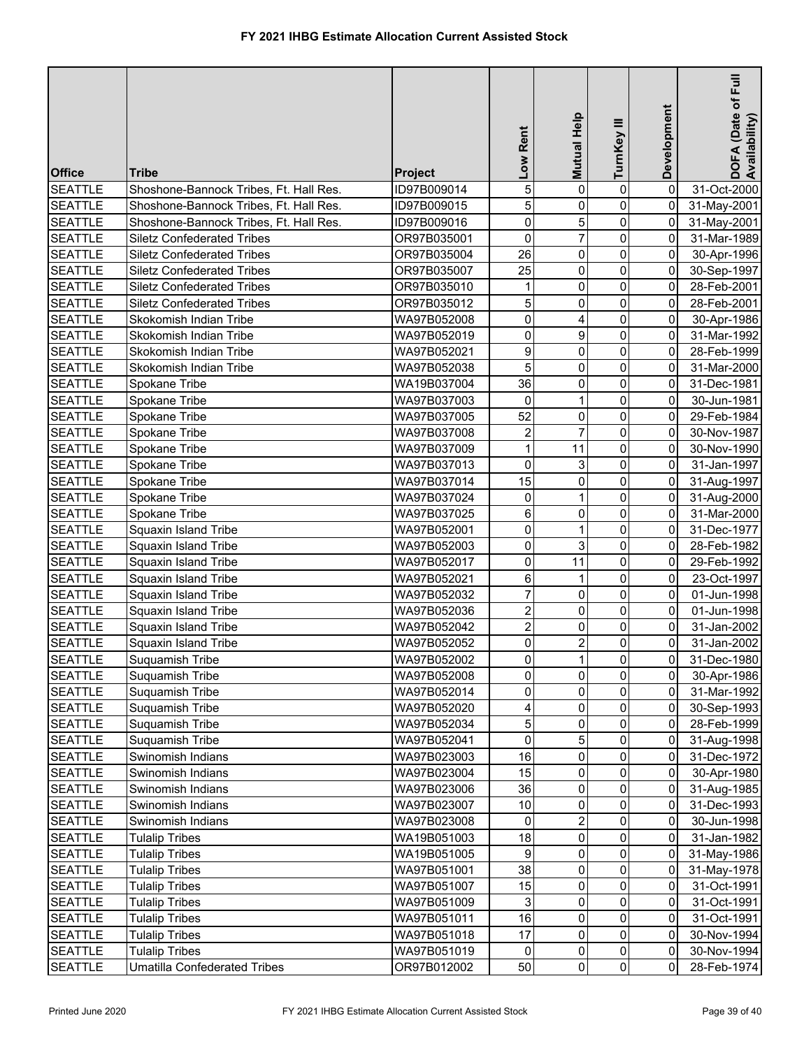# FY 2021 IHBG Estimate Allocation Current Assisted Stock

| Office | Tribe | Project | Low Rent | Mutual Help | TurnKey III | Development | DOFA (Date of Full Availability) |
|---|---|---|---|---|---|---|---|
| SEATTLE | Shoshone-Bannock Tribes, Ft. Hall Res. | ID97B009014 | 5 | 0 | 0 | 0 | 31-Oct-2000 |
| SEATTLE | Shoshone-Bannock Tribes, Ft. Hall Res. | ID97B009015 | 5 | 0 | 0 | 0 | 31-May-2001 |
| SEATTLE | Shoshone-Bannock Tribes, Ft. Hall Res. | ID97B009016 | 0 | 5 | 0 | 0 | 31-May-2001 |
| SEATTLE | Siletz Confederated Tribes | OR97B035001 | 0 | 7 | 0 | 0 | 31-Mar-1989 |
| SEATTLE | Siletz Confederated Tribes | OR97B035004 | 26 | 0 | 0 | 0 | 30-Apr-1996 |
| SEATTLE | Siletz Confederated Tribes | OR97B035007 | 25 | 0 | 0 | 0 | 30-Sep-1997 |
| SEATTLE | Siletz Confederated Tribes | OR97B035010 | 1 | 0 | 0 | 0 | 28-Feb-2001 |
| SEATTLE | Siletz Confederated Tribes | OR97B035012 | 5 | 0 | 0 | 0 | 28-Feb-2001 |
| SEATTLE | Skokomish Indian Tribe | WA97B052008 | 0 | 4 | 0 | 0 | 30-Apr-1986 |
| SEATTLE | Skokomish Indian Tribe | WA97B052019 | 0 | 9 | 0 | 0 | 31-Mar-1992 |
| SEATTLE | Skokomish Indian Tribe | WA97B052021 | 9 | 0 | 0 | 0 | 28-Feb-1999 |
| SEATTLE | Skokomish Indian Tribe | WA97B052038 | 5 | 0 | 0 | 0 | 31-Mar-2000 |
| SEATTLE | Spokane Tribe | WA19B037004 | 36 | 0 | 0 | 0 | 31-Dec-1981 |
| SEATTLE | Spokane Tribe | WA97B037003 | 0 | 1 | 0 | 0 | 30-Jun-1981 |
| SEATTLE | Spokane Tribe | WA97B037005 | 52 | 0 | 0 | 0 | 29-Feb-1984 |
| SEATTLE | Spokane Tribe | WA97B037008 | 2 | 7 | 0 | 0 | 30-Nov-1987 |
| SEATTLE | Spokane Tribe | WA97B037009 | 1 | 11 | 0 | 0 | 30-Nov-1990 |
| SEATTLE | Spokane Tribe | WA97B037013 | 0 | 3 | 0 | 0 | 31-Jan-1997 |
| SEATTLE | Spokane Tribe | WA97B037014 | 15 | 0 | 0 | 0 | 31-Aug-1997 |
| SEATTLE | Spokane Tribe | WA97B037024 | 0 | 1 | 0 | 0 | 31-Aug-2000 |
| SEATTLE | Spokane Tribe | WA97B037025 | 6 | 0 | 0 | 0 | 31-Mar-2000 |
| SEATTLE | Squaxin Island Tribe | WA97B052001 | 0 | 1 | 0 | 0 | 31-Dec-1977 |
| SEATTLE | Squaxin Island Tribe | WA97B052003 | 0 | 3 | 0 | 0 | 28-Feb-1982 |
| SEATTLE | Squaxin Island Tribe | WA97B052017 | 0 | 11 | 0 | 0 | 29-Feb-1992 |
| SEATTLE | Squaxin Island Tribe | WA97B052021 | 6 | 1 | 0 | 0 | 23-Oct-1997 |
| SEATTLE | Squaxin Island Tribe | WA97B052032 | 7 | 0 | 0 | 0 | 01-Jun-1998 |
| SEATTLE | Squaxin Island Tribe | WA97B052036 | 2 | 0 | 0 | 0 | 01-Jun-1998 |
| SEATTLE | Squaxin Island Tribe | WA97B052042 | 2 | 0 | 0 | 0 | 31-Jan-2002 |
| SEATTLE | Squaxin Island Tribe | WA97B052052 | 0 | 2 | 0 | 0 | 31-Jan-2002 |
| SEATTLE | Suquamish Tribe | WA97B052002 | 0 | 1 | 0 | 0 | 31-Dec-1980 |
| SEATTLE | Suquamish Tribe | WA97B052008 | 0 | 0 | 0 | 0 | 30-Apr-1986 |
| SEATTLE | Suquamish Tribe | WA97B052014 | 0 | 0 | 0 | 0 | 31-Mar-1992 |
| SEATTLE | Suquamish Tribe | WA97B052020 | 4 | 0 | 0 | 0 | 30-Sep-1993 |
| SEATTLE | Suquamish Tribe | WA97B052034 | 5 | 0 | 0 | 0 | 28-Feb-1999 |
| SEATTLE | Suquamish Tribe | WA97B052041 | 0 | 5 | 0 | 0 | 31-Aug-1998 |
| SEATTLE | Swinomish Indians | WA97B023003 | 16 | 0 | 0 | 0 | 31-Dec-1972 |
| SEATTLE | Swinomish Indians | WA97B023004 | 15 | 0 | 0 | 0 | 30-Apr-1980 |
| SEATTLE | Swinomish Indians | WA97B023006 | 36 | 0 | 0 | 0 | 31-Aug-1985 |
| SEATTLE | Swinomish Indians | WA97B023007 | 10 | 0 | 0 | 0 | 31-Dec-1993 |
| SEATTLE | Swinomish Indians | WA97B023008 | 0 | 2 | 0 | 0 | 30-Jun-1998 |
| SEATTLE | Tulalip Tribes | WA19B051003 | 18 | 0 | 0 | 0 | 31-Jan-1982 |
| SEATTLE | Tulalip Tribes | WA19B051005 | 9 | 0 | 0 | 0 | 31-May-1986 |
| SEATTLE | Tulalip Tribes | WA97B051001 | 38 | 0 | 0 | 0 | 31-May-1978 |
| SEATTLE | Tulalip Tribes | WA97B051007 | 15 | 0 | 0 | 0 | 31-Oct-1991 |
| SEATTLE | Tulalip Tribes | WA97B051009 | 3 | 0 | 0 | 0 | 31-Oct-1991 |
| SEATTLE | Tulalip Tribes | WA97B051011 | 16 | 0 | 0 | 0 | 31-Oct-1991 |
| SEATTLE | Tulalip Tribes | WA97B051018 | 17 | 0 | 0 | 0 | 30-Nov-1994 |
| SEATTLE | Tulalip Tribes | WA97B051019 | 0 | 0 | 0 | 0 | 30-Nov-1994 |
| SEATTLE | Umatilla Confederated Tribes | OR97B012002 | 50 | 0 | 0 | 0 | 28-Feb-1974 |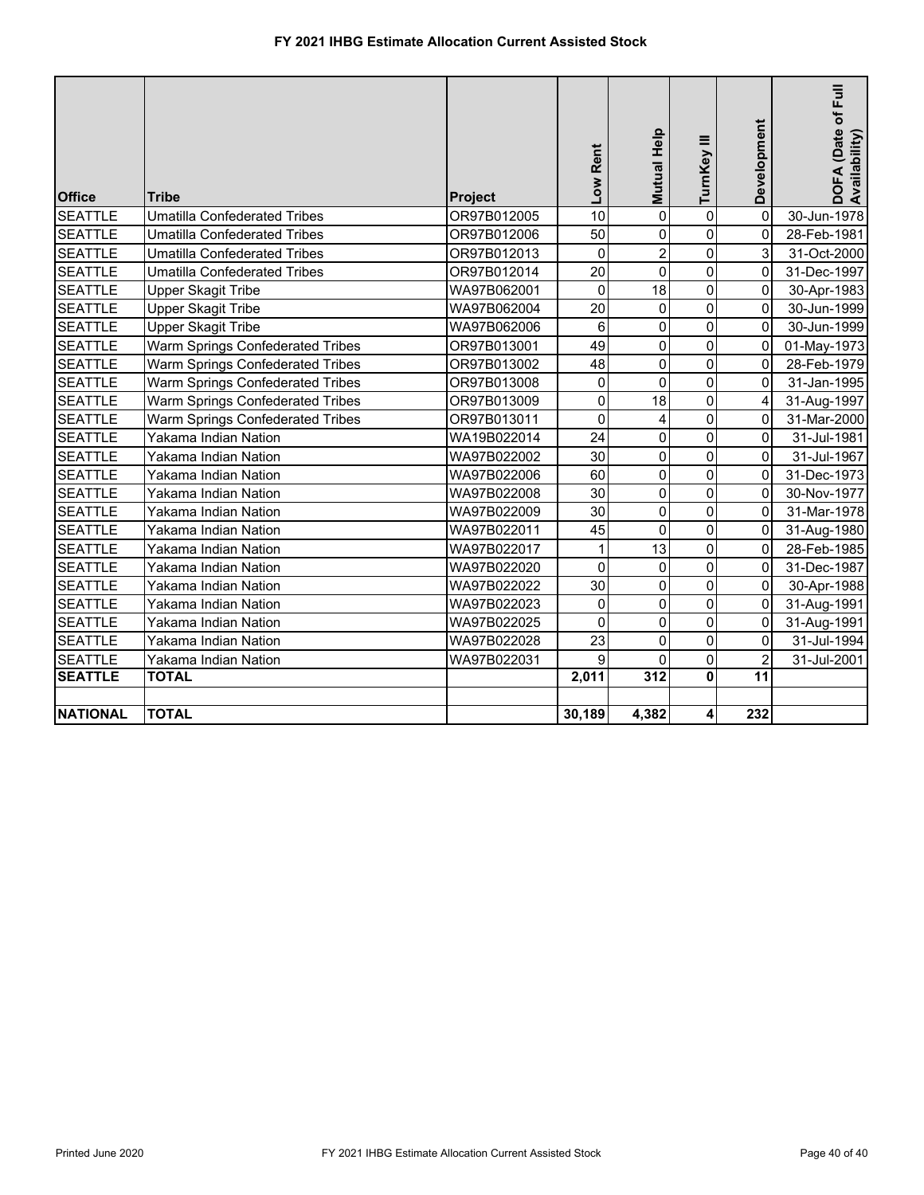# FY 2021 IHBG Estimate Allocation Current Assisted Stock

| Office | Tribe | Project | Low Rent | Mutual Help | TurnKey III | Development | DOFA (Date of Full Availability) |
|---|---|---|---|---|---|---|---|
| SEATTLE | Umatilla Confederated Tribes | OR97B012005 | 10 | 0 | 0 | 0 | 30-Jun-1978 |
| SEATTLE | Umatilla Confederated Tribes | OR97B012006 | 50 | 0 | 0 | 0 | 28-Feb-1981 |
| SEATTLE | Umatilla Confederated Tribes | OR97B012013 | 0 | 2 | 0 | 3 | 31-Oct-2000 |
| SEATTLE | Umatilla Confederated Tribes | OR97B012014 | 20 | 0 | 0 | 0 | 31-Dec-1997 |
| SEATTLE | Upper Skagit Tribe | WA97B062001 | 0 | 18 | 0 | 0 | 30-Apr-1983 |
| SEATTLE | Upper Skagit Tribe | WA97B062004 | 20 | 0 | 0 | 0 | 30-Jun-1999 |
| SEATTLE | Upper Skagit Tribe | WA97B062006 | 6 | 0 | 0 | 0 | 30-Jun-1999 |
| SEATTLE | Warm Springs Confederated Tribes | OR97B013001 | 49 | 0 | 0 | 0 | 01-May-1973 |
| SEATTLE | Warm Springs Confederated Tribes | OR97B013002 | 48 | 0 | 0 | 0 | 28-Feb-1979 |
| SEATTLE | Warm Springs Confederated Tribes | OR97B013008 | 0 | 0 | 0 | 0 | 31-Jan-1995 |
| SEATTLE | Warm Springs Confederated Tribes | OR97B013009 | 0 | 18 | 0 | 4 | 31-Aug-1997 |
| SEATTLE | Warm Springs Confederated Tribes | OR97B013011 | 0 | 4 | 0 | 0 | 31-Mar-2000 |
| SEATTLE | Yakama Indian Nation | WA19B022014 | 24 | 0 | 0 | 0 | 31-Jul-1981 |
| SEATTLE | Yakama Indian Nation | WA97B022002 | 30 | 0 | 0 | 0 | 31-Jul-1967 |
| SEATTLE | Yakama Indian Nation | WA97B022006 | 60 | 0 | 0 | 0 | 31-Dec-1973 |
| SEATTLE | Yakama Indian Nation | WA97B022008 | 30 | 0 | 0 | 0 | 30-Nov-1977 |
| SEATTLE | Yakama Indian Nation | WA97B022009 | 30 | 0 | 0 | 0 | 31-Mar-1978 |
| SEATTLE | Yakama Indian Nation | WA97B022011 | 45 | 0 | 0 | 0 | 31-Aug-1980 |
| SEATTLE | Yakama Indian Nation | WA97B022017 | 1 | 13 | 0 | 0 | 28-Feb-1985 |
| SEATTLE | Yakama Indian Nation | WA97B022020 | 0 | 0 | 0 | 0 | 31-Dec-1987 |
| SEATTLE | Yakama Indian Nation | WA97B022022 | 30 | 0 | 0 | 0 | 30-Apr-1988 |
| SEATTLE | Yakama Indian Nation | WA97B022023 | 0 | 0 | 0 | 0 | 31-Aug-1991 |
| SEATTLE | Yakama Indian Nation | WA97B022025 | 0 | 0 | 0 | 0 | 31-Aug-1991 |
| SEATTLE | Yakama Indian Nation | WA97B022028 | 23 | 0 | 0 | 0 | 31-Jul-1994 |
| SEATTLE | Yakama Indian Nation | WA97B022031 | 9 | 0 | 0 | 2 | 31-Jul-2001 |
| **SEATTLE** | **TOTAL** | | **2,011** | **312** | **0** | **11** | |
| | | | | | | | |
| **NATIONAL** | **TOTAL** | | **30,189** | **4,382** | **4** | **232** | |